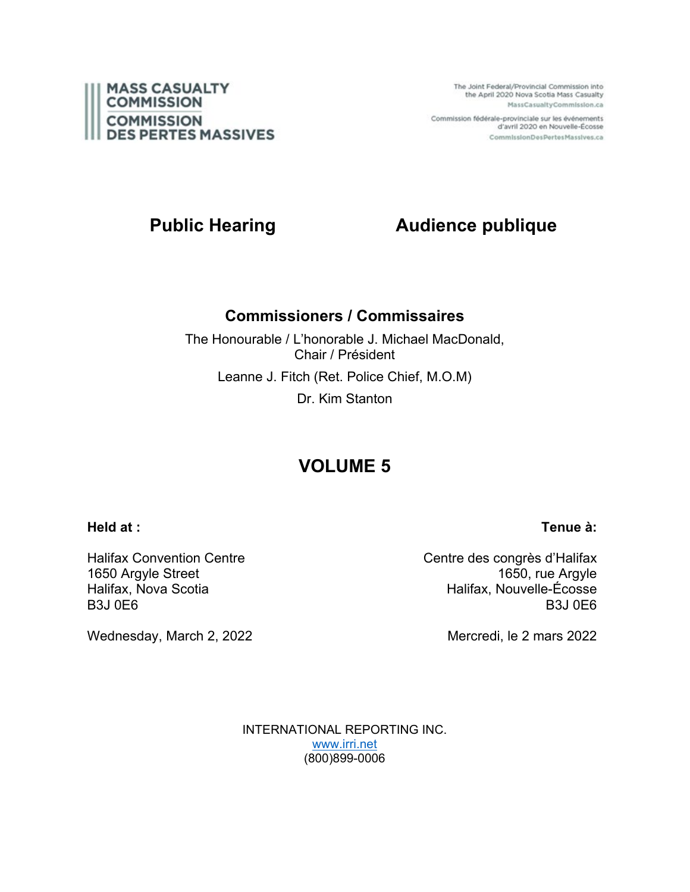**MASS CASUALTY COMMISSION**
**COMMISSION DES PERTES MASSIVES**

The Joint Federal/Provincial Commission into the April 2020 Nova Scotia Mass Casualty
MassCasualtyCommission.ca

Commission fédérale-provinciale sur les événements d'avril 2020 en Nouvelle-Écosse
CommissionDesPertesMassives.ca

# Public Hearing — Audience publique

## Commissioners / Commissaires

The Honourable / L'honorable J. Michael MacDonald,
Chair / Président

Leanne J. Fitch (Ret. Police Chief, M.O.M)

Dr. Kim Stanton

# VOLUME 5

**Held at :**

Halifax Convention Centre
1650 Argyle Street
Halifax, Nova Scotia
B3J 0E6

Wednesday, March 2, 2022

**Tenue à:**

Centre des congrès d'Halifax
1650, rue Argyle
Halifax, Nouvelle-Écosse
B3J 0E6

Mercredi, le 2 mars 2022

INTERNATIONAL REPORTING INC.
www.irri.net
(800)899-0006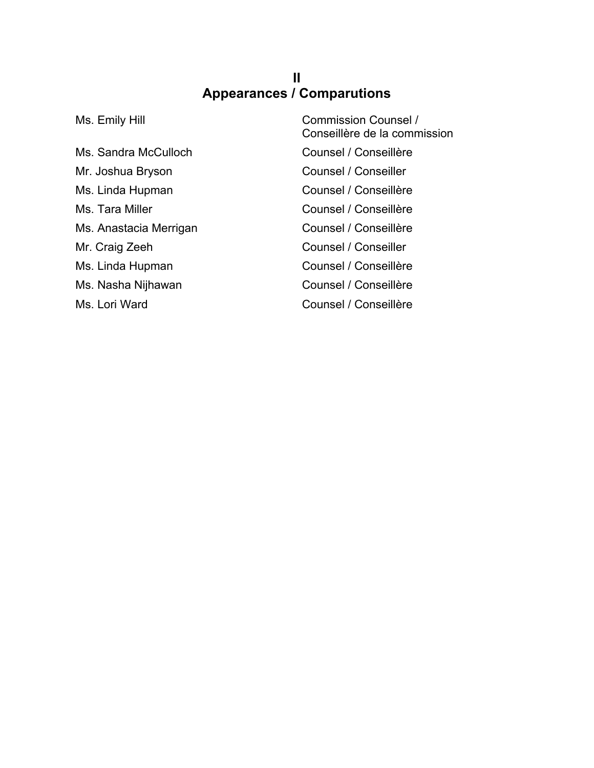# II
# Appearances / Comparutions

| | |
|---|---|
| Ms. Emily Hill | Commission Counsel / Conseillère de la commission |
| Ms. Sandra McCulloch | Counsel / Conseillère |
| Mr. Joshua Bryson | Counsel / Conseiller |
| Ms. Linda Hupman | Counsel / Conseillère |
| Ms. Tara Miller | Counsel / Conseillère |
| Ms. Anastacia Merrigan | Counsel / Conseillère |
| Mr. Craig Zeeh | Counsel / Conseiller |
| Ms. Linda Hupman | Counsel / Conseillère |
| Ms. Nasha Nijhawan | Counsel / Conseillère |
| Ms. Lori Ward | Counsel / Conseillère |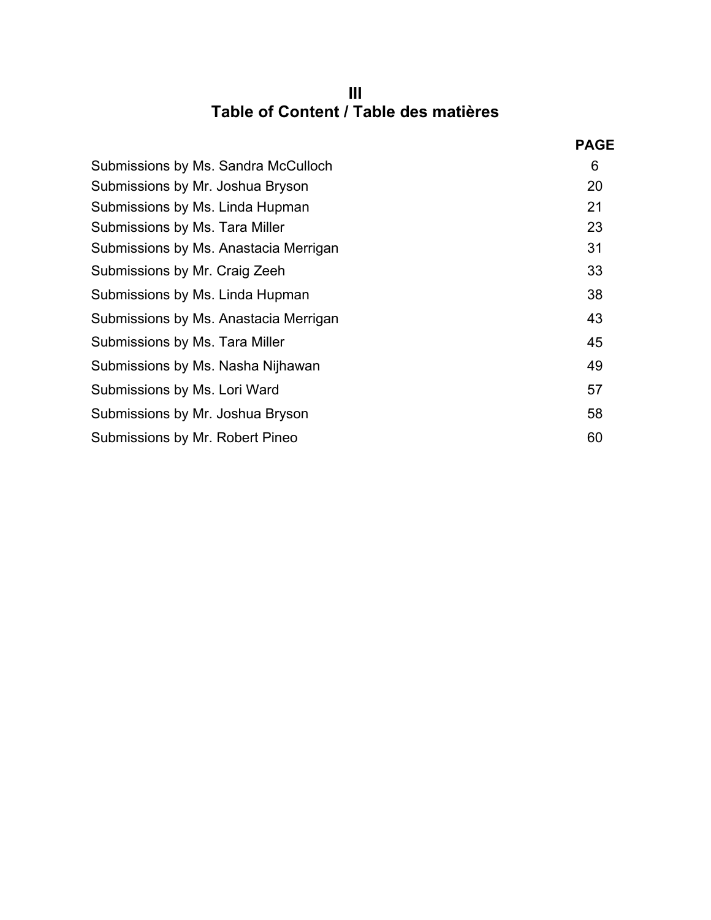# III
# Table of Content / Table des matières

| | PAGE |
|---|---|
| Submissions by Ms. Sandra McCulloch | 6 |
| Submissions by Mr. Joshua Bryson | 20 |
| Submissions by Ms. Linda Hupman | 21 |
| Submissions by Ms. Tara Miller | 23 |
| Submissions by Ms. Anastacia Merrigan | 31 |
| Submissions by Mr. Craig Zeeh | 33 |
| Submissions by Ms. Linda Hupman | 38 |
| Submissions by Ms. Anastacia Merrigan | 43 |
| Submissions by Ms. Tara Miller | 45 |
| Submissions by Ms. Nasha Nijhawan | 49 |
| Submissions by Ms. Lori Ward | 57 |
| Submissions by Mr. Joshua Bryson | 58 |
| Submissions by Mr. Robert Pineo | 60 |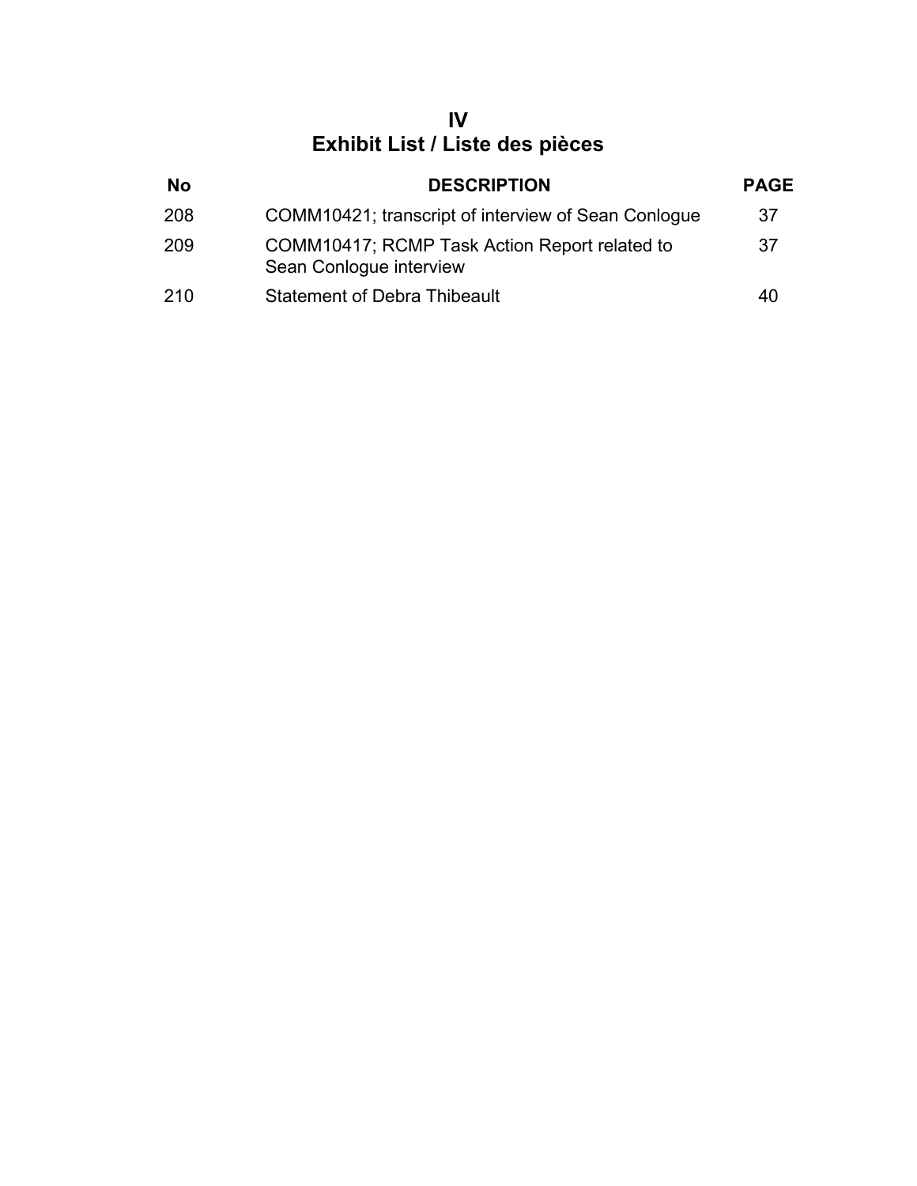# IV
# Exhibit List / Liste des pièces

| No | DESCRIPTION | PAGE |
|---|---|---|
| 208 | COMM10421; transcript of interview of Sean Conlogue | 37 |
| 209 | COMM10417; RCMP Task Action Report related to Sean Conlogue interview | 37 |
| 210 | Statement of Debra Thibeault | 40 |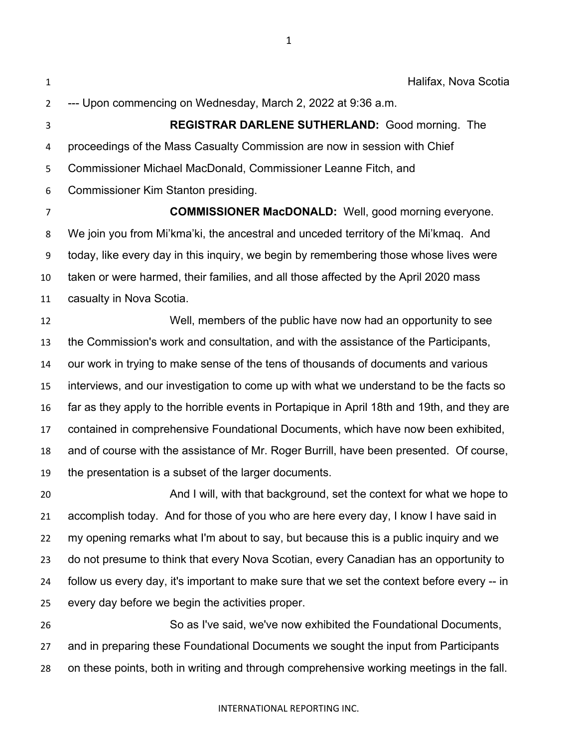Halifax, Nova Scotia

--- Upon commencing on Wednesday, March 2, 2022 at 9:36 a.m.

**REGISTRAR DARLENE SUTHERLAND:** Good morning. The proceedings of the Mass Casualty Commission are now in session with Chief Commissioner Michael MacDonald, Commissioner Leanne Fitch, and Commissioner Kim Stanton presiding.

**COMMISSIONER MacDONALD:** Well, good morning everyone. We join you from Mi'kma'ki, the ancestral and unceded territory of the Mi'kmaq. And today, like every day in this inquiry, we begin by remembering those whose lives were taken or were harmed, their families, and all those affected by the April 2020 mass casualty in Nova Scotia.

Well, members of the public have now had an opportunity to see the Commission's work and consultation, and with the assistance of the Participants, our work in trying to make sense of the tens of thousands of documents and various interviews, and our investigation to come up with what we understand to be the facts so far as they apply to the horrible events in Portapique in April 18th and 19th, and they are contained in comprehensive Foundational Documents, which have now been exhibited, and of course with the assistance of Mr. Roger Burrill, have been presented. Of course, the presentation is a subset of the larger documents.

And I will, with that background, set the context for what we hope to accomplish today. And for those of you who are here every day, I know I have said in my opening remarks what I'm about to say, but because this is a public inquiry and we do not presume to think that every Nova Scotian, every Canadian has an opportunity to follow us every day, it's important to make sure that we set the context before every -- in every day before we begin the activities proper.

So as I've said, we've now exhibited the Foundational Documents, and in preparing these Foundational Documents we sought the input from Participants on these points, both in writing and through comprehensive working meetings in the fall.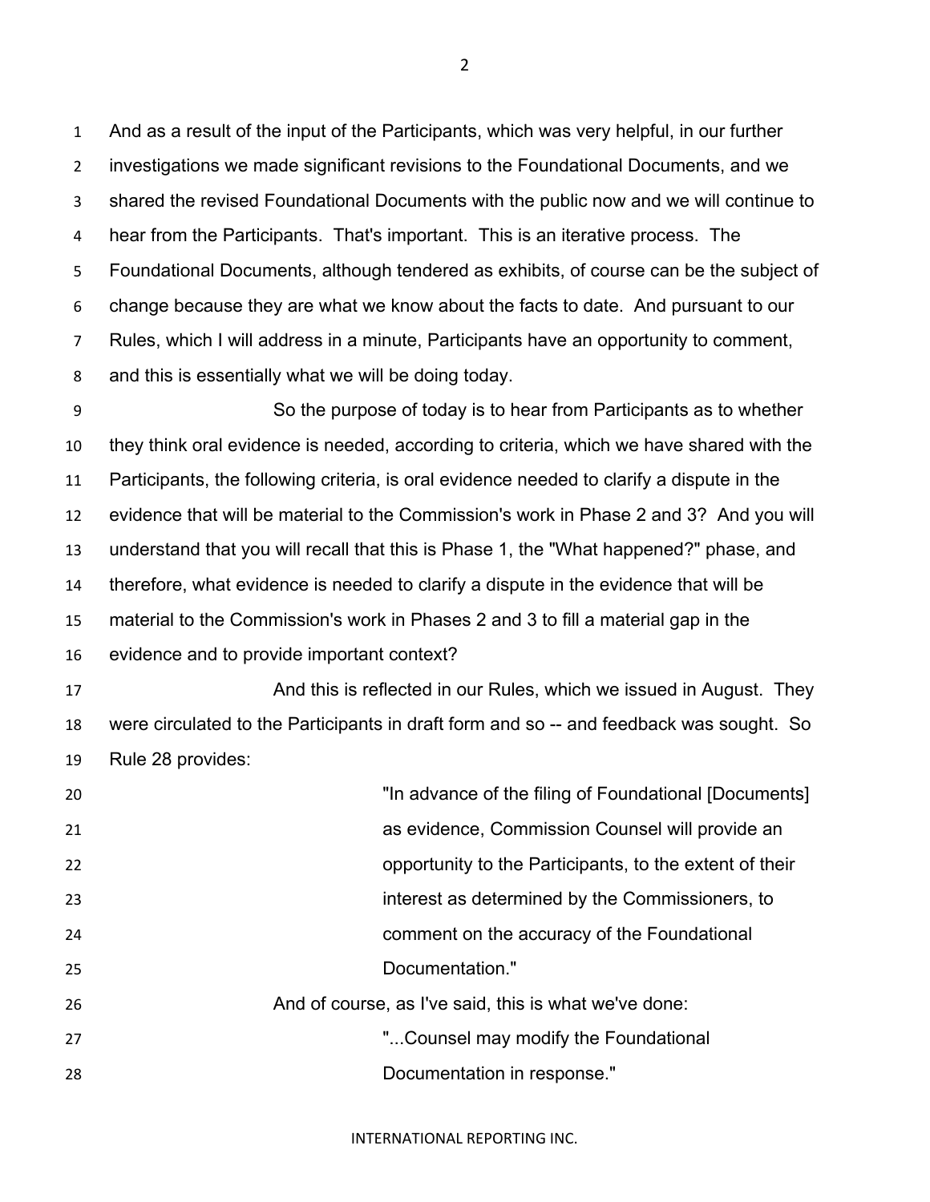And as a result of the input of the Participants, which was very helpful, in our further investigations we made significant revisions to the Foundational Documents, and we shared the revised Foundational Documents with the public now and we will continue to hear from the Participants. That's important. This is an iterative process. The Foundational Documents, although tendered as exhibits, of course can be the subject of change because they are what we know about the facts to date. And pursuant to our Rules, which I will address in a minute, Participants have an opportunity to comment, and this is essentially what we will be doing today.

So the purpose of today is to hear from Participants as to whether they think oral evidence is needed, according to criteria, which we have shared with the Participants, the following criteria, is oral evidence needed to clarify a dispute in the evidence that will be material to the Commission's work in Phase 2 and 3? And you will understand that you will recall that this is Phase 1, the "What happened?" phase, and therefore, what evidence is needed to clarify a dispute in the evidence that will be material to the Commission's work in Phases 2 and 3 to fill a material gap in the evidence and to provide important context?

And this is reflected in our Rules, which we issued in August. They were circulated to the Participants in draft form and so -- and feedback was sought. So Rule 28 provides:

> "In advance of the filing of Foundational [Documents] as evidence, Commission Counsel will provide an opportunity to the Participants, to the extent of their interest as determined by the Commissioners, to comment on the accuracy of the Foundational Documentation."

And of course, as I've said, this is what we've done:

> "...Counsel may modify the Foundational Documentation in response."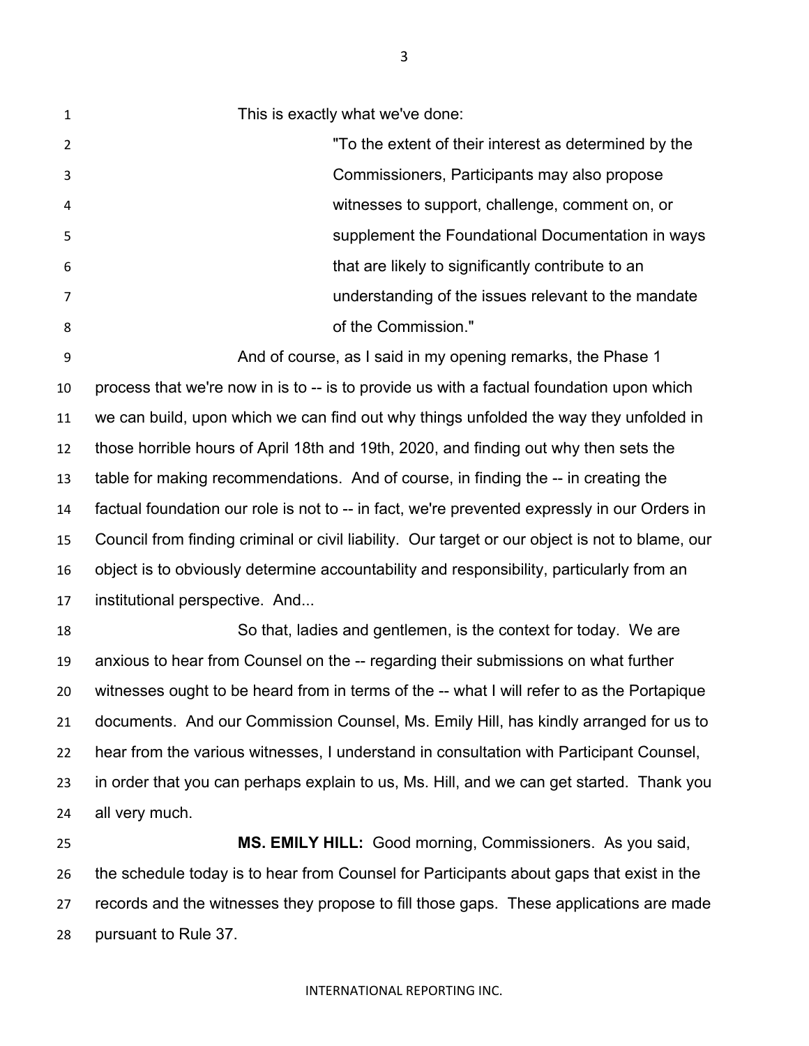This is exactly what we've done:

> "To the extent of their interest as determined by the Commissioners, Participants may also propose witnesses to support, challenge, comment on, or supplement the Foundational Documentation in ways that are likely to significantly contribute to an understanding of the issues relevant to the mandate of the Commission."

And of course, as I said in my opening remarks, the Phase 1 process that we're now in is to -- is to provide us with a factual foundation upon which we can build, upon which we can find out why things unfolded the way they unfolded in those horrible hours of April 18th and 19th, 2020, and finding out why then sets the table for making recommendations. And of course, in finding the -- in creating the factual foundation our role is not to -- in fact, we're prevented expressly in our Orders in Council from finding criminal or civil liability. Our target or our object is not to blame, our object is to obviously determine accountability and responsibility, particularly from an institutional perspective. And...

So that, ladies and gentlemen, is the context for today. We are anxious to hear from Counsel on the -- regarding their submissions on what further witnesses ought to be heard from in terms of the -- what I will refer to as the Portapique documents. And our Commission Counsel, Ms. Emily Hill, has kindly arranged for us to hear from the various witnesses, I understand in consultation with Participant Counsel, in order that you can perhaps explain to us, Ms. Hill, and we can get started. Thank you all very much.

**MS. EMILY HILL:** Good morning, Commissioners. As you said, the schedule today is to hear from Counsel for Participants about gaps that exist in the records and the witnesses they propose to fill those gaps. These applications are made pursuant to Rule 37.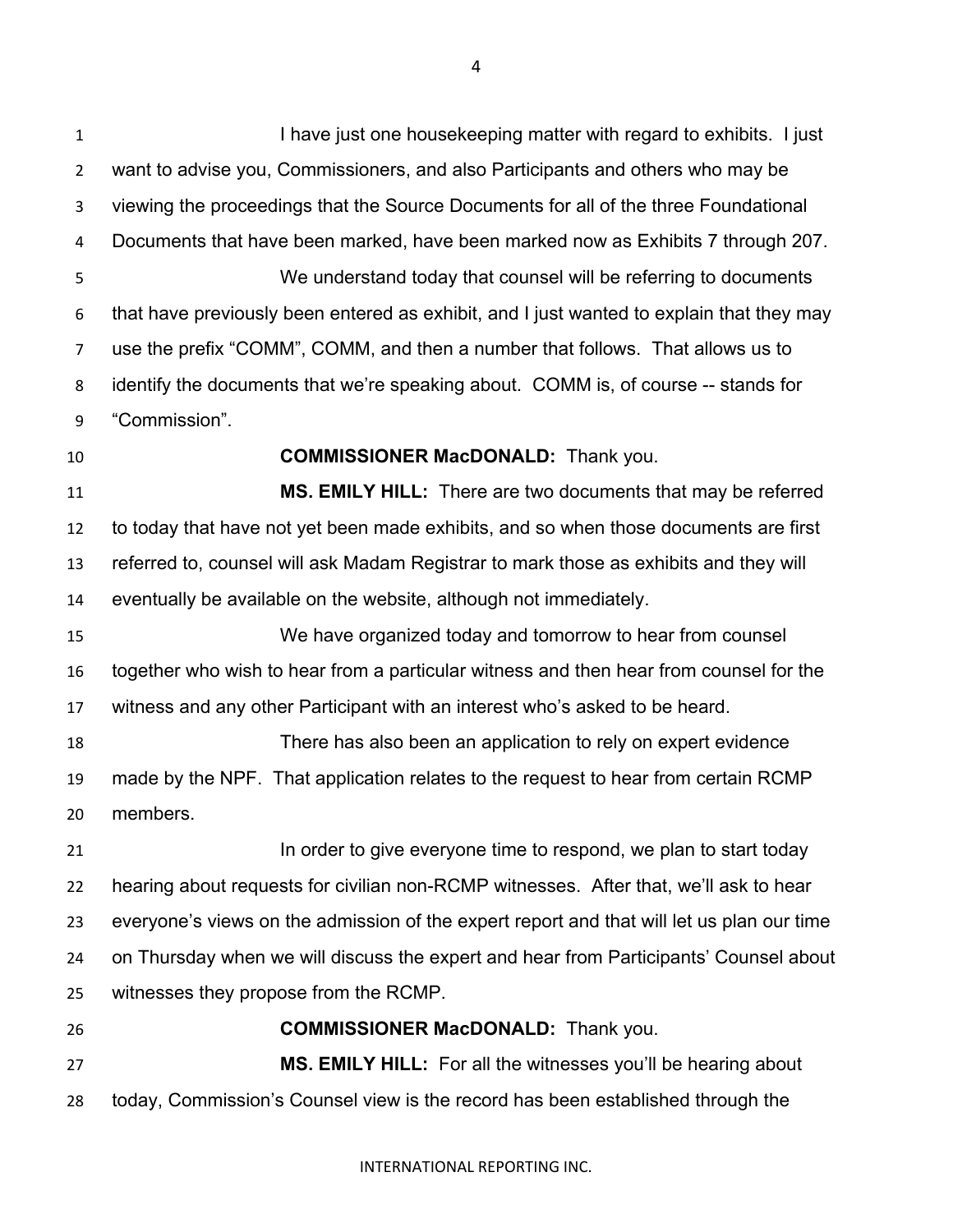I have just one housekeeping matter with regard to exhibits. I just want to advise you, Commissioners, and also Participants and others who may be viewing the proceedings that the Source Documents for all of the three Foundational Documents that have been marked, have been marked now as Exhibits 7 through 207.

We understand today that counsel will be referring to documents that have previously been entered as exhibit, and I just wanted to explain that they may use the prefix "COMM", COMM, and then a number that follows. That allows us to identify the documents that we're speaking about. COMM is, of course -- stands for "Commission".

**COMMISSIONER MacDONALD:** Thank you.

**MS. EMILY HILL:** There are two documents that may be referred to today that have not yet been made exhibits, and so when those documents are first referred to, counsel will ask Madam Registrar to mark those as exhibits and they will eventually be available on the website, although not immediately.

We have organized today and tomorrow to hear from counsel together who wish to hear from a particular witness and then hear from counsel for the witness and any other Participant with an interest who's asked to be heard.

There has also been an application to rely on expert evidence made by the NPF. That application relates to the request to hear from certain RCMP members.

In order to give everyone time to respond, we plan to start today hearing about requests for civilian non-RCMP witnesses. After that, we'll ask to hear everyone's views on the admission of the expert report and that will let us plan our time on Thursday when we will discuss the expert and hear from Participants' Counsel about witnesses they propose from the RCMP.

**COMMISSIONER MacDONALD:** Thank you.

**MS. EMILY HILL:** For all the witnesses you'll be hearing about today, Commission's Counsel view is the record has been established through the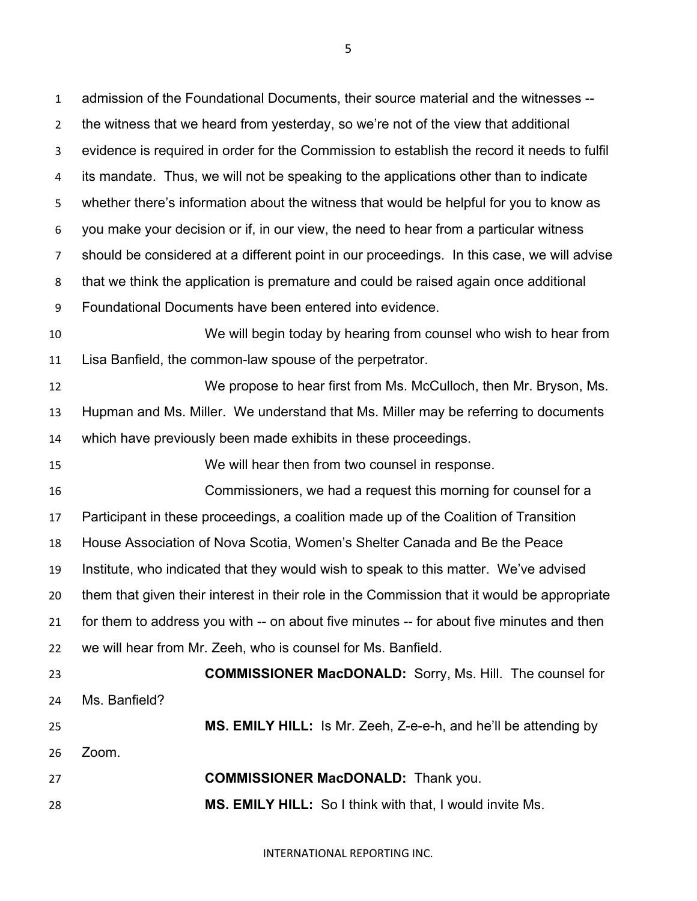admission of the Foundational Documents, their source material and the witnesses -- the witness that we heard from yesterday, so we're not of the view that additional evidence is required in order for the Commission to establish the record it needs to fulfil its mandate. Thus, we will not be speaking to the applications other than to indicate whether there's information about the witness that would be helpful for you to know as you make your decision or if, in our view, the need to hear from a particular witness should be considered at a different point in our proceedings. In this case, we will advise that we think the application is premature and could be raised again once additional Foundational Documents have been entered into evidence.

We will begin today by hearing from counsel who wish to hear from Lisa Banfield, the common-law spouse of the perpetrator.

We propose to hear first from Ms. McCulloch, then Mr. Bryson, Ms. Hupman and Ms. Miller. We understand that Ms. Miller may be referring to documents which have previously been made exhibits in these proceedings.

We will hear then from two counsel in response.

Commissioners, we had a request this morning for counsel for a Participant in these proceedings, a coalition made up of the Coalition of Transition House Association of Nova Scotia, Women's Shelter Canada and Be the Peace Institute, who indicated that they would wish to speak to this matter. We've advised them that given their interest in their role in the Commission that it would be appropriate for them to address you with -- on about five minutes -- for about five minutes and then we will hear from Mr. Zeeh, who is counsel for Ms. Banfield.

**COMMISSIONER MacDONALD:** Sorry, Ms. Hill. The counsel for Ms. Banfield?

**MS. EMILY HILL:** Is Mr. Zeeh, Z-e-e-h, and he'll be attending by Zoom.

**COMMISSIONER MacDONALD:** Thank you.

**MS. EMILY HILL:** So I think with that, I would invite Ms.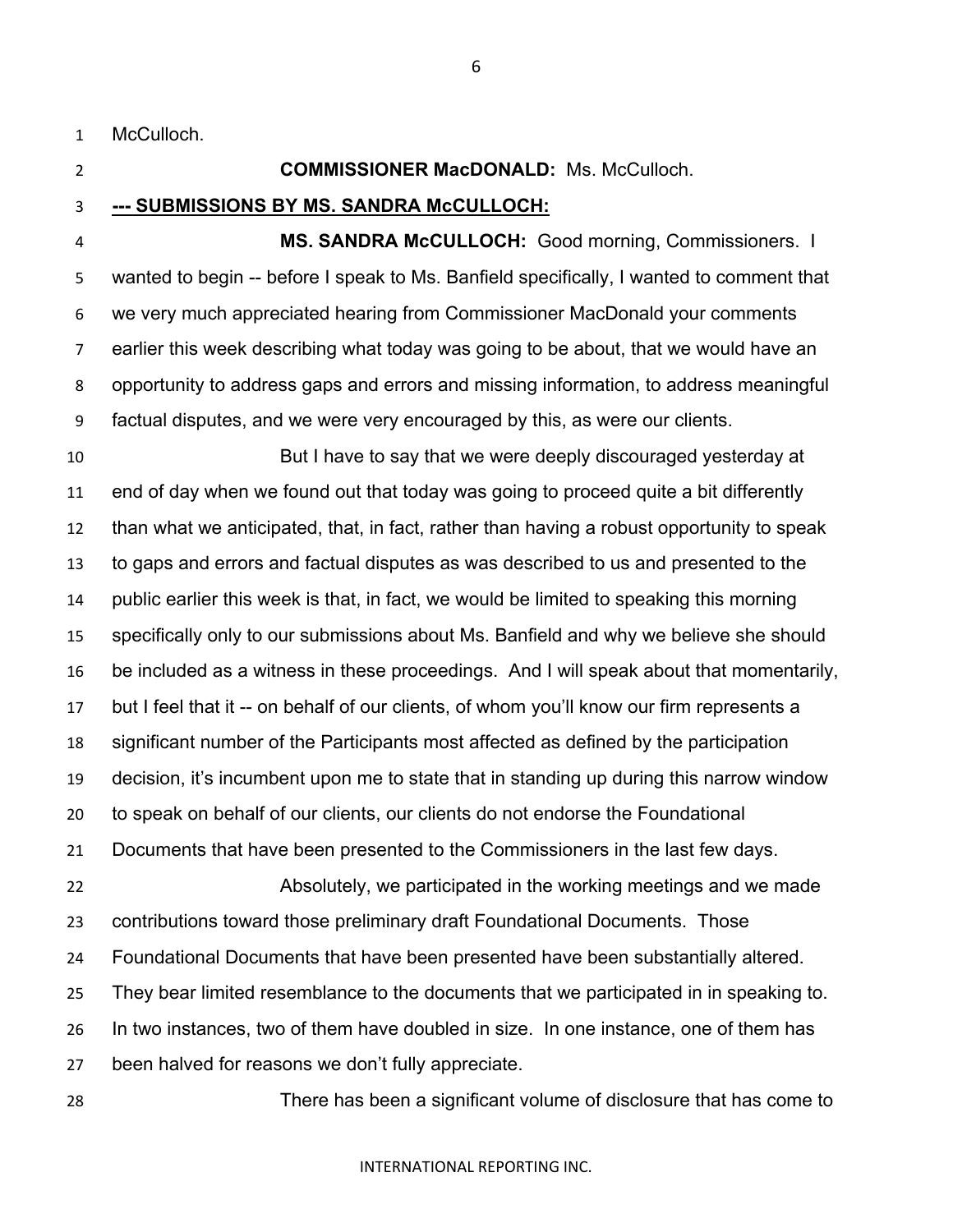McCulloch.

**COMMISSIONER MacDONALD:** Ms. McCulloch.

**--- SUBMISSIONS BY MS. SANDRA McCULLOCH:**

**MS. SANDRA McCULLOCH:** Good morning, Commissioners. I wanted to begin -- before I speak to Ms. Banfield specifically, I wanted to comment that we very much appreciated hearing from Commissioner MacDonald your comments earlier this week describing what today was going to be about, that we would have an opportunity to address gaps and errors and missing information, to address meaningful factual disputes, and we were very encouraged by this, as were our clients.

But I have to say that we were deeply discouraged yesterday at end of day when we found out that today was going to proceed quite a bit differently than what we anticipated, that, in fact, rather than having a robust opportunity to speak to gaps and errors and factual disputes as was described to us and presented to the public earlier this week is that, in fact, we would be limited to speaking this morning specifically only to our submissions about Ms. Banfield and why we believe she should be included as a witness in these proceedings. And I will speak about that momentarily, but I feel that it -- on behalf of our clients, of whom you'll know our firm represents a significant number of the Participants most affected as defined by the participation decision, it's incumbent upon me to state that in standing up during this narrow window to speak on behalf of our clients, our clients do not endorse the Foundational Documents that have been presented to the Commissioners in the last few days.

Absolutely, we participated in the working meetings and we made contributions toward those preliminary draft Foundational Documents. Those Foundational Documents that have been presented have been substantially altered. They bear limited resemblance to the documents that we participated in in speaking to. In two instances, two of them have doubled in size. In one instance, one of them has been halved for reasons we don't fully appreciate.

There has been a significant volume of disclosure that has come to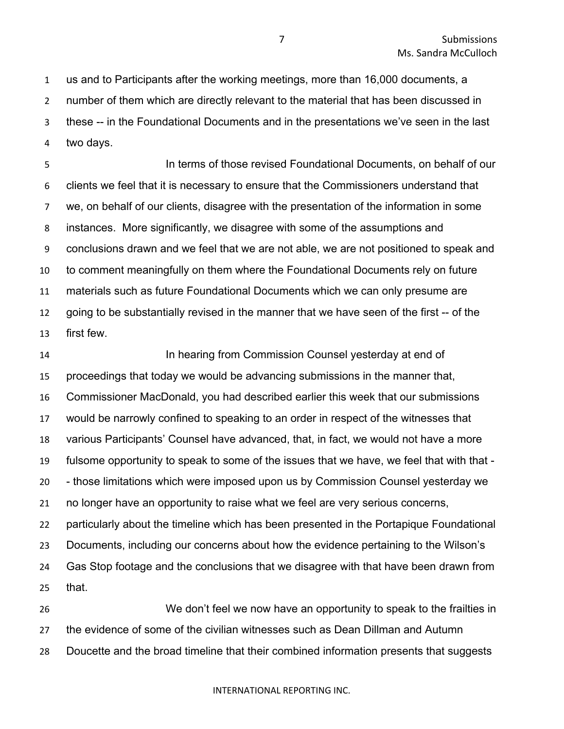us and to Participants after the working meetings, more than 16,000 documents, a number of them which are directly relevant to the material that has been discussed in these -- in the Foundational Documents and in the presentations we've seen in the last two days.

In terms of those revised Foundational Documents, on behalf of our clients we feel that it is necessary to ensure that the Commissioners understand that we, on behalf of our clients, disagree with the presentation of the information in some instances. More significantly, we disagree with some of the assumptions and conclusions drawn and we feel that we are not able, we are not positioned to speak and to comment meaningfully on them where the Foundational Documents rely on future materials such as future Foundational Documents which we can only presume are going to be substantially revised in the manner that we have seen of the first -- of the first few.

In hearing from Commission Counsel yesterday at end of proceedings that today we would be advancing submissions in the manner that, Commissioner MacDonald, you had described earlier this week that our submissions would be narrowly confined to speaking to an order in respect of the witnesses that various Participants' Counsel have advanced, that, in fact, we would not have a more fulsome opportunity to speak to some of the issues that we have, we feel that with that -- those limitations which were imposed upon us by Commission Counsel yesterday we no longer have an opportunity to raise what we feel are very serious concerns, particularly about the timeline which has been presented in the Portapique Foundational Documents, including our concerns about how the evidence pertaining to the Wilson's Gas Stop footage and the conclusions that we disagree with that have been drawn from that.

We don't feel we now have an opportunity to speak to the frailties in the evidence of some of the civilian witnesses such as Dean Dillman and Autumn Doucette and the broad timeline that their combined information presents that suggests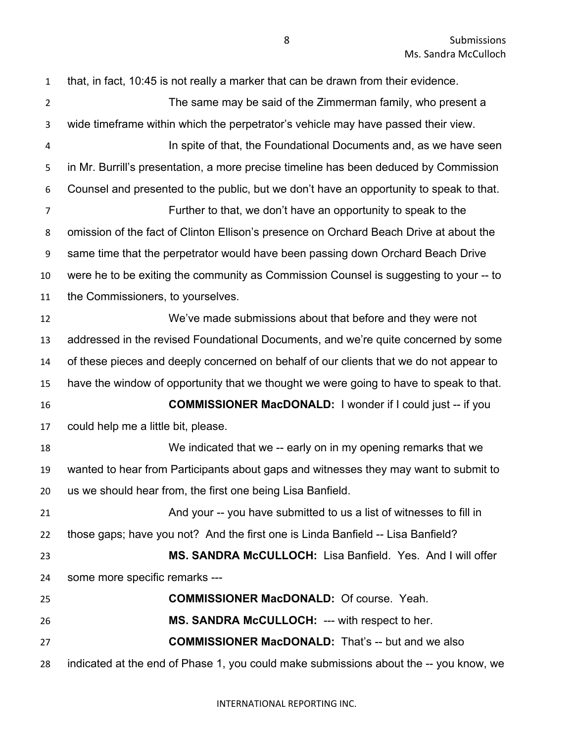that, in fact, 10:45 is not really a marker that can be drawn from their evidence.

The same may be said of the Zimmerman family, who present a wide timeframe within which the perpetrator's vehicle may have passed their view.

In spite of that, the Foundational Documents and, as we have seen in Mr. Burrill's presentation, a more precise timeline has been deduced by Commission Counsel and presented to the public, but we don't have an opportunity to speak to that.

Further to that, we don't have an opportunity to speak to the omission of the fact of Clinton Ellison's presence on Orchard Beach Drive at about the same time that the perpetrator would have been passing down Orchard Beach Drive were he to be exiting the community as Commission Counsel is suggesting to your -- to the Commissioners, to yourselves.

We've made submissions about that before and they were not addressed in the revised Foundational Documents, and we're quite concerned by some of these pieces and deeply concerned on behalf of our clients that we do not appear to have the window of opportunity that we thought we were going to have to speak to that.

**COMMISSIONER MacDONALD:** I wonder if I could just -- if you could help me a little bit, please.

We indicated that we -- early on in my opening remarks that we wanted to hear from Participants about gaps and witnesses they may want to submit to us we should hear from, the first one being Lisa Banfield.

And your -- you have submitted to us a list of witnesses to fill in those gaps; have you not? And the first one is Linda Banfield -- Lisa Banfield?

**MS. SANDRA McCULLOCH:** Lisa Banfield. Yes. And I will offer some more specific remarks ---

**COMMISSIONER MacDONALD:** Of course. Yeah.

**MS. SANDRA McCULLOCH:** --- with respect to her.

**COMMISSIONER MacDONALD:** That's -- but and we also indicated at the end of Phase 1, you could make submissions about the -- you know, we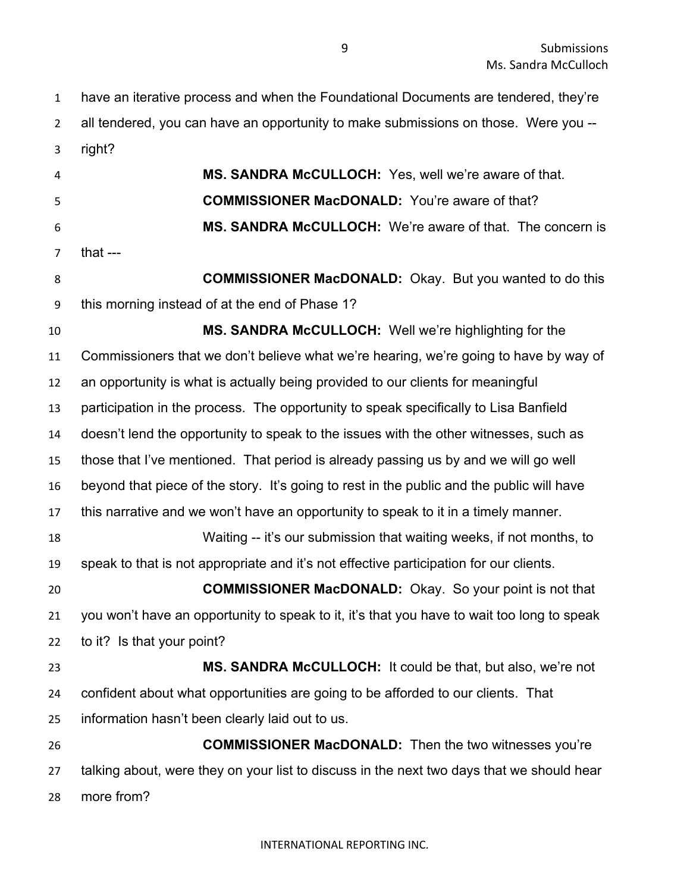have an iterative process and when the Foundational Documents are tendered, they're all tendered, you can have an opportunity to make submissions on those. Were you -- right?

**MS. SANDRA McCULLOCH:** Yes, well we're aware of that.

**COMMISSIONER MacDONALD:** You're aware of that?

**MS. SANDRA McCULLOCH:** We're aware of that. The concern is that ---

**COMMISSIONER MacDONALD:** Okay. But you wanted to do this this morning instead of at the end of Phase 1?

**MS. SANDRA McCULLOCH:** Well we're highlighting for the Commissioners that we don't believe what we're hearing, we're going to have by way of an opportunity is what is actually being provided to our clients for meaningful participation in the process. The opportunity to speak specifically to Lisa Banfield doesn't lend the opportunity to speak to the issues with the other witnesses, such as those that I've mentioned. That period is already passing us by and we will go well beyond that piece of the story. It's going to rest in the public and the public will have this narrative and we won't have an opportunity to speak to it in a timely manner.

Waiting -- it's our submission that waiting weeks, if not months, to speak to that is not appropriate and it's not effective participation for our clients.

**COMMISSIONER MacDONALD:** Okay. So your point is not that you won't have an opportunity to speak to it, it's that you have to wait too long to speak to it? Is that your point?

**MS. SANDRA McCULLOCH:** It could be that, but also, we're not confident about what opportunities are going to be afforded to our clients. That information hasn't been clearly laid out to us.

**COMMISSIONER MacDONALD:** Then the two witnesses you're talking about, were they on your list to discuss in the next two days that we should hear more from?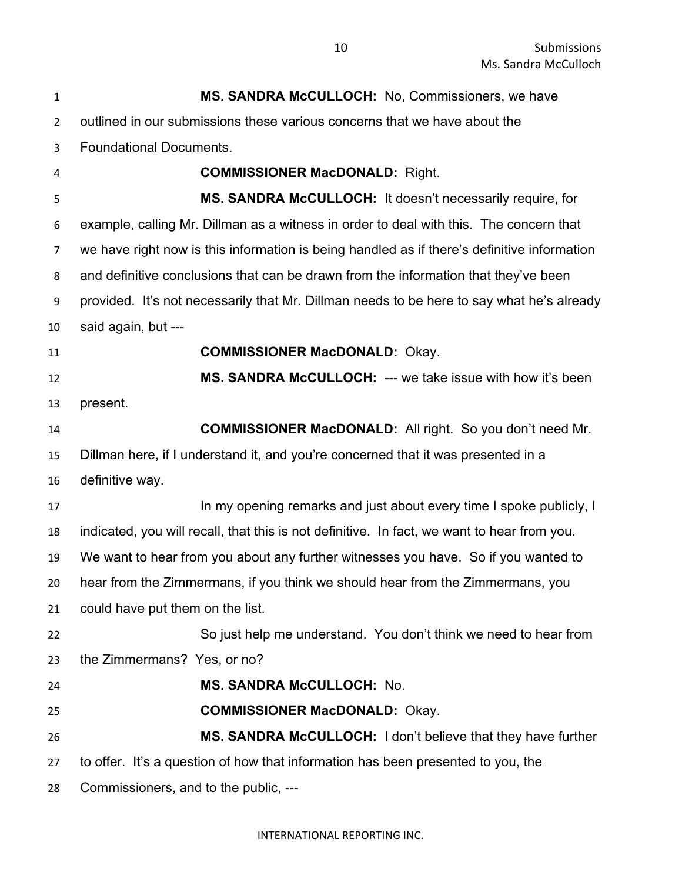**MS. SANDRA McCULLOCH:** No, Commissioners, we have outlined in our submissions these various concerns that we have about the Foundational Documents.

**COMMISSIONER MacDONALD:** Right.

**MS. SANDRA McCULLOCH:** It doesn't necessarily require, for example, calling Mr. Dillman as a witness in order to deal with this. The concern that we have right now is this information is being handled as if there's definitive information and definitive conclusions that can be drawn from the information that they've been provided. It's not necessarily that Mr. Dillman needs to be here to say what he's already said again, but ---

**COMMISSIONER MacDONALD:** Okay.

**MS. SANDRA McCULLOCH:** --- we take issue with how it's been present.

**COMMISSIONER MacDONALD:** All right. So you don't need Mr. Dillman here, if I understand it, and you're concerned that it was presented in a definitive way.

In my opening remarks and just about every time I spoke publicly, I indicated, you will recall, that this is not definitive. In fact, we want to hear from you. We want to hear from you about any further witnesses you have. So if you wanted to hear from the Zimmermans, if you think we should hear from the Zimmermans, you could have put them on the list.

So just help me understand. You don't think we need to hear from the Zimmermans? Yes, or no?

**MS. SANDRA McCULLOCH:** No.

**COMMISSIONER MacDONALD:** Okay.

**MS. SANDRA McCULLOCH:** I don't believe that they have further to offer. It's a question of how that information has been presented to you, the Commissioners, and to the public, ---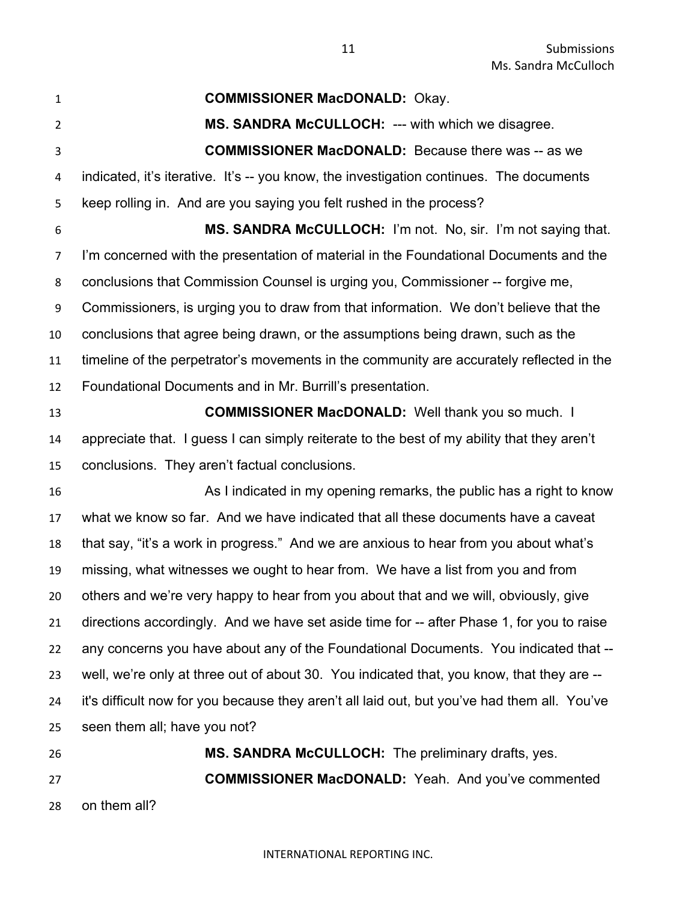**COMMISSIONER MacDONALD:** Okay.

**MS. SANDRA McCULLOCH:** --- with which we disagree.

**COMMISSIONER MacDONALD:** Because there was -- as we indicated, it's iterative. It's -- you know, the investigation continues. The documents keep rolling in. And are you saying you felt rushed in the process?

**MS. SANDRA McCULLOCH:** I'm not. No, sir. I'm not saying that. I'm concerned with the presentation of material in the Foundational Documents and the conclusions that Commission Counsel is urging you, Commissioner -- forgive me, Commissioners, is urging you to draw from that information. We don't believe that the conclusions that agree being drawn, or the assumptions being drawn, such as the timeline of the perpetrator's movements in the community are accurately reflected in the Foundational Documents and in Mr. Burrill's presentation.

**COMMISSIONER MacDONALD:** Well thank you so much. I appreciate that. I guess I can simply reiterate to the best of my ability that they aren't conclusions. They aren't factual conclusions.

As I indicated in my opening remarks, the public has a right to know what we know so far. And we have indicated that all these documents have a caveat that say, "it's a work in progress." And we are anxious to hear from you about what's missing, what witnesses we ought to hear from. We have a list from you and from others and we're very happy to hear from you about that and we will, obviously, give directions accordingly. And we have set aside time for -- after Phase 1, for you to raise any concerns you have about any of the Foundational Documents. You indicated that -- well, we're only at three out of about 30. You indicated that, you know, that they are -- it's difficult now for you because they aren't all laid out, but you've had them all. You've seen them all; have you not?

**MS. SANDRA McCULLOCH:** The preliminary drafts, yes.

**COMMISSIONER MacDONALD:** Yeah. And you've commented on them all?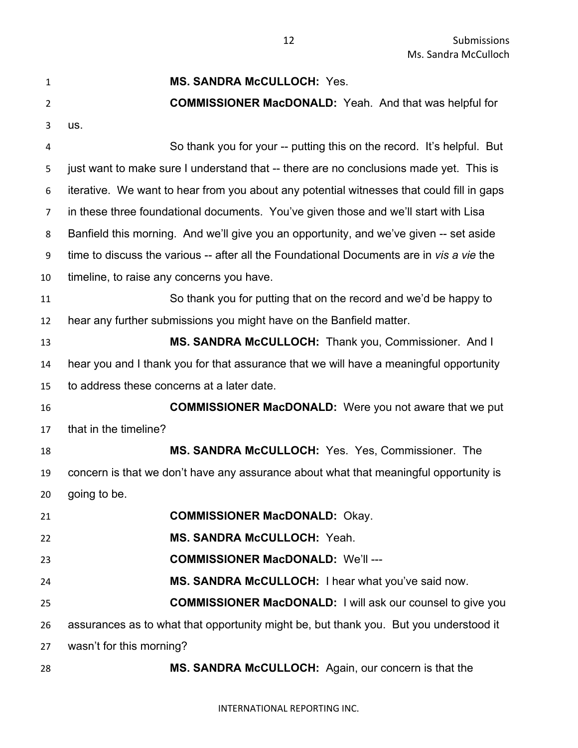**MS. SANDRA McCULLOCH:** Yes.

**COMMISSIONER MacDONALD:** Yeah. And that was helpful for us.

So thank you for your -- putting this on the record. It's helpful. But just want to make sure I understand that -- there are no conclusions made yet. This is iterative. We want to hear from you about any potential witnesses that could fill in gaps in these three foundational documents. You've given those and we'll start with Lisa Banfield this morning. And we'll give you an opportunity, and we've given -- set aside time to discuss the various -- after all the Foundational Documents are in *vis a vie* the timeline, to raise any concerns you have.

So thank you for putting that on the record and we'd be happy to hear any further submissions you might have on the Banfield matter.

**MS. SANDRA McCULLOCH:** Thank you, Commissioner. And I hear you and I thank you for that assurance that we will have a meaningful opportunity to address these concerns at a later date.

**COMMISSIONER MacDONALD:** Were you not aware that we put that in the timeline?

**MS. SANDRA McCULLOCH:** Yes. Yes, Commissioner. The concern is that we don't have any assurance about what that meaningful opportunity is going to be.

**COMMISSIONER MacDONALD:** Okay.

**MS. SANDRA McCULLOCH:** Yeah.

**COMMISSIONER MacDONALD:** We'll ---

**MS. SANDRA McCULLOCH:** I hear what you've said now.

**COMMISSIONER MacDONALD:** I will ask our counsel to give you assurances as to what that opportunity might be, but thank you. But you understood it wasn't for this morning?

**MS. SANDRA McCULLOCH:** Again, our concern is that the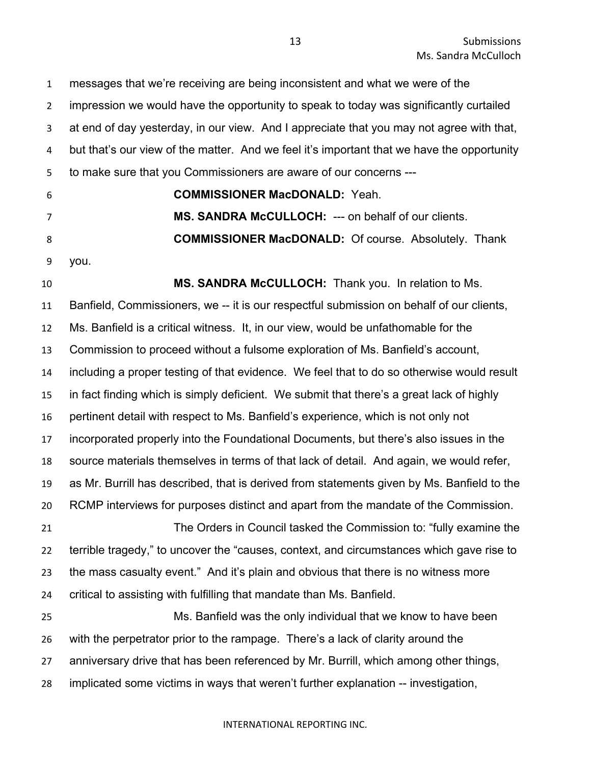messages that we're receiving are being inconsistent and what we were of the impression we would have the opportunity to speak to today was significantly curtailed at end of day yesterday, in our view. And I appreciate that you may not agree with that, but that's our view of the matter. And we feel it's important that we have the opportunity to make sure that you Commissioners are aware of our concerns ---

**COMMISSIONER MacDONALD:** Yeah.

**MS. SANDRA McCULLOCH:** --- on behalf of our clients.

**COMMISSIONER MacDONALD:** Of course. Absolutely. Thank you.

**MS. SANDRA McCULLOCH:** Thank you. In relation to Ms. Banfield, Commissioners, we -- it is our respectful submission on behalf of our clients, Ms. Banfield is a critical witness. It, in our view, would be unfathomable for the Commission to proceed without a fulsome exploration of Ms. Banfield's account, including a proper testing of that evidence. We feel that to do so otherwise would result in fact finding which is simply deficient. We submit that there's a great lack of highly pertinent detail with respect to Ms. Banfield's experience, which is not only not incorporated properly into the Foundational Documents, but there's also issues in the source materials themselves in terms of that lack of detail. And again, we would refer, as Mr. Burrill has described, that is derived from statements given by Ms. Banfield to the RCMP interviews for purposes distinct and apart from the mandate of the Commission.

The Orders in Council tasked the Commission to: "fully examine the terrible tragedy," to uncover the "causes, context, and circumstances which gave rise to the mass casualty event." And it's plain and obvious that there is no witness more critical to assisting with fulfilling that mandate than Ms. Banfield.

Ms. Banfield was the only individual that we know to have been with the perpetrator prior to the rampage. There's a lack of clarity around the anniversary drive that has been referenced by Mr. Burrill, which among other things, implicated some victims in ways that weren't further explanation -- investigation,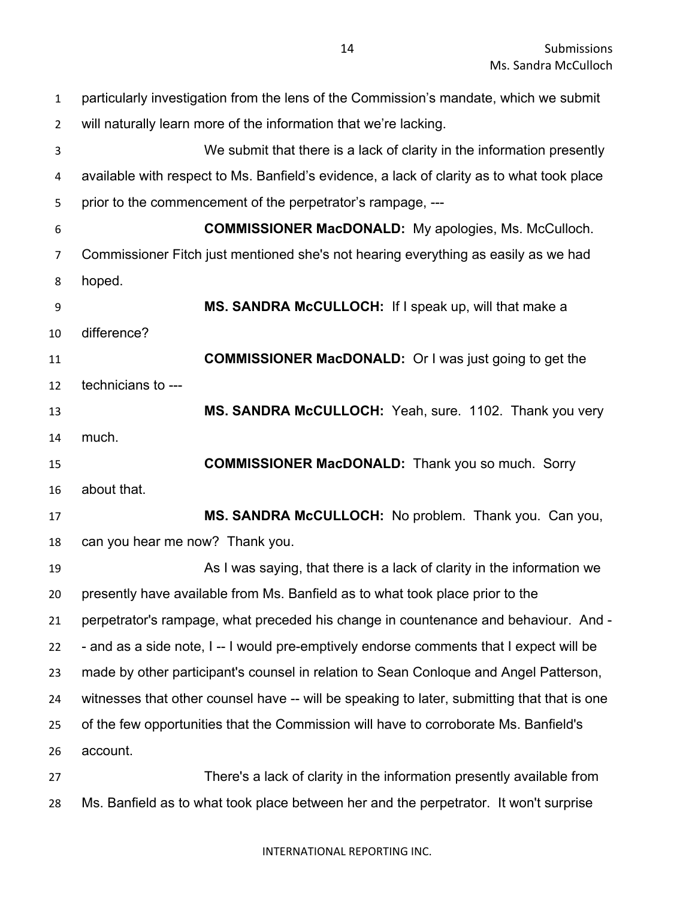particularly investigation from the lens of the Commission's mandate, which we submit will naturally learn more of the information that we're lacking.

We submit that there is a lack of clarity in the information presently available with respect to Ms. Banfield's evidence, a lack of clarity as to what took place prior to the commencement of the perpetrator's rampage, ---

**COMMISSIONER MacDONALD:** My apologies, Ms. McCulloch. Commissioner Fitch just mentioned she's not hearing everything as easily as we had hoped.

**MS. SANDRA McCULLOCH:** If I speak up, will that make a difference?

**COMMISSIONER MacDONALD:** Or I was just going to get the technicians to ---

**MS. SANDRA McCULLOCH:** Yeah, sure. 1102. Thank you very much.

**COMMISSIONER MacDONALD:** Thank you so much. Sorry about that.

**MS. SANDRA McCULLOCH:** No problem. Thank you. Can you, can you hear me now? Thank you.

As I was saying, that there is a lack of clarity in the information we presently have available from Ms. Banfield as to what took place prior to the perpetrator's rampage, what preceded his change in countenance and behaviour. And -- and as a side note, I -- I would pre-emptively endorse comments that I expect will be made by other participant's counsel in relation to Sean Conloque and Angel Patterson, witnesses that other counsel have -- will be speaking to later, submitting that that is one of the few opportunities that the Commission will have to corroborate Ms. Banfield's account.

There's a lack of clarity in the information presently available from Ms. Banfield as to what took place between her and the perpetrator. It won't surprise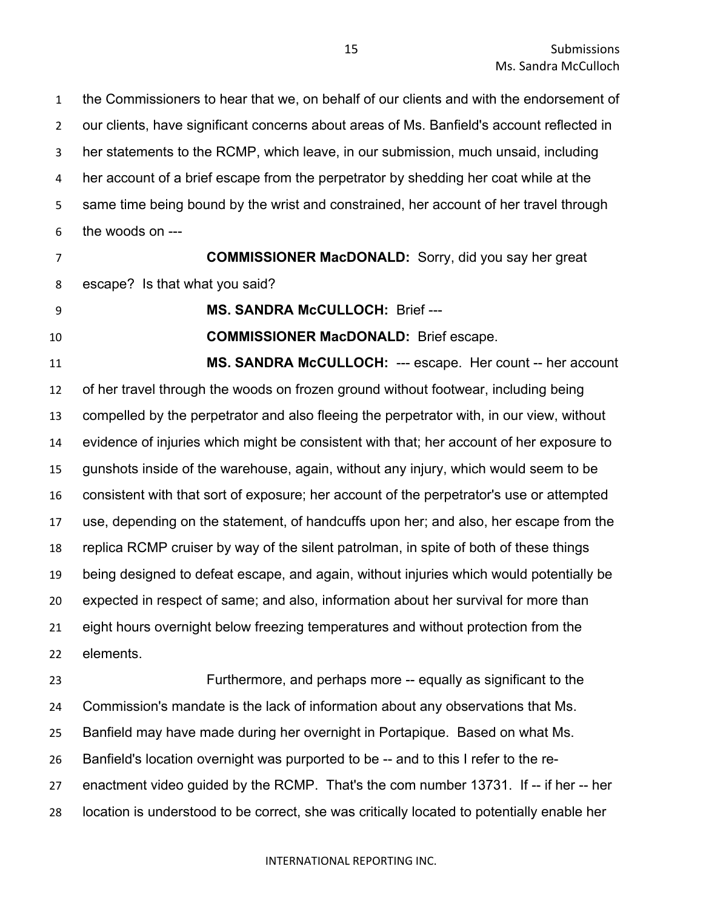the Commissioners to hear that we, on behalf of our clients and with the endorsement of our clients, have significant concerns about areas of Ms. Banfield's account reflected in her statements to the RCMP, which leave, in our submission, much unsaid, including her account of a brief escape from the perpetrator by shedding her coat while at the same time being bound by the wrist and constrained, her account of her travel through the woods on ---

**COMMISSIONER MacDONALD:** Sorry, did you say her great escape? Is that what you said?

**MS. SANDRA McCULLOCH:** Brief ---

**COMMISSIONER MacDONALD:** Brief escape.

**MS. SANDRA McCULLOCH:** --- escape. Her count -- her account of her travel through the woods on frozen ground without footwear, including being compelled by the perpetrator and also fleeing the perpetrator with, in our view, without evidence of injuries which might be consistent with that; her account of her exposure to gunshots inside of the warehouse, again, without any injury, which would seem to be consistent with that sort of exposure; her account of the perpetrator's use or attempted use, depending on the statement, of handcuffs upon her; and also, her escape from the replica RCMP cruiser by way of the silent patrolman, in spite of both of these things being designed to defeat escape, and again, without injuries which would potentially be expected in respect of same; and also, information about her survival for more than eight hours overnight below freezing temperatures and without protection from the elements.

Furthermore, and perhaps more -- equally as significant to the Commission's mandate is the lack of information about any observations that Ms. Banfield may have made during her overnight in Portapique. Based on what Ms. Banfield's location overnight was purported to be -- and to this I refer to the re-enactment video guided by the RCMP. That's the com number 13731. If -- if her -- her location is understood to be correct, she was critically located to potentially enable her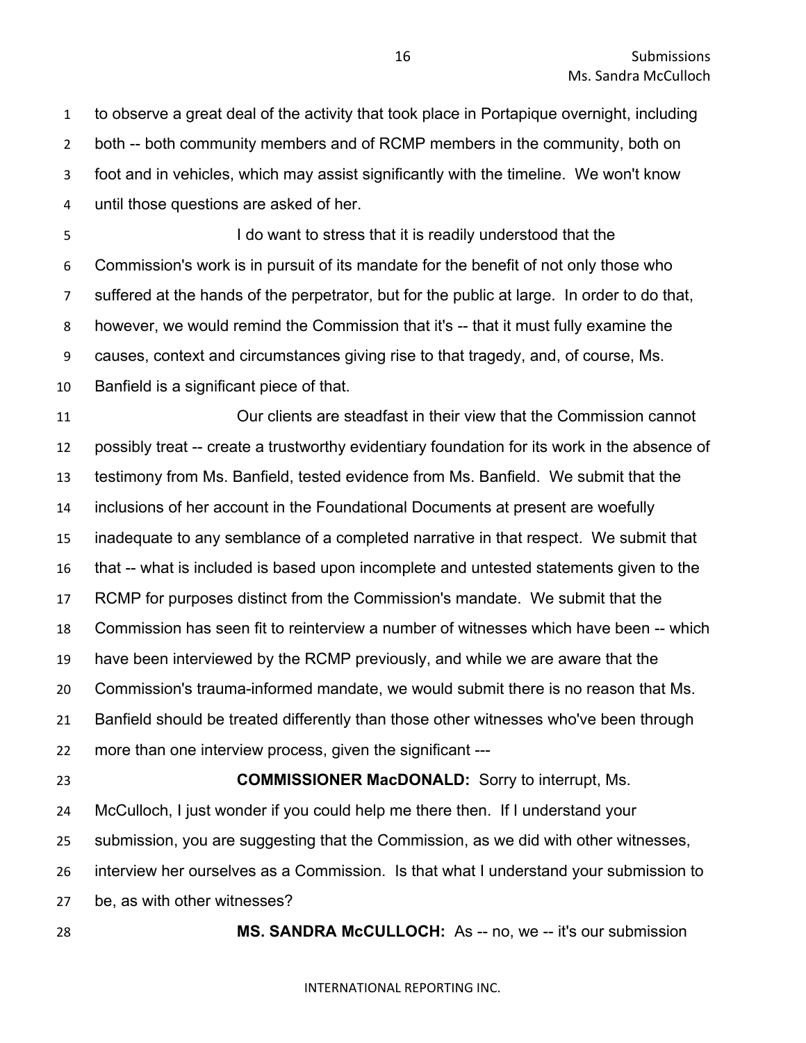to observe a great deal of the activity that took place in Portapique overnight, including both -- both community members and of RCMP members in the community, both on foot and in vehicles, which may assist significantly with the timeline. We won't know until those questions are asked of her.

I do want to stress that it is readily understood that the Commission's work is in pursuit of its mandate for the benefit of not only those who suffered at the hands of the perpetrator, but for the public at large. In order to do that, however, we would remind the Commission that it's -- that it must fully examine the causes, context and circumstances giving rise to that tragedy, and, of course, Ms. Banfield is a significant piece of that.

Our clients are steadfast in their view that the Commission cannot possibly treat -- create a trustworthy evidentiary foundation for its work in the absence of testimony from Ms. Banfield, tested evidence from Ms. Banfield. We submit that the inclusions of her account in the Foundational Documents at present are woefully inadequate to any semblance of a completed narrative in that respect. We submit that that -- what is included is based upon incomplete and untested statements given to the RCMP for purposes distinct from the Commission's mandate. We submit that the Commission has seen fit to reinterview a number of witnesses which have been -- which have been interviewed by the RCMP previously, and while we are aware that the Commission's trauma-informed mandate, we would submit there is no reason that Ms. Banfield should be treated differently than those other witnesses who've been through more than one interview process, given the significant ---

**COMMISSIONER MacDONALD:** Sorry to interrupt, Ms. McCulloch, I just wonder if you could help me there then. If I understand your submission, you are suggesting that the Commission, as we did with other witnesses, interview her ourselves as a Commission. Is that what I understand your submission to be, as with other witnesses?

**MS. SANDRA McCULLOCH:** As -- no, we -- it's our submission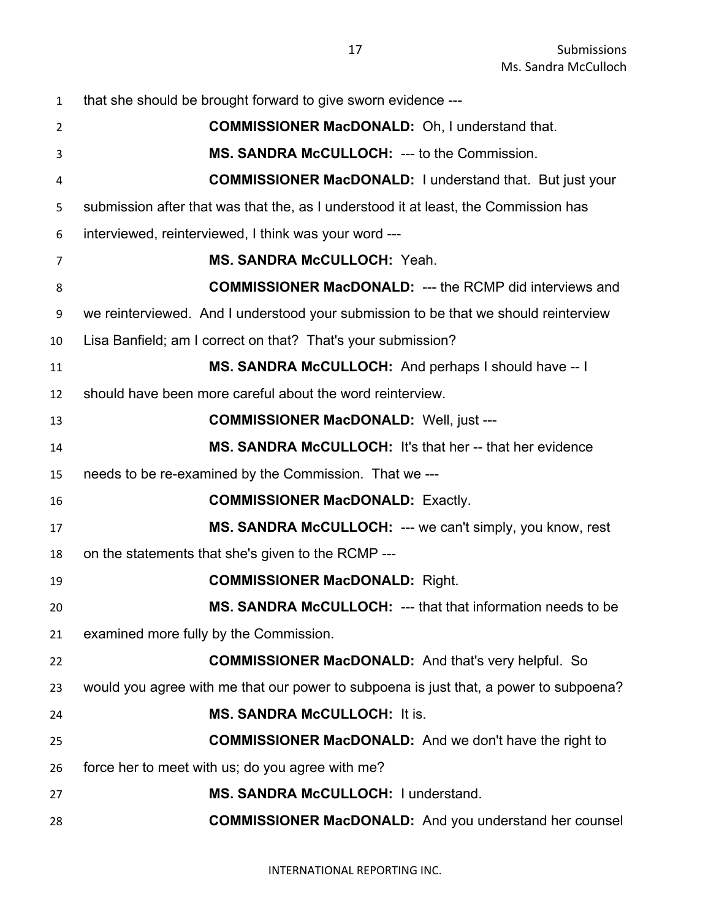that she should be brought forward to give sworn evidence ---

**COMMISSIONER MacDONALD:** Oh, I understand that.

**MS. SANDRA McCULLOCH:** --- to the Commission.

**COMMISSIONER MacDONALD:** I understand that. But just your submission after that was that the, as I understood it at least, the Commission has interviewed, reinterviewed, I think was your word ---

**MS. SANDRA McCULLOCH:** Yeah.

**COMMISSIONER MacDONALD:** --- the RCMP did interviews and we reinterviewed. And I understood your submission to be that we should reinterview Lisa Banfield; am I correct on that? That's your submission?

**MS. SANDRA McCULLOCH:** And perhaps I should have -- I should have been more careful about the word reinterview.

**COMMISSIONER MacDONALD:** Well, just ---

**MS. SANDRA McCULLOCH:** It's that her -- that her evidence needs to be re-examined by the Commission. That we ---

**COMMISSIONER MacDONALD:** Exactly.

**MS. SANDRA McCULLOCH:** --- we can't simply, you know, rest on the statements that she's given to the RCMP ---

**COMMISSIONER MacDONALD:** Right.

**MS. SANDRA McCULLOCH:** --- that that information needs to be examined more fully by the Commission.

**COMMISSIONER MacDONALD:** And that's very helpful. So would you agree with me that our power to subpoena is just that, a power to subpoena?

**MS. SANDRA McCULLOCH:** It is.

**COMMISSIONER MacDONALD:** And we don't have the right to force her to meet with us; do you agree with me?

**MS. SANDRA McCULLOCH:** I understand.

**COMMISSIONER MacDONALD:** And you understand her counsel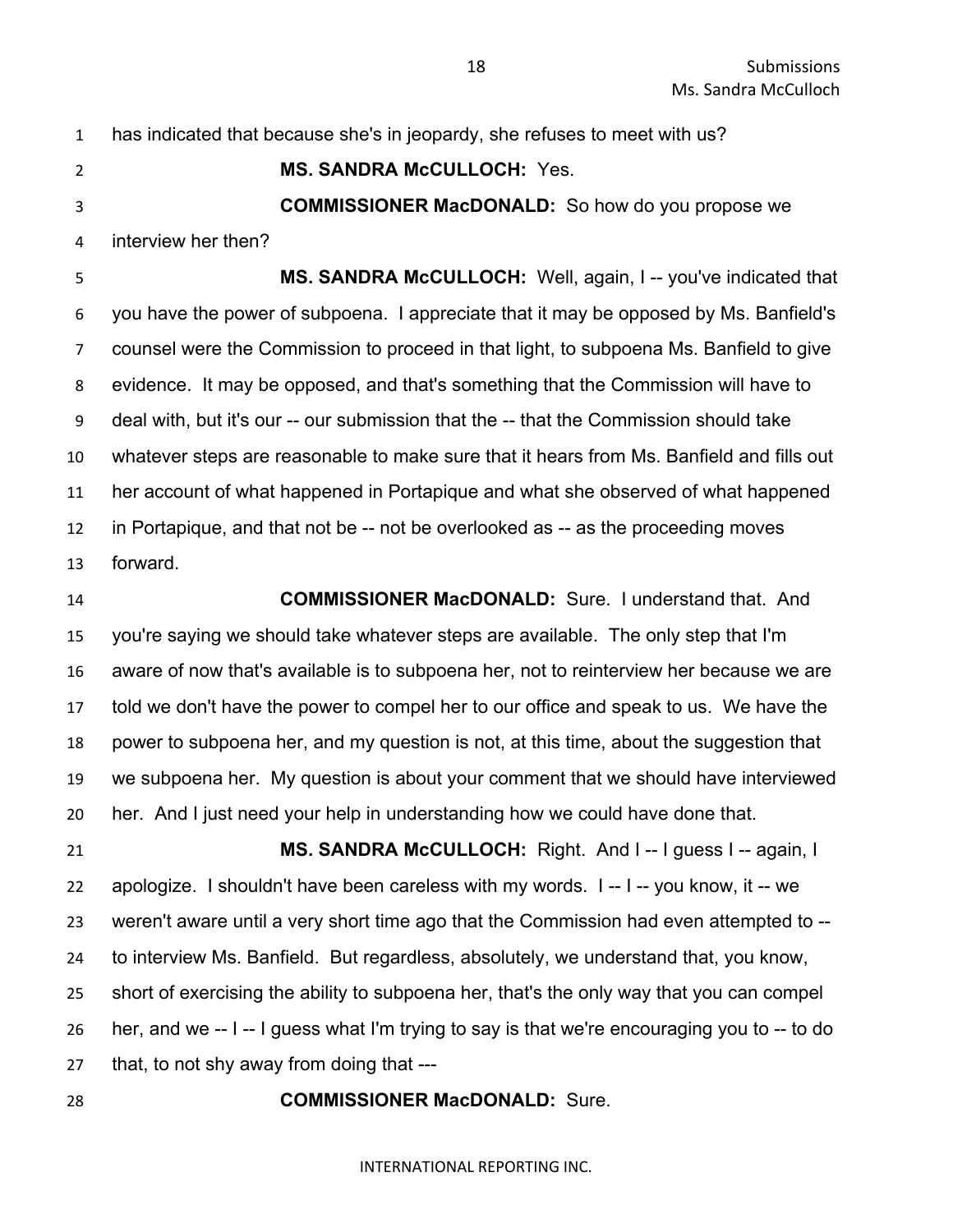has indicated that because she's in jeopardy, she refuses to meet with us?

**MS. SANDRA McCULLOCH:** Yes.

**COMMISSIONER MacDONALD:** So how do you propose we interview her then?

**MS. SANDRA McCULLOCH:** Well, again, I -- you've indicated that you have the power of subpoena. I appreciate that it may be opposed by Ms. Banfield's counsel were the Commission to proceed in that light, to subpoena Ms. Banfield to give evidence. It may be opposed, and that's something that the Commission will have to deal with, but it's our -- our submission that the -- that the Commission should take whatever steps are reasonable to make sure that it hears from Ms. Banfield and fills out her account of what happened in Portapique and what she observed of what happened in Portapique, and that not be -- not be overlooked as -- as the proceeding moves forward.

**COMMISSIONER MacDONALD:** Sure. I understand that. And you're saying we should take whatever steps are available. The only step that I'm aware of now that's available is to subpoena her, not to reinterview her because we are told we don't have the power to compel her to our office and speak to us. We have the power to subpoena her, and my question is not, at this time, about the suggestion that we subpoena her. My question is about your comment that we should have interviewed her. And I just need your help in understanding how we could have done that.

**MS. SANDRA McCULLOCH:** Right. And I -- I guess I -- again, I apologize. I shouldn't have been careless with my words. I -- I -- you know, it -- we weren't aware until a very short time ago that the Commission had even attempted to -- to interview Ms. Banfield. But regardless, absolutely, we understand that, you know, short of exercising the ability to subpoena her, that's the only way that you can compel her, and we -- I -- I guess what I'm trying to say is that we're encouraging you to -- to do that, to not shy away from doing that ---

**COMMISSIONER MacDONALD:** Sure.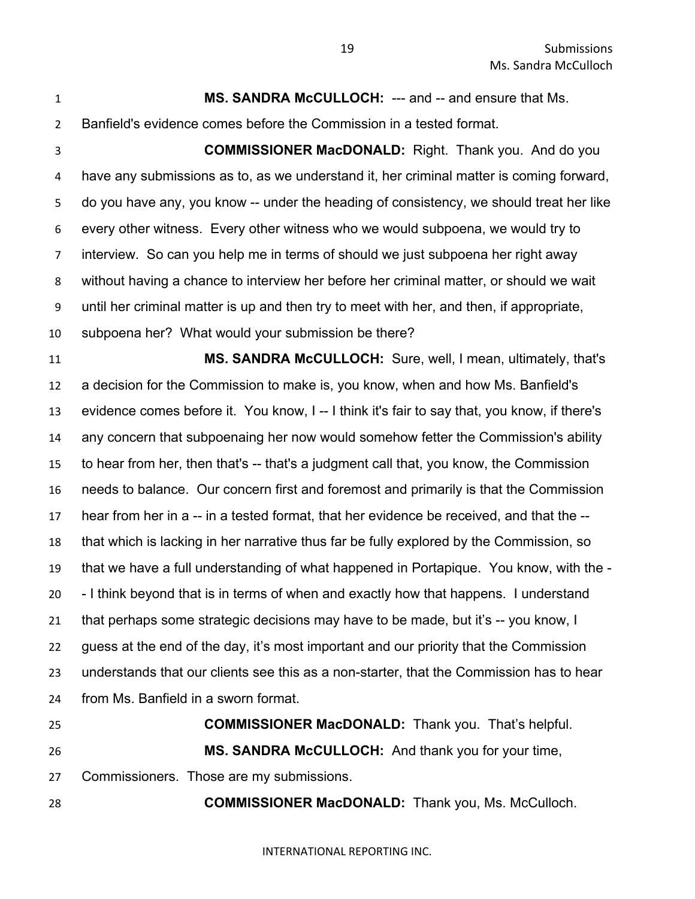**MS. SANDRA McCULLOCH:** --- and -- and ensure that Ms. Banfield's evidence comes before the Commission in a tested format.

**COMMISSIONER MacDONALD:** Right. Thank you. And do you have any submissions as to, as we understand it, her criminal matter is coming forward, do you have any, you know -- under the heading of consistency, we should treat her like every other witness. Every other witness who we would subpoena, we would try to interview. So can you help me in terms of should we just subpoena her right away without having a chance to interview her before her criminal matter, or should we wait until her criminal matter is up and then try to meet with her, and then, if appropriate, subpoena her? What would your submission be there?

**MS. SANDRA McCULLOCH:** Sure, well, I mean, ultimately, that's a decision for the Commission to make is, you know, when and how Ms. Banfield's evidence comes before it. You know, I -- I think it's fair to say that, you know, if there's any concern that subpoenaing her now would somehow fetter the Commission's ability to hear from her, then that's -- that's a judgment call that, you know, the Commission needs to balance. Our concern first and foremost and primarily is that the Commission hear from her in a -- in a tested format, that her evidence be received, and that the -- that which is lacking in her narrative thus far be fully explored by the Commission, so that we have a full understanding of what happened in Portapique. You know, with the -- I think beyond that is in terms of when and exactly how that happens. I understand that perhaps some strategic decisions may have to be made, but it's -- you know, I guess at the end of the day, it's most important and our priority that the Commission understands that our clients see this as a non-starter, that the Commission has to hear from Ms. Banfield in a sworn format.

**COMMISSIONER MacDONALD:** Thank you. That's helpful.

**MS. SANDRA McCULLOCH:** And thank you for your time, Commissioners. Those are my submissions.

**COMMISSIONER MacDONALD:** Thank you, Ms. McCulloch.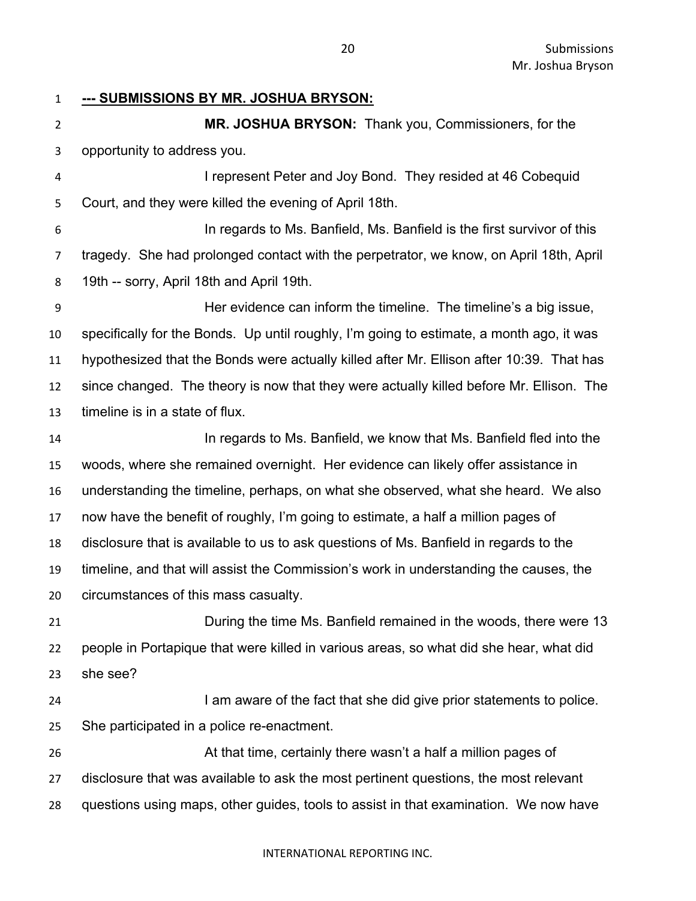**--- SUBMISSIONS BY MR. JOSHUA BRYSON:**

**MR. JOSHUA BRYSON:** Thank you, Commissioners, for the opportunity to address you.

I represent Peter and Joy Bond. They resided at 46 Cobequid Court, and they were killed the evening of April 18th.

In regards to Ms. Banfield, Ms. Banfield is the first survivor of this tragedy. She had prolonged contact with the perpetrator, we know, on April 18th, April 19th -- sorry, April 18th and April 19th.

Her evidence can inform the timeline. The timeline's a big issue, specifically for the Bonds. Up until roughly, I'm going to estimate, a month ago, it was hypothesized that the Bonds were actually killed after Mr. Ellison after 10:39. That has since changed. The theory is now that they were actually killed before Mr. Ellison. The timeline is in a state of flux.

In regards to Ms. Banfield, we know that Ms. Banfield fled into the woods, where she remained overnight. Her evidence can likely offer assistance in understanding the timeline, perhaps, on what she observed, what she heard. We also now have the benefit of roughly, I'm going to estimate, a half a million pages of disclosure that is available to us to ask questions of Ms. Banfield in regards to the timeline, and that will assist the Commission's work in understanding the causes, the circumstances of this mass casualty.

During the time Ms. Banfield remained in the woods, there were 13 people in Portapique that were killed in various areas, so what did she hear, what did she see?

I am aware of the fact that she did give prior statements to police. She participated in a police re-enactment.

At that time, certainly there wasn't a half a million pages of disclosure that was available to ask the most pertinent questions, the most relevant questions using maps, other guides, tools to assist in that examination. We now have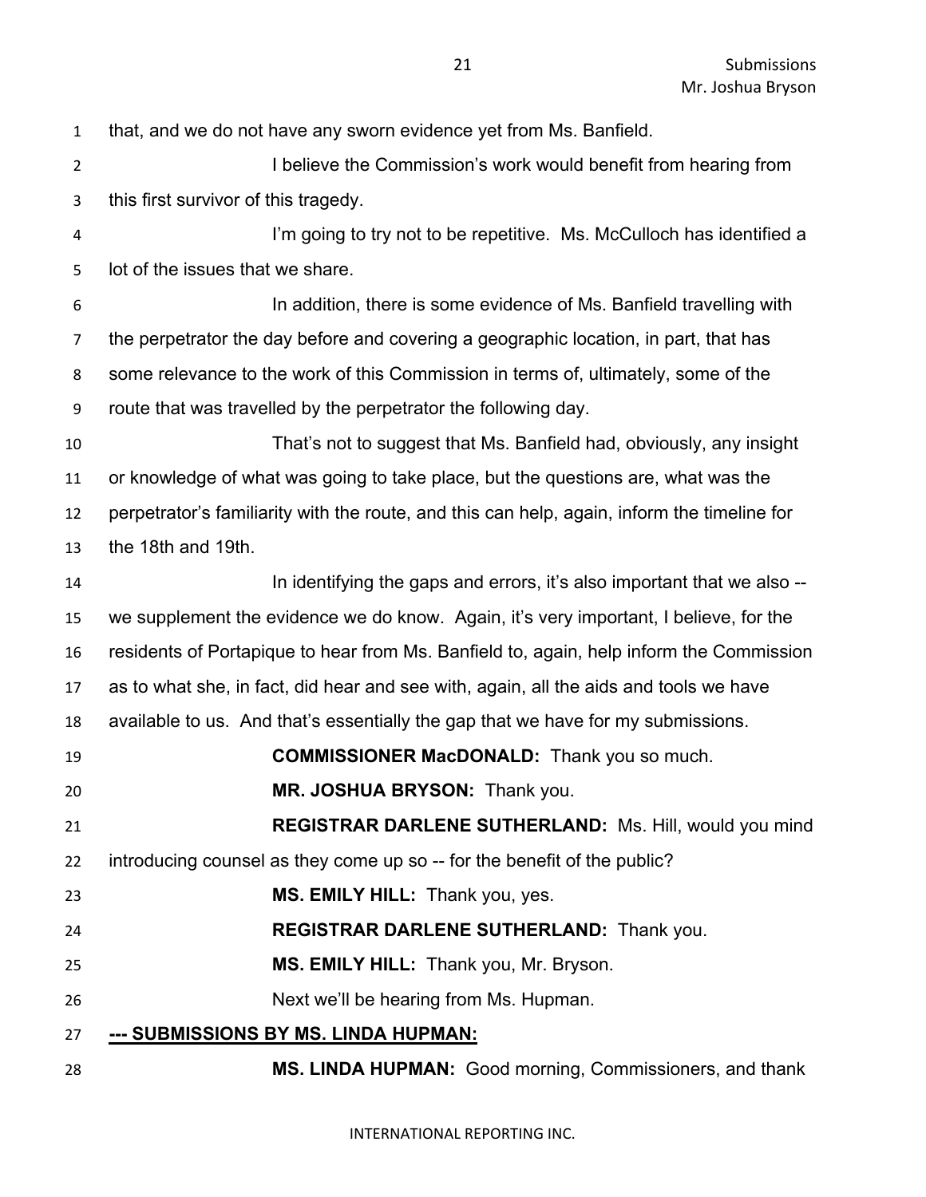that, and we do not have any sworn evidence yet from Ms. Banfield.

I believe the Commission's work would benefit from hearing from this first survivor of this tragedy.

I'm going to try not to be repetitive. Ms. McCulloch has identified a lot of the issues that we share.

In addition, there is some evidence of Ms. Banfield travelling with the perpetrator the day before and covering a geographic location, in part, that has some relevance to the work of this Commission in terms of, ultimately, some of the route that was travelled by the perpetrator the following day.

That's not to suggest that Ms. Banfield had, obviously, any insight or knowledge of what was going to take place, but the questions are, what was the perpetrator's familiarity with the route, and this can help, again, inform the timeline for the 18th and 19th.

In identifying the gaps and errors, it's also important that we also -- we supplement the evidence we do know. Again, it's very important, I believe, for the residents of Portapique to hear from Ms. Banfield to, again, help inform the Commission as to what she, in fact, did hear and see with, again, all the aids and tools we have available to us. And that's essentially the gap that we have for my submissions.

**COMMISSIONER MacDONALD:** Thank you so much.

**MR. JOSHUA BRYSON:** Thank you.

**REGISTRAR DARLENE SUTHERLAND:** Ms. Hill, would you mind introducing counsel as they come up so -- for the benefit of the public?

**MS. EMILY HILL:** Thank you, yes.

**REGISTRAR DARLENE SUTHERLAND:** Thank you.

**MS. EMILY HILL:** Thank you, Mr. Bryson.

Next we'll be hearing from Ms. Hupman.

**--- SUBMISSIONS BY MS. LINDA HUPMAN:**

**MS. LINDA HUPMAN:** Good morning, Commissioners, and thank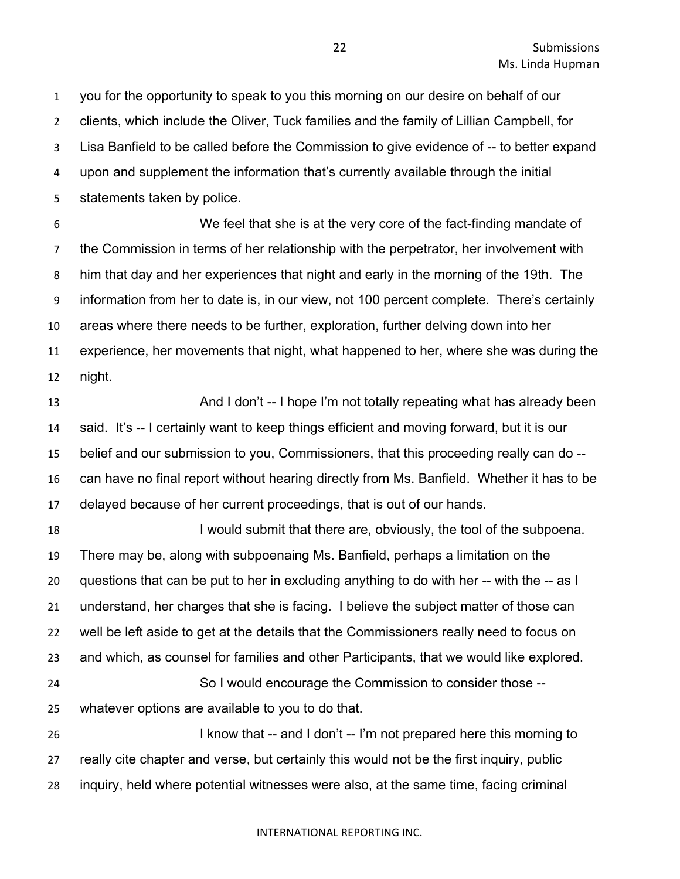you for the opportunity to speak to you this morning on our desire on behalf of our clients, which include the Oliver, Tuck families and the family of Lillian Campbell, for Lisa Banfield to be called before the Commission to give evidence of -- to better expand upon and supplement the information that's currently available through the initial statements taken by police.

We feel that she is at the very core of the fact-finding mandate of the Commission in terms of her relationship with the perpetrator, her involvement with him that day and her experiences that night and early in the morning of the 19th. The information from her to date is, in our view, not 100 percent complete. There's certainly areas where there needs to be further, exploration, further delving down into her experience, her movements that night, what happened to her, where she was during the night.

And I don't -- I hope I'm not totally repeating what has already been said. It's -- I certainly want to keep things efficient and moving forward, but it is our belief and our submission to you, Commissioners, that this proceeding really can do -- can have no final report without hearing directly from Ms. Banfield. Whether it has to be delayed because of her current proceedings, that is out of our hands.

I would submit that there are, obviously, the tool of the subpoena. There may be, along with subpoenaing Ms. Banfield, perhaps a limitation on the questions that can be put to her in excluding anything to do with her -- with the -- as I understand, her charges that she is facing. I believe the subject matter of those can well be left aside to get at the details that the Commissioners really need to focus on and which, as counsel for families and other Participants, that we would like explored.

So I would encourage the Commission to consider those -- whatever options are available to you to do that.

I know that -- and I don't -- I'm not prepared here this morning to really cite chapter and verse, but certainly this would not be the first inquiry, public inquiry, held where potential witnesses were also, at the same time, facing criminal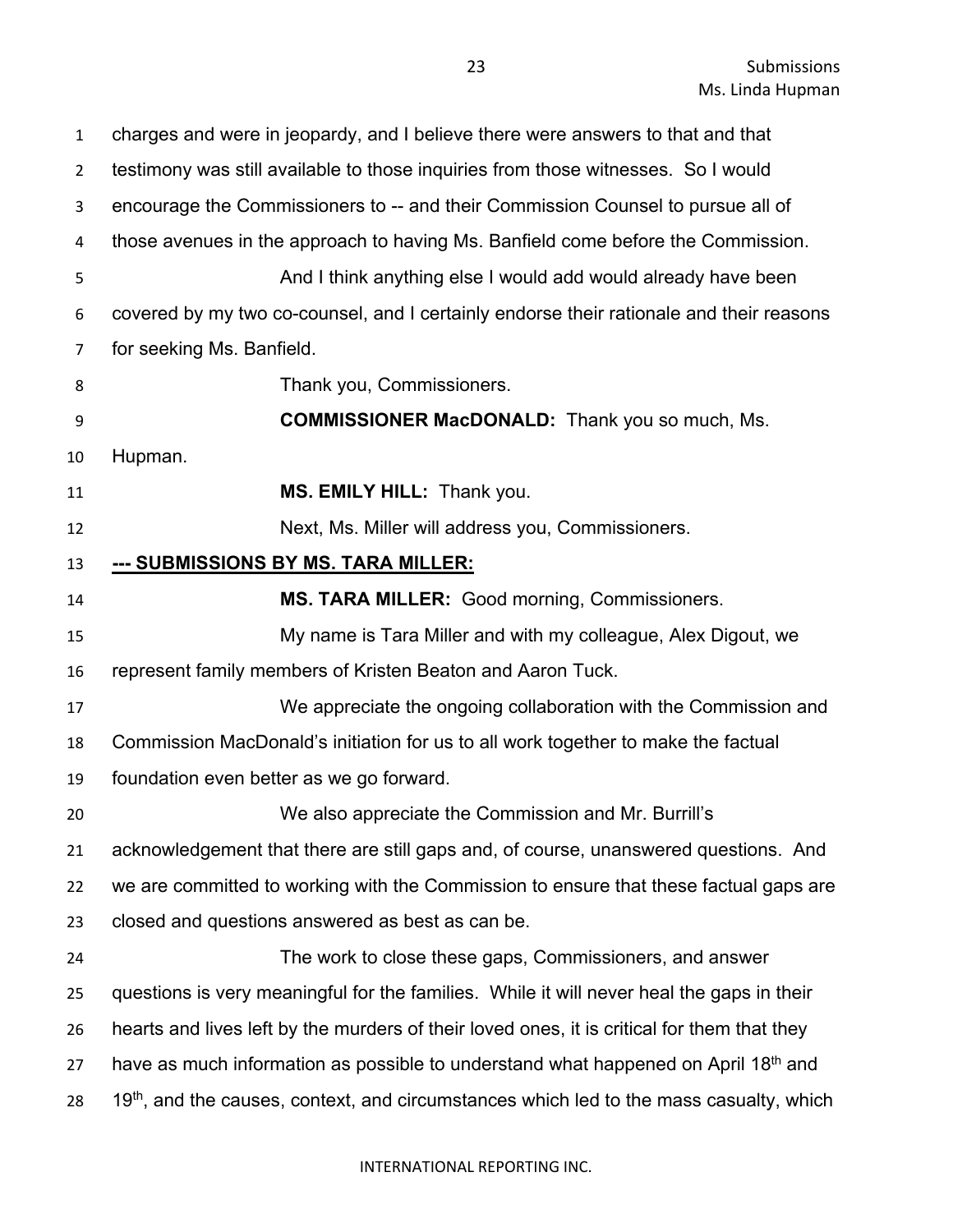charges and were in jeopardy, and I believe there were answers to that and that testimony was still available to those inquiries from those witnesses. So I would encourage the Commissioners to -- and their Commission Counsel to pursue all of those avenues in the approach to having Ms. Banfield come before the Commission.

And I think anything else I would add would already have been covered by my two co-counsel, and I certainly endorse their rationale and their reasons for seeking Ms. Banfield.

Thank you, Commissioners.

**COMMISSIONER MacDONALD:** Thank you so much, Ms. Hupman.

**MS. EMILY HILL:** Thank you.

Next, Ms. Miller will address you, Commissioners.

**--- SUBMISSIONS BY MS. TARA MILLER:**

**MS. TARA MILLER:** Good morning, Commissioners.

My name is Tara Miller and with my colleague, Alex Digout, we represent family members of Kristen Beaton and Aaron Tuck.

We appreciate the ongoing collaboration with the Commission and Commission MacDonald's initiation for us to all work together to make the factual foundation even better as we go forward.

We also appreciate the Commission and Mr. Burrill's acknowledgement that there are still gaps and, of course, unanswered questions. And we are committed to working with the Commission to ensure that these factual gaps are closed and questions answered as best as can be.

The work to close these gaps, Commissioners, and answer questions is very meaningful for the families. While it will never heal the gaps in their hearts and lives left by the murders of their loved ones, it is critical for them that they have as much information as possible to understand what happened on April 18th and 19th, and the causes, context, and circumstances which led to the mass casualty, which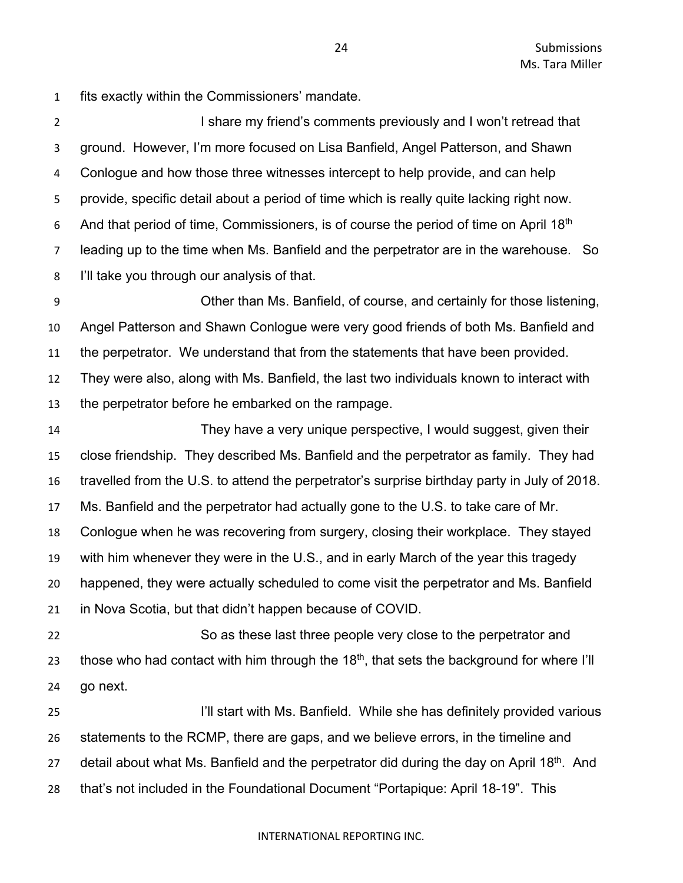fits exactly within the Commissioners' mandate.

I share my friend's comments previously and I won't retread that ground. However, I'm more focused on Lisa Banfield, Angel Patterson, and Shawn Conlogue and how those three witnesses intercept to help provide, and can help provide, specific detail about a period of time which is really quite lacking right now. And that period of time, Commissioners, is of course the period of time on April 18th leading up to the time when Ms. Banfield and the perpetrator are in the warehouse. So I'll take you through our analysis of that.

Other than Ms. Banfield, of course, and certainly for those listening, Angel Patterson and Shawn Conlogue were very good friends of both Ms. Banfield and the perpetrator. We understand that from the statements that have been provided. They were also, along with Ms. Banfield, the last two individuals known to interact with the perpetrator before he embarked on the rampage.

They have a very unique perspective, I would suggest, given their close friendship. They described Ms. Banfield and the perpetrator as family. They had travelled from the U.S. to attend the perpetrator's surprise birthday party in July of 2018. Ms. Banfield and the perpetrator had actually gone to the U.S. to take care of Mr. Conlogue when he was recovering from surgery, closing their workplace. They stayed with him whenever they were in the U.S., and in early March of the year this tragedy happened, they were actually scheduled to come visit the perpetrator and Ms. Banfield in Nova Scotia, but that didn't happen because of COVID.

So as these last three people very close to the perpetrator and those who had contact with him through the 18th, that sets the background for where I'll go next.

I'll start with Ms. Banfield. While she has definitely provided various statements to the RCMP, there are gaps, and we believe errors, in the timeline and detail about what Ms. Banfield and the perpetrator did during the day on April 18th. And that's not included in the Foundational Document "Portapique: April 18-19". This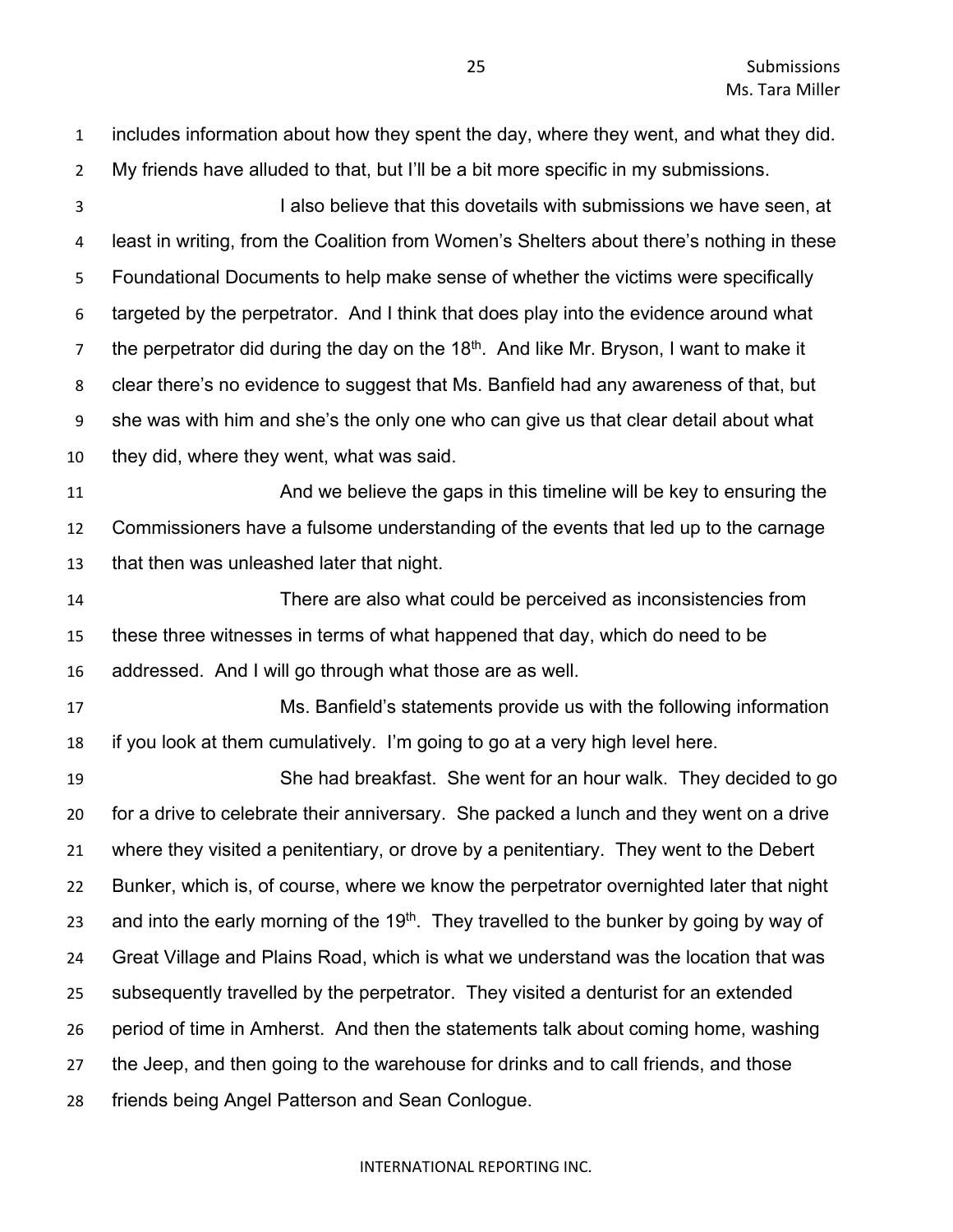includes information about how they spent the day, where they went, and what they did. My friends have alluded to that, but I'll be a bit more specific in my submissions.

I also believe that this dovetails with submissions we have seen, at least in writing, from the Coalition from Women's Shelters about there's nothing in these Foundational Documents to help make sense of whether the victims were specifically targeted by the perpetrator. And I think that does play into the evidence around what the perpetrator did during the day on the 18th. And like Mr. Bryson, I want to make it clear there's no evidence to suggest that Ms. Banfield had any awareness of that, but she was with him and she's the only one who can give us that clear detail about what they did, where they went, what was said.

And we believe the gaps in this timeline will be key to ensuring the Commissioners have a fulsome understanding of the events that led up to the carnage that then was unleashed later that night.

There are also what could be perceived as inconsistencies from these three witnesses in terms of what happened that day, which do need to be addressed. And I will go through what those are as well.

Ms. Banfield's statements provide us with the following information if you look at them cumulatively. I'm going to go at a very high level here.

She had breakfast. She went for an hour walk. They decided to go for a drive to celebrate their anniversary. She packed a lunch and they went on a drive where they visited a penitentiary, or drove by a penitentiary. They went to the Debert Bunker, which is, of course, where we know the perpetrator overnighted later that night and into the early morning of the 19th. They travelled to the bunker by going by way of Great Village and Plains Road, which is what we understand was the location that was subsequently travelled by the perpetrator. They visited a denturist for an extended period of time in Amherst. And then the statements talk about coming home, washing the Jeep, and then going to the warehouse for drinks and to call friends, and those friends being Angel Patterson and Sean Conlogue.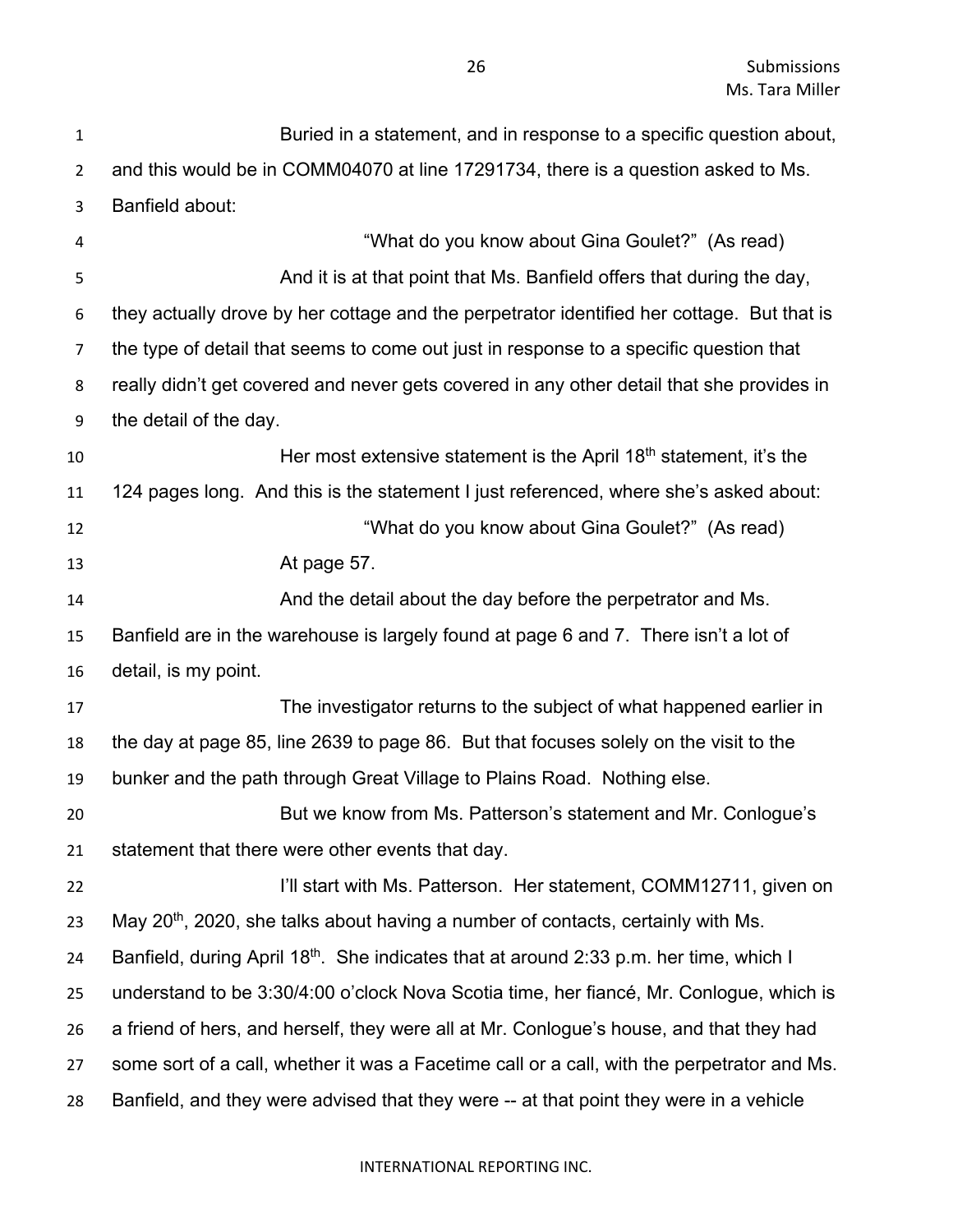Buried in a statement, and in response to a specific question about, and this would be in COMM04070 at line 17291734, there is a question asked to Ms. Banfield about:

"What do you know about Gina Goulet?" (As read)

And it is at that point that Ms. Banfield offers that during the day, they actually drove by her cottage and the perpetrator identified her cottage. But that is the type of detail that seems to come out just in response to a specific question that really didn't get covered and never gets covered in any other detail that she provides in the detail of the day.

Her most extensive statement is the April 18th statement, it's the 124 pages long. And this is the statement I just referenced, where she's asked about:

"What do you know about Gina Goulet?" (As read)

At page 57.

And the detail about the day before the perpetrator and Ms. Banfield are in the warehouse is largely found at page 6 and 7. There isn't a lot of detail, is my point.

The investigator returns to the subject of what happened earlier in the day at page 85, line 2639 to page 86. But that focuses solely on the visit to the bunker and the path through Great Village to Plains Road. Nothing else.

But we know from Ms. Patterson's statement and Mr. Conlogue's statement that there were other events that day.

I'll start with Ms. Patterson. Her statement, COMM12711, given on May 20th, 2020, she talks about having a number of contacts, certainly with Ms. Banfield, during April 18th. She indicates that at around 2:33 p.m. her time, which I understand to be 3:30/4:00 o'clock Nova Scotia time, her fiancé, Mr. Conlogue, which is a friend of hers, and herself, they were all at Mr. Conlogue's house, and that they had some sort of a call, whether it was a Facetime call or a call, with the perpetrator and Ms. Banfield, and they were advised that they were -- at that point they were in a vehicle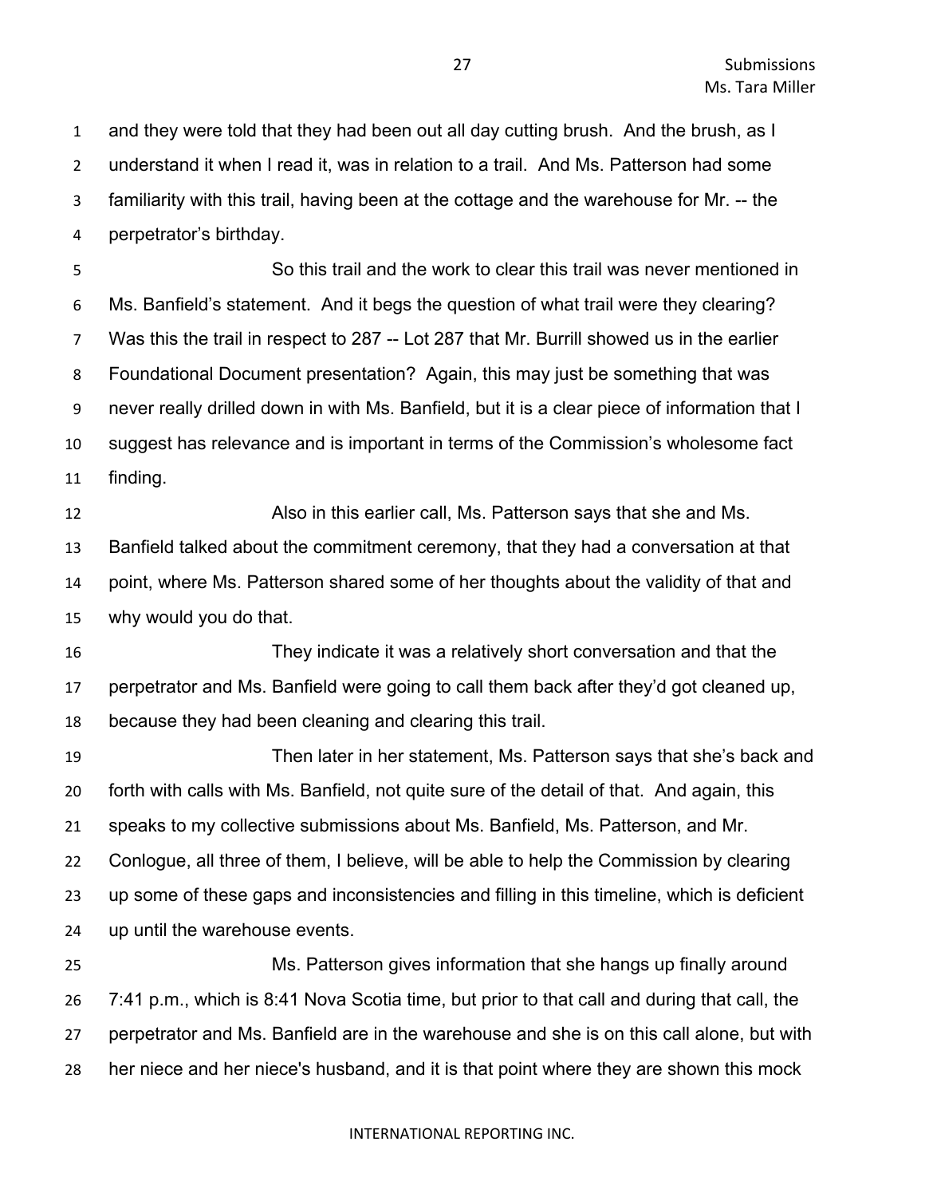and they were told that they had been out all day cutting brush. And the brush, as I understand it when I read it, was in relation to a trail. And Ms. Patterson had some familiarity with this trail, having been at the cottage and the warehouse for Mr. -- the perpetrator's birthday.

So this trail and the work to clear this trail was never mentioned in Ms. Banfield's statement. And it begs the question of what trail were they clearing? Was this the trail in respect to 287 -- Lot 287 that Mr. Burrill showed us in the earlier Foundational Document presentation? Again, this may just be something that was never really drilled down in with Ms. Banfield, but it is a clear piece of information that I suggest has relevance and is important in terms of the Commission's wholesome fact finding.

Also in this earlier call, Ms. Patterson says that she and Ms. Banfield talked about the commitment ceremony, that they had a conversation at that point, where Ms. Patterson shared some of her thoughts about the validity of that and why would you do that.

They indicate it was a relatively short conversation and that the perpetrator and Ms. Banfield were going to call them back after they'd got cleaned up, because they had been cleaning and clearing this trail.

Then later in her statement, Ms. Patterson says that she's back and forth with calls with Ms. Banfield, not quite sure of the detail of that. And again, this speaks to my collective submissions about Ms. Banfield, Ms. Patterson, and Mr. Conlogue, all three of them, I believe, will be able to help the Commission by clearing up some of these gaps and inconsistencies and filling in this timeline, which is deficient up until the warehouse events.

Ms. Patterson gives information that she hangs up finally around 7:41 p.m., which is 8:41 Nova Scotia time, but prior to that call and during that call, the perpetrator and Ms. Banfield are in the warehouse and she is on this call alone, but with her niece and her niece's husband, and it is that point where they are shown this mock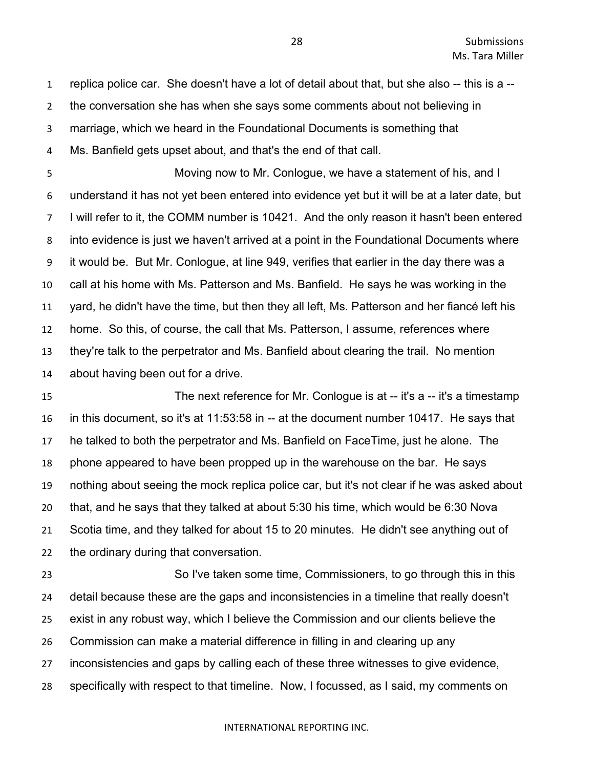replica police car. She doesn't have a lot of detail about that, but she also -- this is a -- the conversation she has when she says some comments about not believing in marriage, which we heard in the Foundational Documents is something that Ms. Banfield gets upset about, and that's the end of that call.

Moving now to Mr. Conlogue, we have a statement of his, and I understand it has not yet been entered into evidence yet but it will be at a later date, but I will refer to it, the COMM number is 10421. And the only reason it hasn't been entered into evidence is just we haven't arrived at a point in the Foundational Documents where it would be. But Mr. Conlogue, at line 949, verifies that earlier in the day there was a call at his home with Ms. Patterson and Ms. Banfield. He says he was working in the yard, he didn't have the time, but then they all left, Ms. Patterson and her fiancé left his home. So this, of course, the call that Ms. Patterson, I assume, references where they're talk to the perpetrator and Ms. Banfield about clearing the trail. No mention about having been out for a drive.

The next reference for Mr. Conlogue is at -- it's a -- it's a timestamp in this document, so it's at 11:53:58 in -- at the document number 10417. He says that he talked to both the perpetrator and Ms. Banfield on FaceTime, just he alone. The phone appeared to have been propped up in the warehouse on the bar. He says nothing about seeing the mock replica police car, but it's not clear if he was asked about that, and he says that they talked at about 5:30 his time, which would be 6:30 Nova Scotia time, and they talked for about 15 to 20 minutes. He didn't see anything out of the ordinary during that conversation.

So I've taken some time, Commissioners, to go through this in this detail because these are the gaps and inconsistencies in a timeline that really doesn't exist in any robust way, which I believe the Commission and our clients believe the Commission can make a material difference in filling in and clearing up any inconsistencies and gaps by calling each of these three witnesses to give evidence, specifically with respect to that timeline. Now, I focussed, as I said, my comments on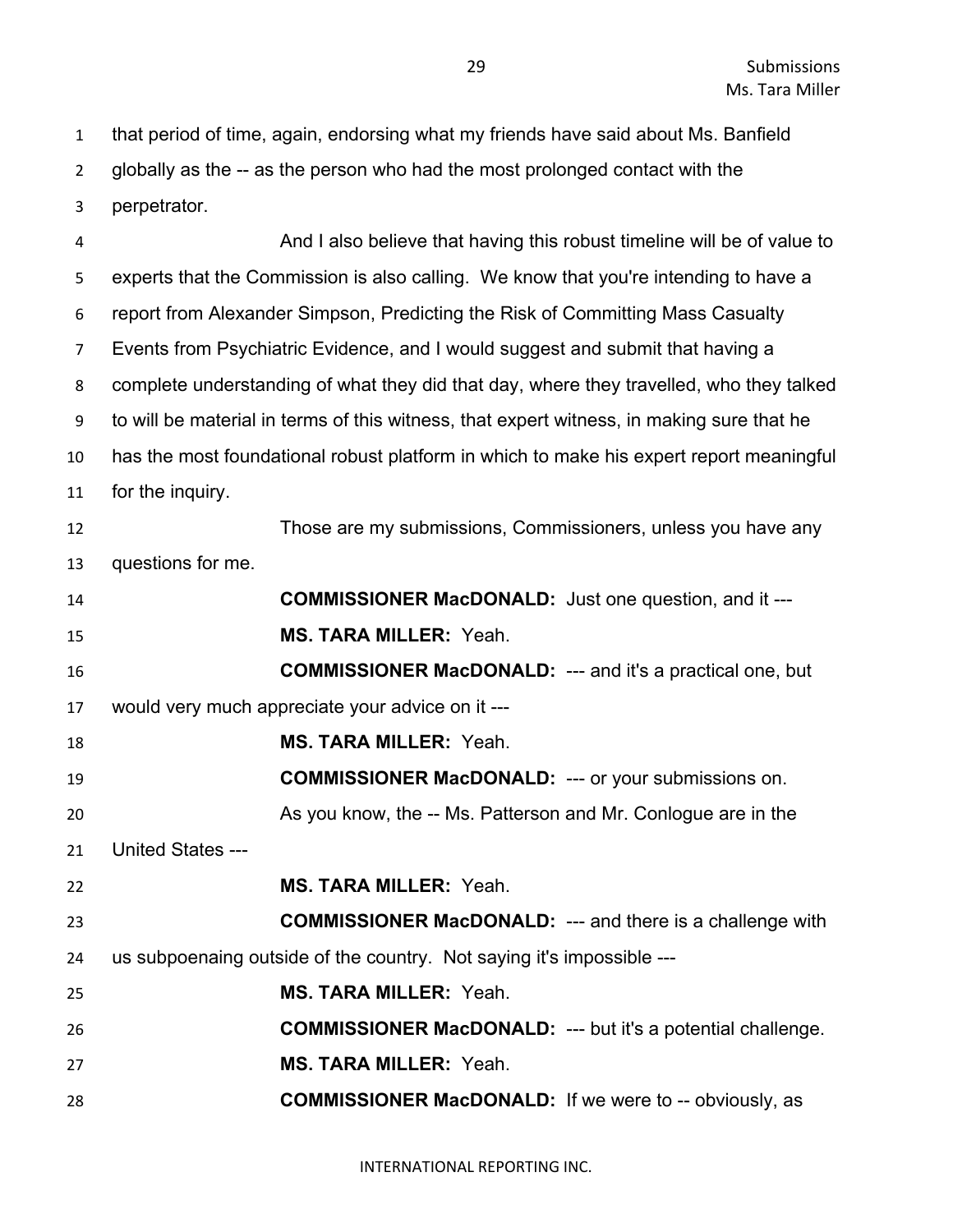that period of time, again, endorsing what my friends have said about Ms. Banfield globally as the -- as the person who had the most prolonged contact with the perpetrator.

And I also believe that having this robust timeline will be of value to experts that the Commission is also calling. We know that you're intending to have a report from Alexander Simpson, Predicting the Risk of Committing Mass Casualty Events from Psychiatric Evidence, and I would suggest and submit that having a complete understanding of what they did that day, where they travelled, who they talked to will be material in terms of this witness, that expert witness, in making sure that he has the most foundational robust platform in which to make his expert report meaningful for the inquiry.

Those are my submissions, Commissioners, unless you have any questions for me.

**COMMISSIONER MacDONALD:** Just one question, and it ---

**MS. TARA MILLER:** Yeah.

**COMMISSIONER MacDONALD:** --- and it's a practical one, but would very much appreciate your advice on it ---

**MS. TARA MILLER:** Yeah.

**COMMISSIONER MacDONALD:** --- or your submissions on.

As you know, the -- Ms. Patterson and Mr. Conlogue are in the United States ---

**MS. TARA MILLER:** Yeah.

**COMMISSIONER MacDONALD:** --- and there is a challenge with us subpoenaing outside of the country. Not saying it's impossible ---

**MS. TARA MILLER:** Yeah.

**COMMISSIONER MacDONALD:** --- but it's a potential challenge.

**MS. TARA MILLER:** Yeah.

**COMMISSIONER MacDONALD:** If we were to -- obviously, as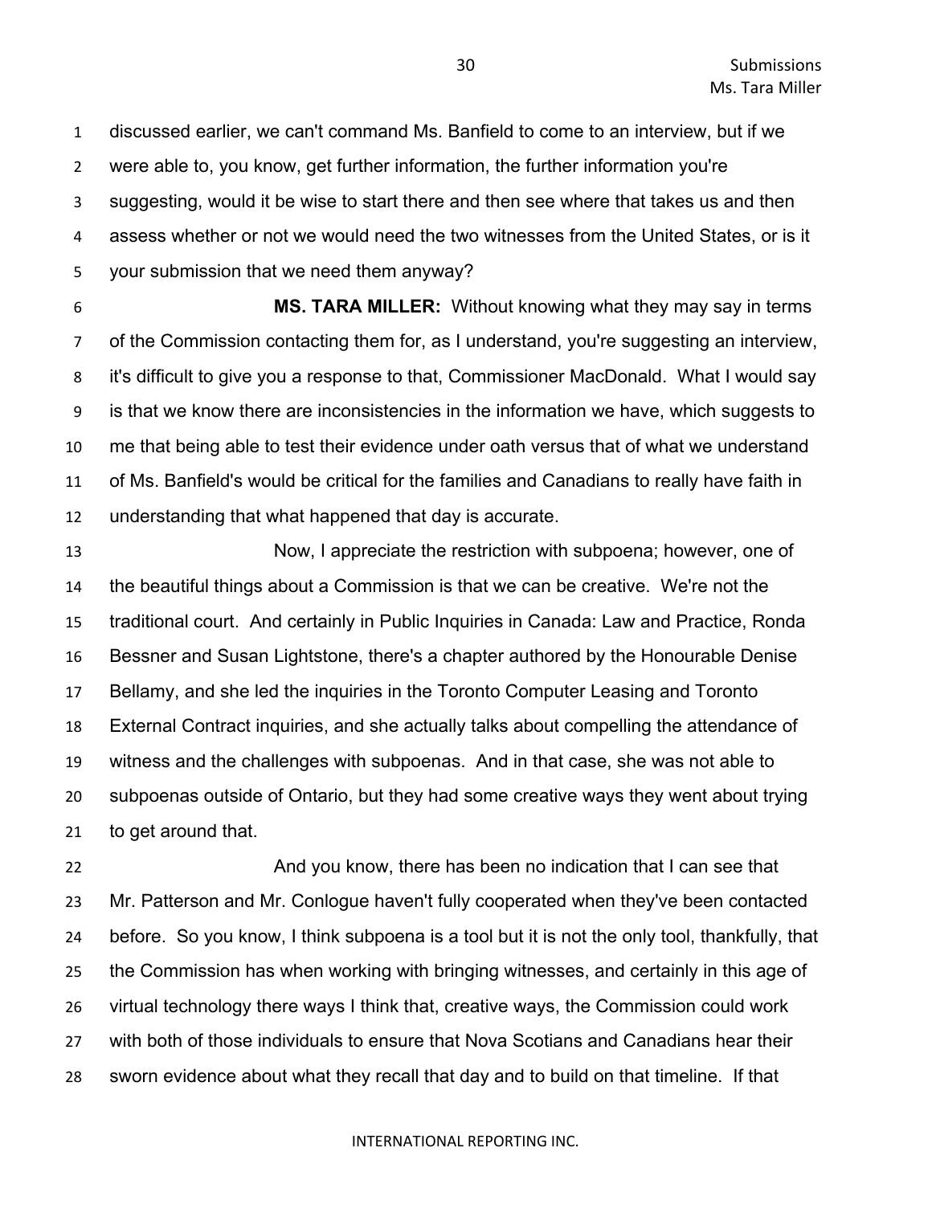discussed earlier, we can't command Ms. Banfield to come to an interview, but if we were able to, you know, get further information, the further information you're suggesting, would it be wise to start there and then see where that takes us and then assess whether or not we would need the two witnesses from the United States, or is it your submission that we need them anyway?

**MS. TARA MILLER:** Without knowing what they may say in terms of the Commission contacting them for, as I understand, you're suggesting an interview, it's difficult to give you a response to that, Commissioner MacDonald. What I would say is that we know there are inconsistencies in the information we have, which suggests to me that being able to test their evidence under oath versus that of what we understand of Ms. Banfield's would be critical for the families and Canadians to really have faith in understanding that what happened that day is accurate.

Now, I appreciate the restriction with subpoena; however, one of the beautiful things about a Commission is that we can be creative. We're not the traditional court. And certainly in Public Inquiries in Canada: Law and Practice, Ronda Bessner and Susan Lightstone, there's a chapter authored by the Honourable Denise Bellamy, and she led the inquiries in the Toronto Computer Leasing and Toronto External Contract inquiries, and she actually talks about compelling the attendance of witness and the challenges with subpoenas. And in that case, she was not able to subpoenas outside of Ontario, but they had some creative ways they went about trying to get around that.

And you know, there has been no indication that I can see that Mr. Patterson and Mr. Conlogue haven't fully cooperated when they've been contacted before. So you know, I think subpoena is a tool but it is not the only tool, thankfully, that the Commission has when working with bringing witnesses, and certainly in this age of virtual technology there ways I think that, creative ways, the Commission could work with both of those individuals to ensure that Nova Scotians and Canadians hear their sworn evidence about what they recall that day and to build on that timeline. If that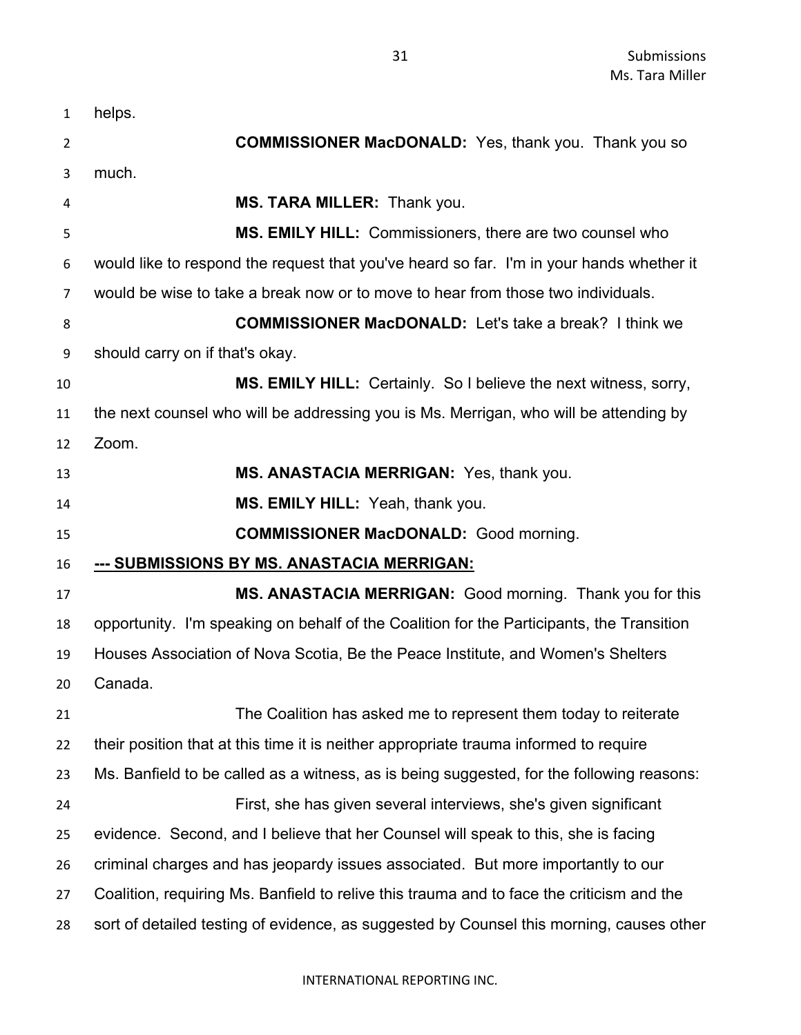helps.

**COMMISSIONER MacDONALD:** Yes, thank you. Thank you so much.

**MS. TARA MILLER:** Thank you.

**MS. EMILY HILL:** Commissioners, there are two counsel who would like to respond the request that you've heard so far. I'm in your hands whether it would be wise to take a break now or to move to hear from those two individuals.

**COMMISSIONER MacDONALD:** Let's take a break? I think we should carry on if that's okay.

**MS. EMILY HILL:** Certainly. So I believe the next witness, sorry, the next counsel who will be addressing you is Ms. Merrigan, who will be attending by Zoom.

**MS. ANASTACIA MERRIGAN:** Yes, thank you.

**MS. EMILY HILL:** Yeah, thank you.

**COMMISSIONER MacDONALD:** Good morning.

**--- SUBMISSIONS BY MS. ANASTACIA MERRIGAN:**

**MS. ANASTACIA MERRIGAN:** Good morning. Thank you for this opportunity. I'm speaking on behalf of the Coalition for the Participants, the Transition Houses Association of Nova Scotia, Be the Peace Institute, and Women's Shelters Canada.

The Coalition has asked me to represent them today to reiterate their position that at this time it is neither appropriate trauma informed to require Ms. Banfield to be called as a witness, as is being suggested, for the following reasons:

First, she has given several interviews, she's given significant evidence. Second, and I believe that her Counsel will speak to this, she is facing criminal charges and has jeopardy issues associated. But more importantly to our Coalition, requiring Ms. Banfield to relive this trauma and to face the criticism and the sort of detailed testing of evidence, as suggested by Counsel this morning, causes other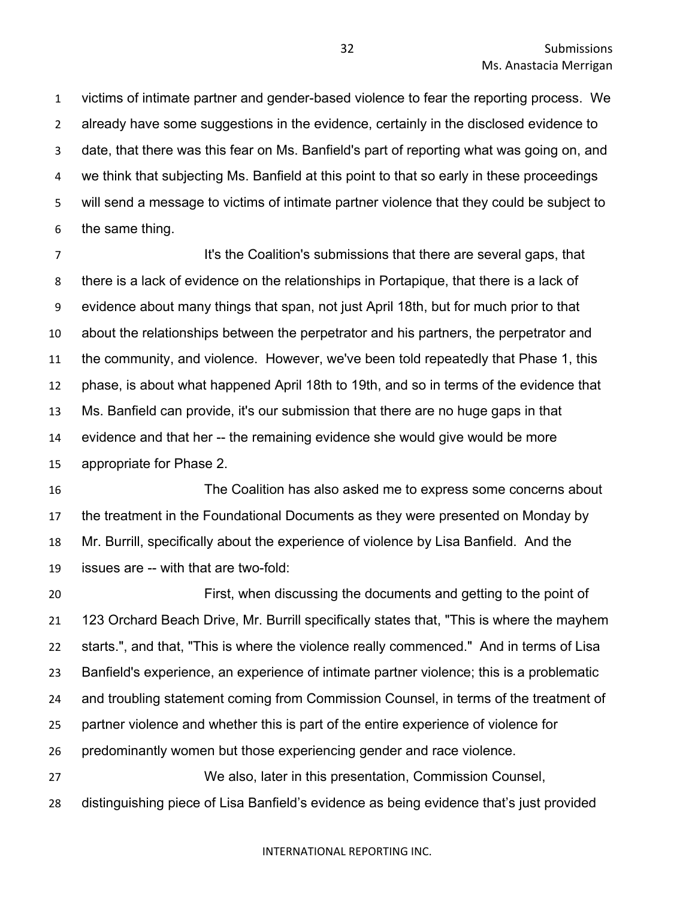victims of intimate partner and gender-based violence to fear the reporting process. We already have some suggestions in the evidence, certainly in the disclosed evidence to date, that there was this fear on Ms. Banfield's part of reporting what was going on, and we think that subjecting Ms. Banfield at this point to that so early in these proceedings will send a message to victims of intimate partner violence that they could be subject to the same thing.

It's the Coalition's submissions that there are several gaps, that there is a lack of evidence on the relationships in Portapique, that there is a lack of evidence about many things that span, not just April 18th, but for much prior to that about the relationships between the perpetrator and his partners, the perpetrator and the community, and violence. However, we've been told repeatedly that Phase 1, this phase, is about what happened April 18th to 19th, and so in terms of the evidence that Ms. Banfield can provide, it's our submission that there are no huge gaps in that evidence and that her -- the remaining evidence she would give would be more appropriate for Phase 2.

The Coalition has also asked me to express some concerns about the treatment in the Foundational Documents as they were presented on Monday by Mr. Burrill, specifically about the experience of violence by Lisa Banfield. And the issues are -- with that are two-fold:

First, when discussing the documents and getting to the point of 123 Orchard Beach Drive, Mr. Burrill specifically states that, "This is where the mayhem starts.", and that, "This is where the violence really commenced." And in terms of Lisa Banfield's experience, an experience of intimate partner violence; this is a problematic and troubling statement coming from Commission Counsel, in terms of the treatment of partner violence and whether this is part of the entire experience of violence for predominantly women but those experiencing gender and race violence.

We also, later in this presentation, Commission Counsel, distinguishing piece of Lisa Banfield's evidence as being evidence that's just provided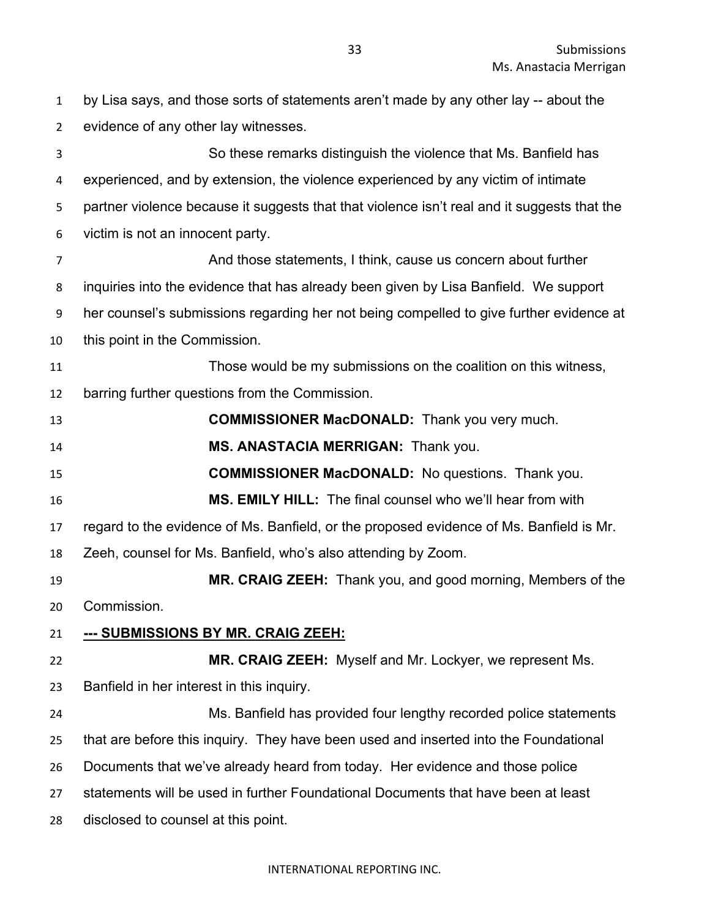by Lisa says, and those sorts of statements aren't made by any other lay -- about the evidence of any other lay witnesses.

So these remarks distinguish the violence that Ms. Banfield has experienced, and by extension, the violence experienced by any victim of intimate partner violence because it suggests that that violence isn't real and it suggests that the victim is not an innocent party.

And those statements, I think, cause us concern about further inquiries into the evidence that has already been given by Lisa Banfield. We support her counsel's submissions regarding her not being compelled to give further evidence at this point in the Commission.

Those would be my submissions on the coalition on this witness, barring further questions from the Commission.

**COMMISSIONER MacDONALD:** Thank you very much.

**MS. ANASTACIA MERRIGAN:** Thank you.

**COMMISSIONER MacDONALD:** No questions. Thank you.

**MS. EMILY HILL:** The final counsel who we'll hear from with regard to the evidence of Ms. Banfield, or the proposed evidence of Ms. Banfield is Mr. Zeeh, counsel for Ms. Banfield, who's also attending by Zoom.

**MR. CRAIG ZEEH:** Thank you, and good morning, Members of the Commission.

**<u>--- SUBMISSIONS BY MR. CRAIG ZEEH:</u>**

**MR. CRAIG ZEEH:** Myself and Mr. Lockyer, we represent Ms. Banfield in her interest in this inquiry.

Ms. Banfield has provided four lengthy recorded police statements that are before this inquiry. They have been used and inserted into the Foundational Documents that we've already heard from today. Her evidence and those police statements will be used in further Foundational Documents that have been at least disclosed to counsel at this point.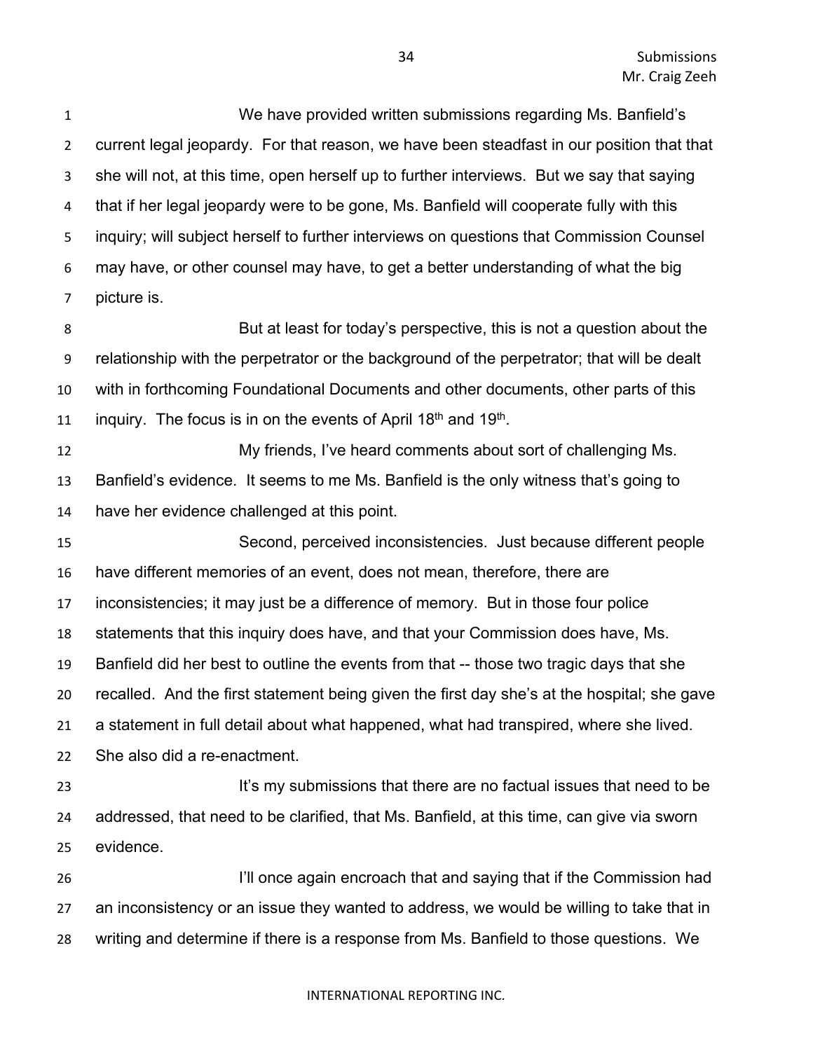We have provided written submissions regarding Ms. Banfield's current legal jeopardy. For that reason, we have been steadfast in our position that that she will not, at this time, open herself up to further interviews. But we say that saying that if her legal jeopardy were to be gone, Ms. Banfield will cooperate fully with this inquiry; will subject herself to further interviews on questions that Commission Counsel may have, or other counsel may have, to get a better understanding of what the big picture is.

But at least for today's perspective, this is not a question about the relationship with the perpetrator or the background of the perpetrator; that will be dealt with in forthcoming Foundational Documents and other documents, other parts of this inquiry. The focus is in on the events of April 18th and 19th.

My friends, I've heard comments about sort of challenging Ms. Banfield's evidence. It seems to me Ms. Banfield is the only witness that's going to have her evidence challenged at this point.

Second, perceived inconsistencies. Just because different people have different memories of an event, does not mean, therefore, there are inconsistencies; it may just be a difference of memory. But in those four police statements that this inquiry does have, and that your Commission does have, Ms. Banfield did her best to outline the events from that -- those two tragic days that she recalled. And the first statement being given the first day she's at the hospital; she gave a statement in full detail about what happened, what had transpired, where she lived. She also did a re-enactment.

It's my submissions that there are no factual issues that need to be addressed, that need to be clarified, that Ms. Banfield, at this time, can give via sworn evidence.

I'll once again encroach that and saying that if the Commission had an inconsistency or an issue they wanted to address, we would be willing to take that in writing and determine if there is a response from Ms. Banfield to those questions. We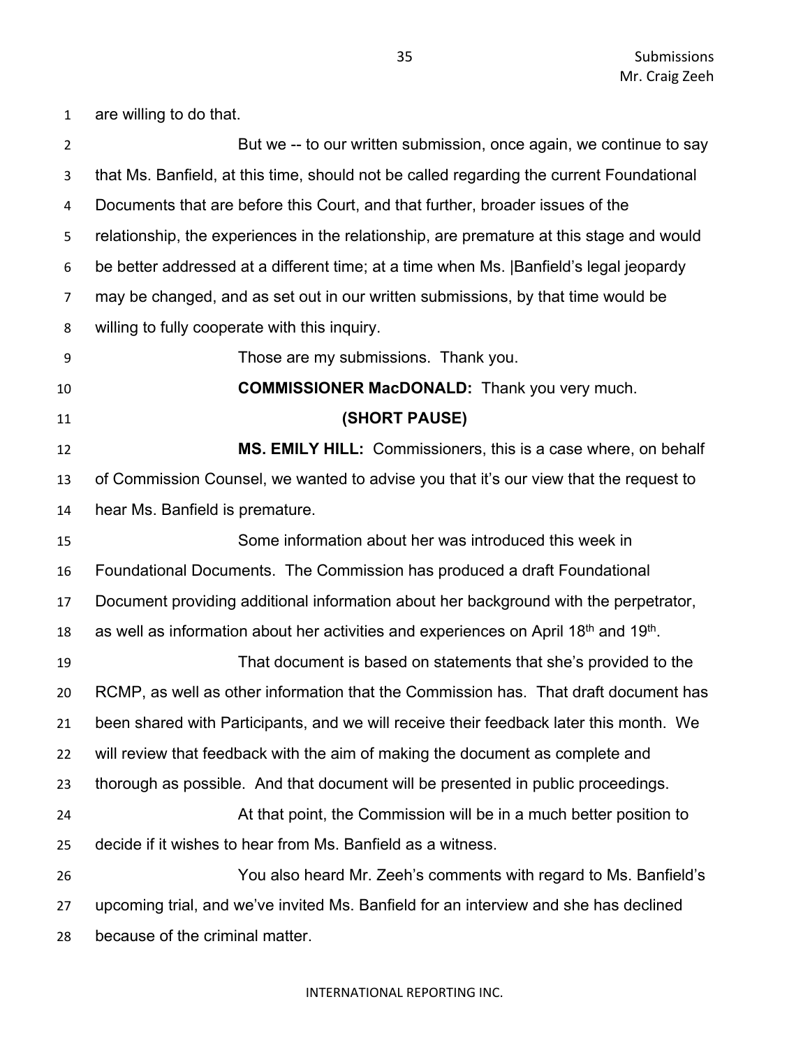are willing to do that.

But we -- to our written submission, once again, we continue to say that Ms. Banfield, at this time, should not be called regarding the current Foundational Documents that are before this Court, and that further, broader issues of the relationship, the experiences in the relationship, are premature at this stage and would be better addressed at a different time; at a time when Ms. |Banfield's legal jeopardy may be changed, and as set out in our written submissions, by that time would be willing to fully cooperate with this inquiry.

Those are my submissions. Thank you.

**COMMISSIONER MacDONALD:** Thank you very much.

**(SHORT PAUSE)**

**MS. EMILY HILL:** Commissioners, this is a case where, on behalf of Commission Counsel, we wanted to advise you that it's our view that the request to hear Ms. Banfield is premature.

Some information about her was introduced this week in Foundational Documents. The Commission has produced a draft Foundational Document providing additional information about her background with the perpetrator, as well as information about her activities and experiences on April 18th and 19th.

That document is based on statements that she's provided to the RCMP, as well as other information that the Commission has. That draft document has been shared with Participants, and we will receive their feedback later this month. We will review that feedback with the aim of making the document as complete and thorough as possible. And that document will be presented in public proceedings.

At that point, the Commission will be in a much better position to decide if it wishes to hear from Ms. Banfield as a witness.

You also heard Mr. Zeeh's comments with regard to Ms. Banfield's upcoming trial, and we've invited Ms. Banfield for an interview and she has declined because of the criminal matter.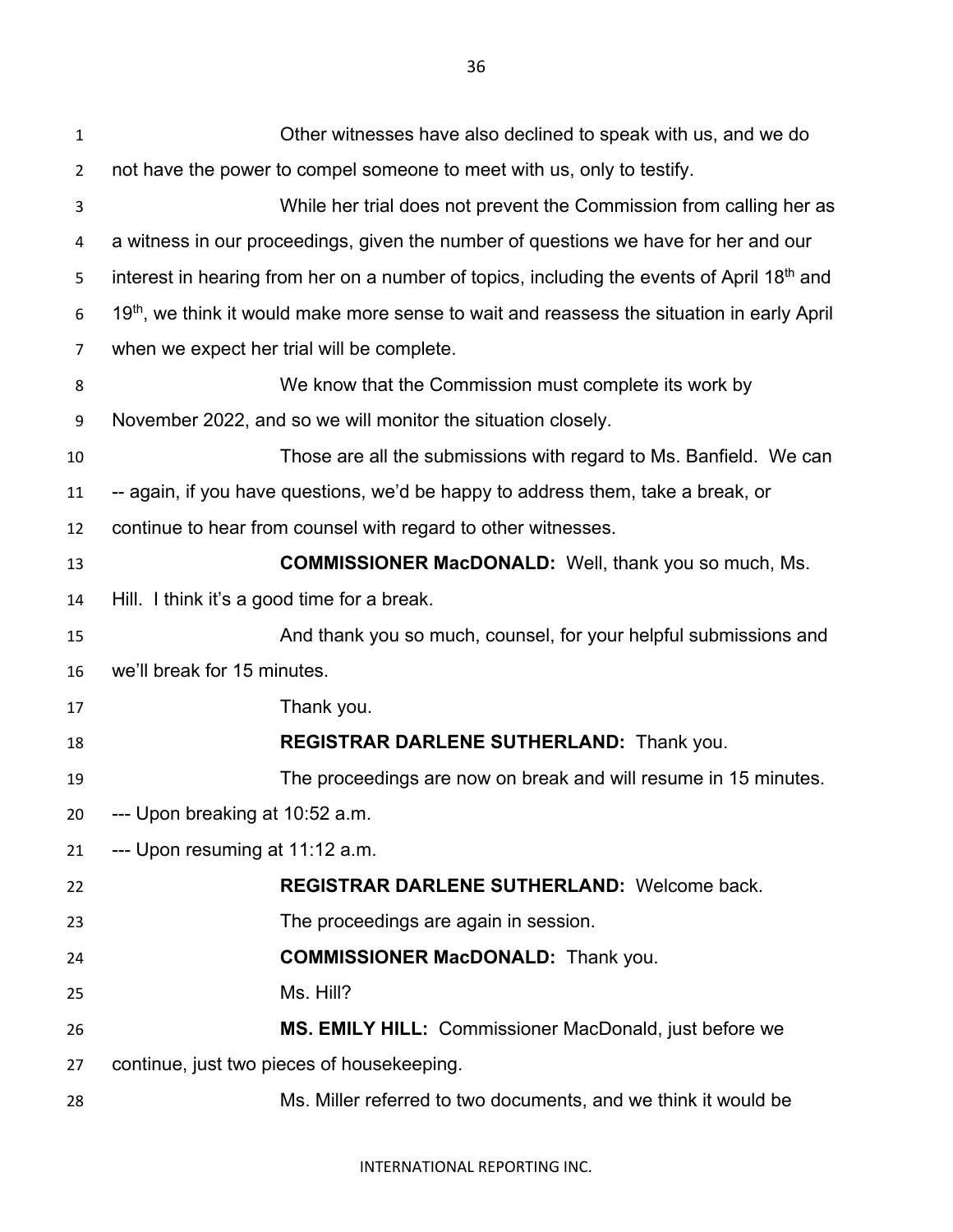Other witnesses have also declined to speak with us, and we do not have the power to compel someone to meet with us, only to testify.

While her trial does not prevent the Commission from calling her as a witness in our proceedings, given the number of questions we have for her and our interest in hearing from her on a number of topics, including the events of April 18th and 19th, we think it would make more sense to wait and reassess the situation in early April when we expect her trial will be complete.

We know that the Commission must complete its work by November 2022, and so we will monitor the situation closely.

Those are all the submissions with regard to Ms. Banfield. We can -- again, if you have questions, we'd be happy to address them, take a break, or continue to hear from counsel with regard to other witnesses.

**COMMISSIONER MacDONALD:** Well, thank you so much, Ms. Hill. I think it's a good time for a break.

And thank you so much, counsel, for your helpful submissions and we'll break for 15 minutes.

Thank you.

**REGISTRAR DARLENE SUTHERLAND:** Thank you.

The proceedings are now on break and will resume in 15 minutes.

--- Upon breaking at 10:52 a.m.

--- Upon resuming at 11:12 a.m.

**REGISTRAR DARLENE SUTHERLAND:** Welcome back.

The proceedings are again in session.

**COMMISSIONER MacDONALD:** Thank you.

Ms. Hill?

**MS. EMILY HILL:** Commissioner MacDonald, just before we continue, just two pieces of housekeeping.

Ms. Miller referred to two documents, and we think it would be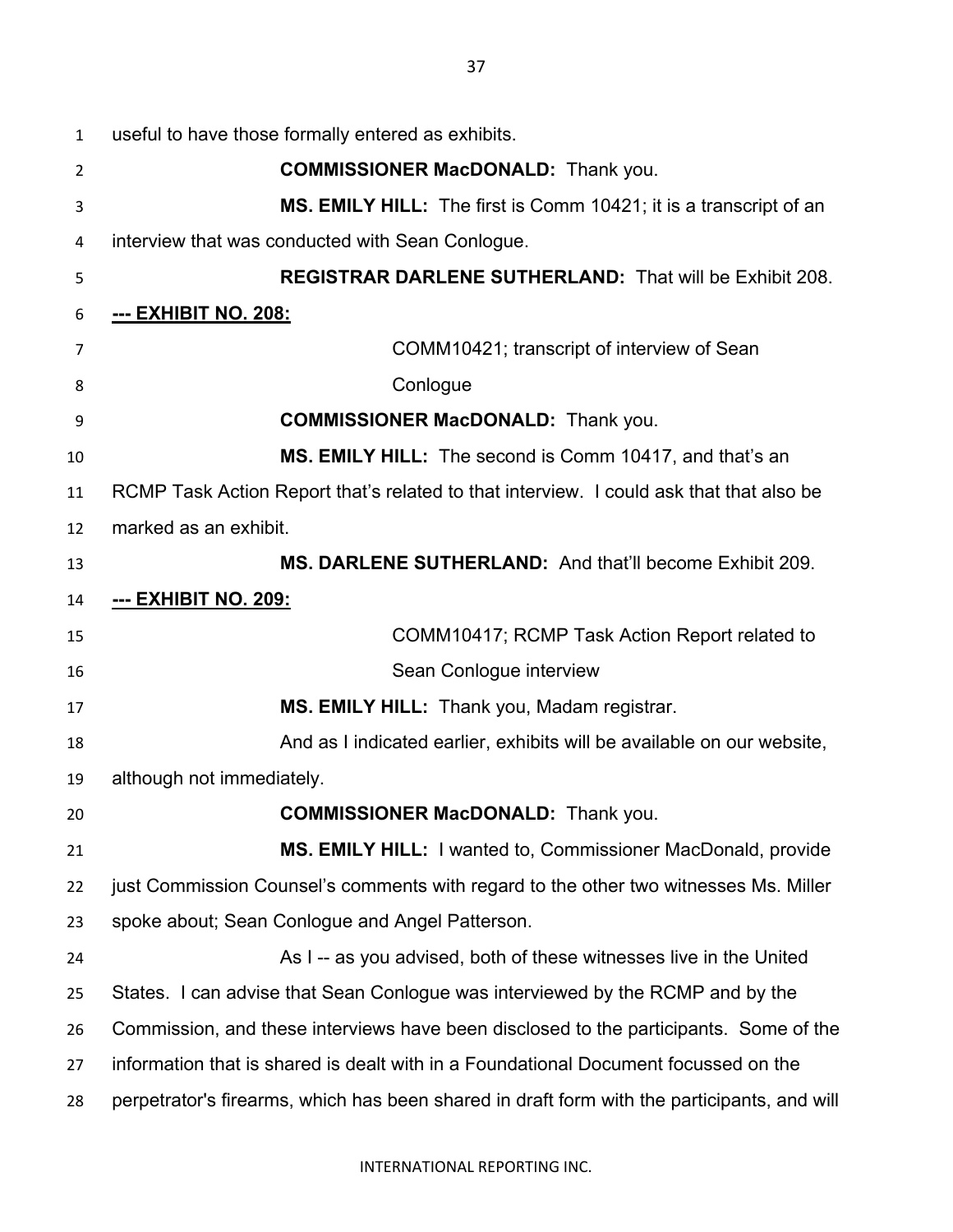useful to have those formally entered as exhibits.

**COMMISSIONER MacDONALD:** Thank you.

**MS. EMILY HILL:** The first is Comm 10421; it is a transcript of an interview that was conducted with Sean Conlogue.

**REGISTRAR DARLENE SUTHERLAND:** That will be Exhibit 208.

**--- EXHIBIT NO. 208:**

COMM10421; transcript of interview of Sean Conlogue

**COMMISSIONER MacDONALD:** Thank you.

**MS. EMILY HILL:** The second is Comm 10417, and that's an RCMP Task Action Report that's related to that interview. I could ask that that also be marked as an exhibit.

**MS. DARLENE SUTHERLAND:** And that'll become Exhibit 209.

**--- EXHIBIT NO. 209:**

COMM10417; RCMP Task Action Report related to Sean Conlogue interview

**MS. EMILY HILL:** Thank you, Madam registrar.

And as I indicated earlier, exhibits will be available on our website, although not immediately.

**COMMISSIONER MacDONALD:** Thank you.

**MS. EMILY HILL:** I wanted to, Commissioner MacDonald, provide just Commission Counsel's comments with regard to the other two witnesses Ms. Miller spoke about; Sean Conlogue and Angel Patterson.

As I -- as you advised, both of these witnesses live in the United States. I can advise that Sean Conlogue was interviewed by the RCMP and by the Commission, and these interviews have been disclosed to the participants. Some of the information that is shared is dealt with in a Foundational Document focussed on the perpetrator's firearms, which has been shared in draft form with the participants, and will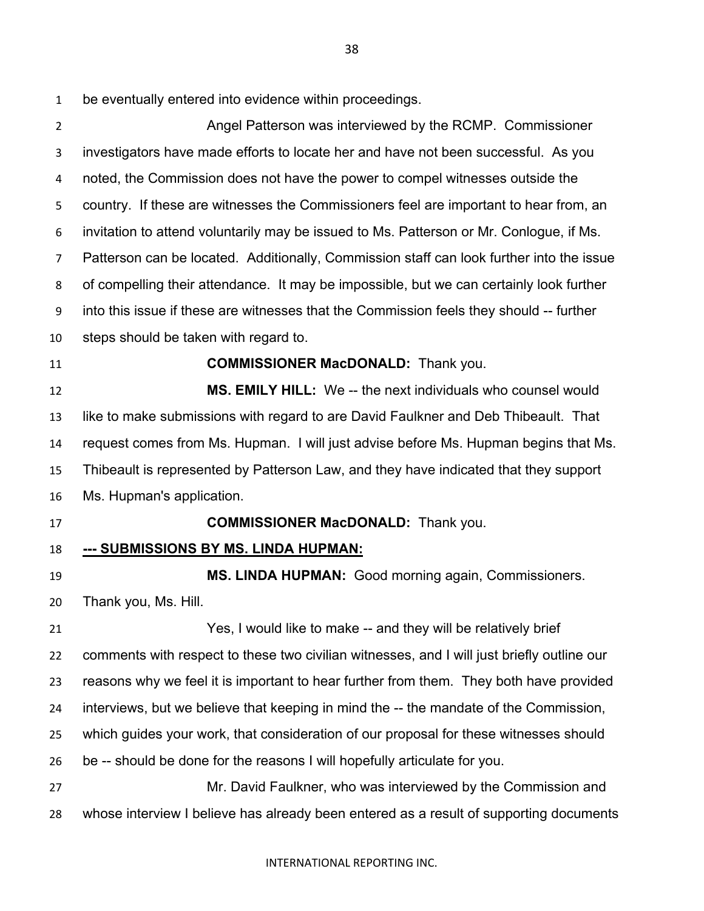be eventually entered into evidence within proceedings.

Angel Patterson was interviewed by the RCMP. Commissioner investigators have made efforts to locate her and have not been successful. As you noted, the Commission does not have the power to compel witnesses outside the country. If these are witnesses the Commissioners feel are important to hear from, an invitation to attend voluntarily may be issued to Ms. Patterson or Mr. Conlogue, if Ms. Patterson can be located. Additionally, Commission staff can look further into the issue of compelling their attendance. It may be impossible, but we can certainly look further into this issue if these are witnesses that the Commission feels they should -- further steps should be taken with regard to.

**COMMISSIONER MacDONALD:** Thank you.

**MS. EMILY HILL:** We -- the next individuals who counsel would like to make submissions with regard to are David Faulkner and Deb Thibeault. That request comes from Ms. Hupman. I will just advise before Ms. Hupman begins that Ms. Thibeault is represented by Patterson Law, and they have indicated that they support Ms. Hupman's application.

**COMMISSIONER MacDONALD:** Thank you.

**--- SUBMISSIONS BY MS. LINDA HUPMAN:**

**MS. LINDA HUPMAN:** Good morning again, Commissioners. Thank you, Ms. Hill.

Yes, I would like to make -- and they will be relatively brief comments with respect to these two civilian witnesses, and I will just briefly outline our reasons why we feel it is important to hear further from them. They both have provided interviews, but we believe that keeping in mind the -- the mandate of the Commission, which guides your work, that consideration of our proposal for these witnesses should be -- should be done for the reasons I will hopefully articulate for you.

Mr. David Faulkner, who was interviewed by the Commission and whose interview I believe has already been entered as a result of supporting documents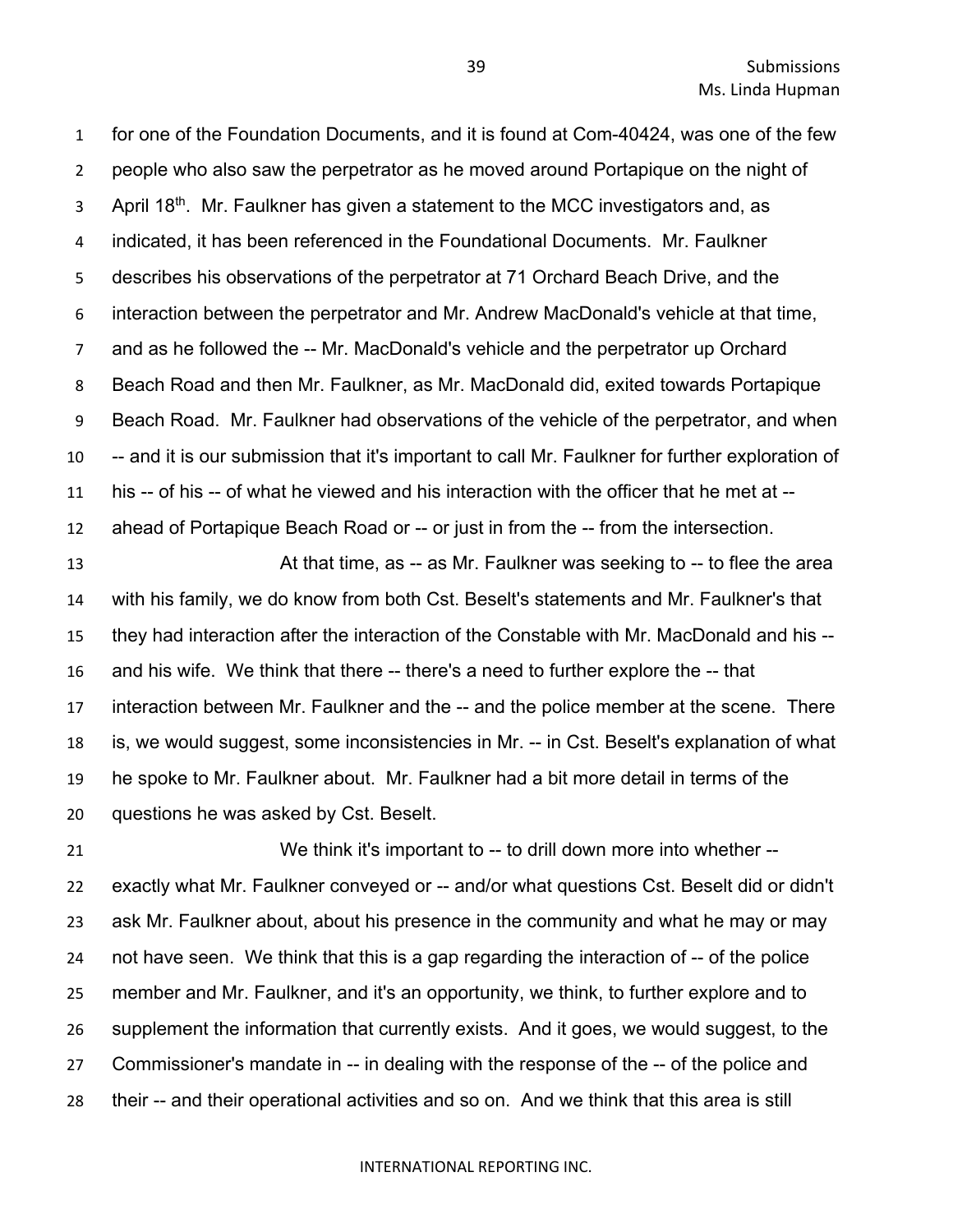for one of the Foundation Documents, and it is found at Com-40424, was one of the few people who also saw the perpetrator as he moved around Portapique on the night of April 18th. Mr. Faulkner has given a statement to the MCC investigators and, as indicated, it has been referenced in the Foundational Documents. Mr. Faulkner describes his observations of the perpetrator at 71 Orchard Beach Drive, and the interaction between the perpetrator and Mr. Andrew MacDonald's vehicle at that time, and as he followed the -- Mr. MacDonald's vehicle and the perpetrator up Orchard Beach Road and then Mr. Faulkner, as Mr. MacDonald did, exited towards Portapique Beach Road. Mr. Faulkner had observations of the vehicle of the perpetrator, and when -- and it is our submission that it's important to call Mr. Faulkner for further exploration of his -- of his -- of what he viewed and his interaction with the officer that he met at -- ahead of Portapique Beach Road or -- or just in from the -- from the intersection.

At that time, as -- as Mr. Faulkner was seeking to -- to flee the area with his family, we do know from both Cst. Beselt's statements and Mr. Faulkner's that they had interaction after the interaction of the Constable with Mr. MacDonald and his -- and his wife. We think that there -- there's a need to further explore the -- that interaction between Mr. Faulkner and the -- and the police member at the scene. There is, we would suggest, some inconsistencies in Mr. -- in Cst. Beselt's explanation of what he spoke to Mr. Faulkner about. Mr. Faulkner had a bit more detail in terms of the questions he was asked by Cst. Beselt.

We think it's important to -- to drill down more into whether -- exactly what Mr. Faulkner conveyed or -- and/or what questions Cst. Beselt did or didn't ask Mr. Faulkner about, about his presence in the community and what he may or may not have seen. We think that this is a gap regarding the interaction of -- of the police member and Mr. Faulkner, and it's an opportunity, we think, to further explore and to supplement the information that currently exists. And it goes, we would suggest, to the Commissioner's mandate in -- in dealing with the response of the -- of the police and their -- and their operational activities and so on. And we think that this area is still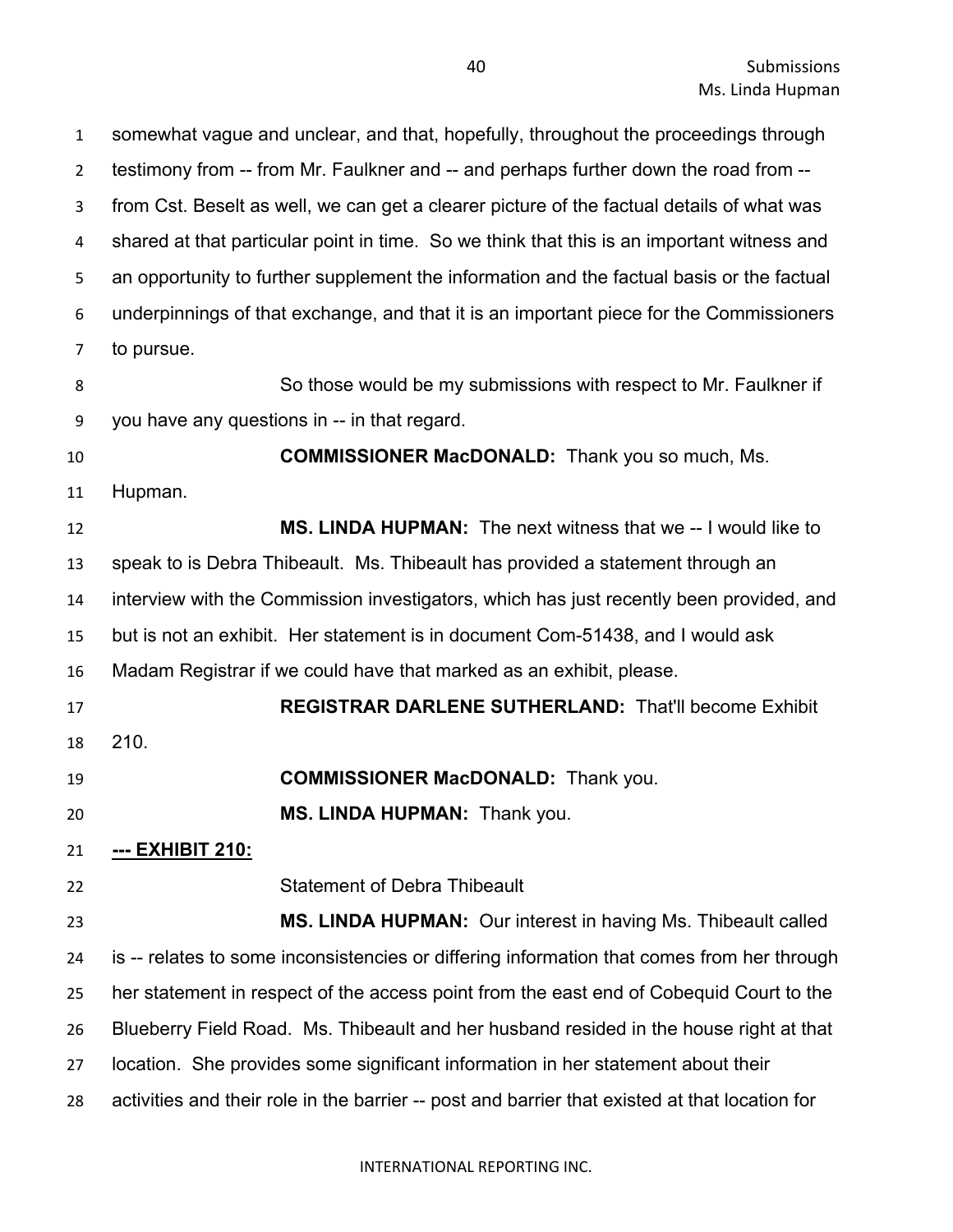somewhat vague and unclear, and that, hopefully, throughout the proceedings through testimony from -- from Mr. Faulkner and -- and perhaps further down the road from -- from Cst. Beselt as well, we can get a clearer picture of the factual details of what was shared at that particular point in time. So we think that this is an important witness and an opportunity to further supplement the information and the factual basis or the factual underpinnings of that exchange, and that it is an important piece for the Commissioners to pursue.

So those would be my submissions with respect to Mr. Faulkner if you have any questions in -- in that regard.

**COMMISSIONER MacDONALD:** Thank you so much, Ms. Hupman.

**MS. LINDA HUPMAN:** The next witness that we -- I would like to speak to is Debra Thibeault. Ms. Thibeault has provided a statement through an interview with the Commission investigators, which has just recently been provided, and but is not an exhibit. Her statement is in document Com-51438, and I would ask Madam Registrar if we could have that marked as an exhibit, please.

**REGISTRAR DARLENE SUTHERLAND:** That'll become Exhibit 210.

**COMMISSIONER MacDONALD:** Thank you.

**MS. LINDA HUPMAN:** Thank you.

**--- EXHIBIT 210:**

Statement of Debra Thibeault

**MS. LINDA HUPMAN:** Our interest in having Ms. Thibeault called is -- relates to some inconsistencies or differing information that comes from her through her statement in respect of the access point from the east end of Cobequid Court to the Blueberry Field Road. Ms. Thibeault and her husband resided in the house right at that location. She provides some significant information in her statement about their activities and their role in the barrier -- post and barrier that existed at that location for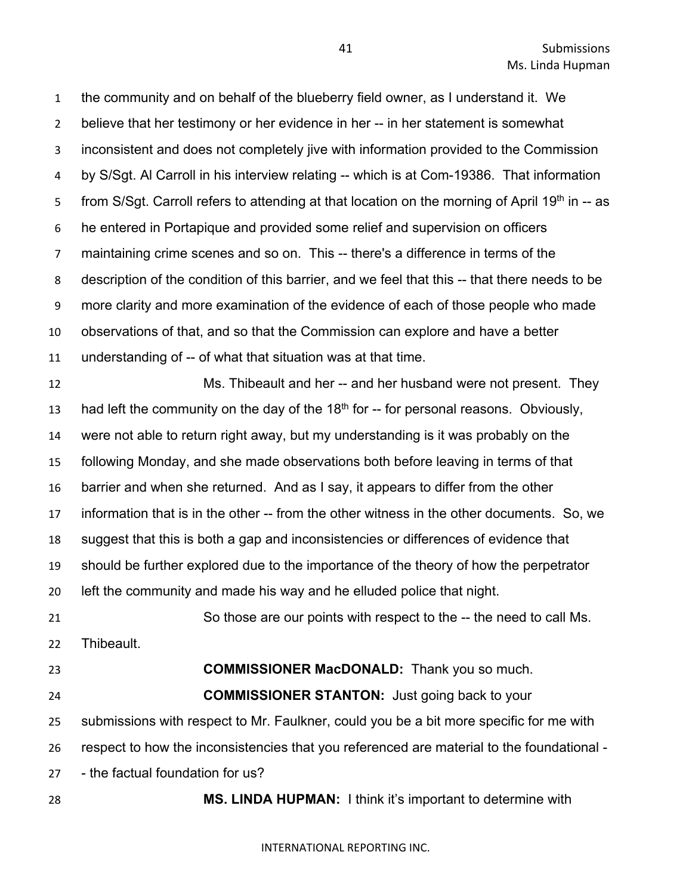the community and on behalf of the blueberry field owner, as I understand it. We believe that her testimony or her evidence in her -- in her statement is somewhat inconsistent and does not completely jive with information provided to the Commission by S/Sgt. Al Carroll in his interview relating -- which is at Com-19386. That information from S/Sgt. Carroll refers to attending at that location on the morning of April 19th in -- as he entered in Portapique and provided some relief and supervision on officers maintaining crime scenes and so on. This -- there's a difference in terms of the description of the condition of this barrier, and we feel that this -- that there needs to be more clarity and more examination of the evidence of each of those people who made observations of that, and so that the Commission can explore and have a better understanding of -- of what that situation was at that time.

Ms. Thibeault and her -- and her husband were not present. They had left the community on the day of the 18th for -- for personal reasons. Obviously, were not able to return right away, but my understanding is it was probably on the following Monday, and she made observations both before leaving in terms of that barrier and when she returned. And as I say, it appears to differ from the other information that is in the other -- from the other witness in the other documents. So, we suggest that this is both a gap and inconsistencies or differences of evidence that should be further explored due to the importance of the theory of how the perpetrator left the community and made his way and he elluded police that night.

So those are our points with respect to the -- the need to call Ms. Thibeault.

**COMMISSIONER MacDONALD:** Thank you so much.

**COMMISSIONER STANTON:** Just going back to your submissions with respect to Mr. Faulkner, could you be a bit more specific for me with respect to how the inconsistencies that you referenced are material to the foundational -- the factual foundation for us?

**MS. LINDA HUPMAN:** I think it's important to determine with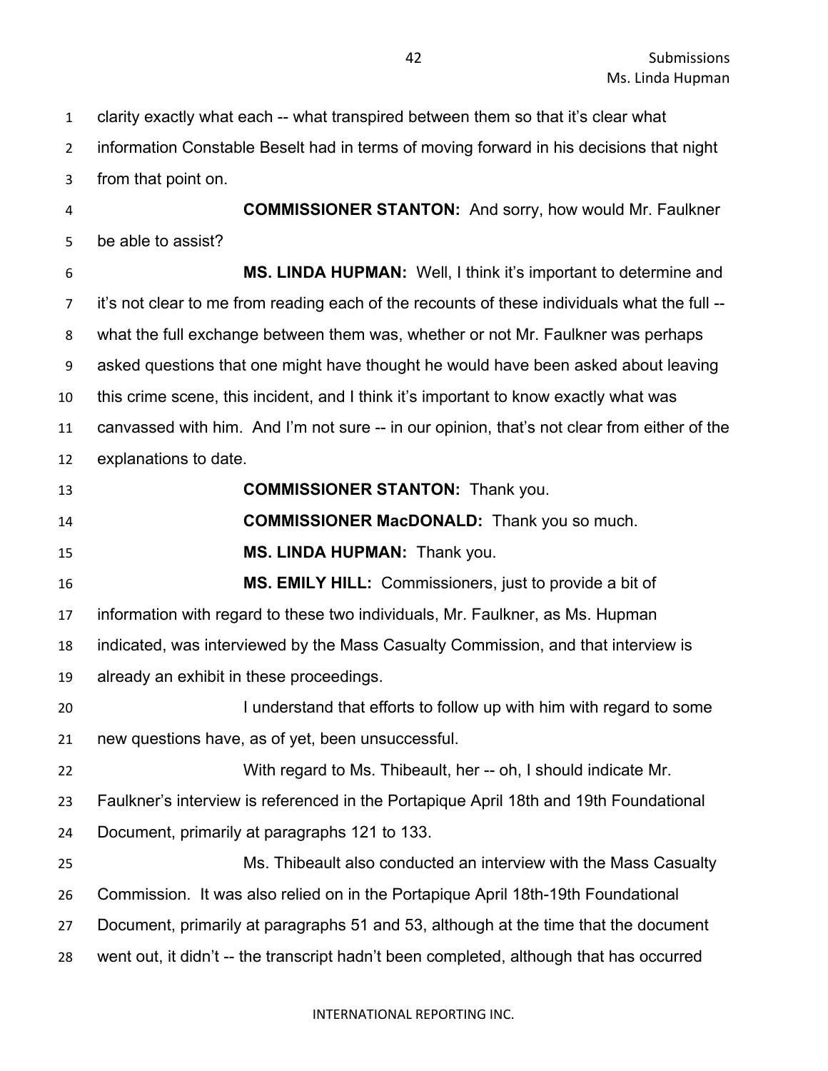clarity exactly what each -- what transpired between them so that it's clear what information Constable Beselt had in terms of moving forward in his decisions that night from that point on.

**COMMISSIONER STANTON:** And sorry, how would Mr. Faulkner be able to assist?

**MS. LINDA HUPMAN:** Well, I think it's important to determine and it's not clear to me from reading each of the recounts of these individuals what the full -- what the full exchange between them was, whether or not Mr. Faulkner was perhaps asked questions that one might have thought he would have been asked about leaving this crime scene, this incident, and I think it's important to know exactly what was canvassed with him. And I'm not sure -- in our opinion, that's not clear from either of the explanations to date.

**COMMISSIONER STANTON:** Thank you.

**COMMISSIONER MacDONALD:** Thank you so much.

**MS. LINDA HUPMAN:** Thank you.

**MS. EMILY HILL:** Commissioners, just to provide a bit of information with regard to these two individuals, Mr. Faulkner, as Ms. Hupman indicated, was interviewed by the Mass Casualty Commission, and that interview is already an exhibit in these proceedings.

I understand that efforts to follow up with him with regard to some new questions have, as of yet, been unsuccessful.

With regard to Ms. Thibeault, her -- oh, I should indicate Mr. Faulkner's interview is referenced in the Portapique April 18th and 19th Foundational Document, primarily at paragraphs 121 to 133.

Ms. Thibeault also conducted an interview with the Mass Casualty Commission. It was also relied on in the Portapique April 18th-19th Foundational Document, primarily at paragraphs 51 and 53, although at the time that the document went out, it didn't -- the transcript hadn't been completed, although that has occurred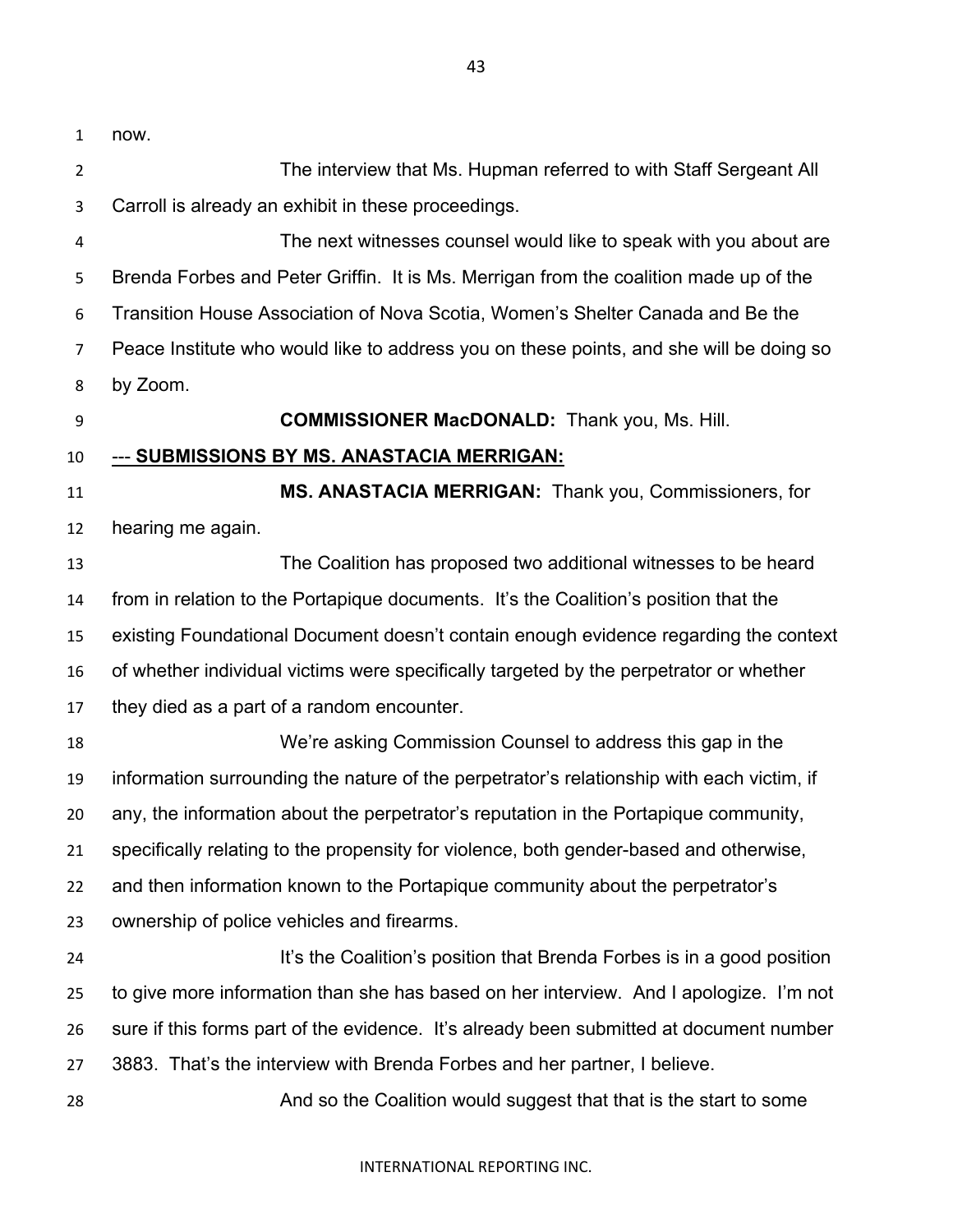now.

The interview that Ms. Hupman referred to with Staff Sergeant All Carroll is already an exhibit in these proceedings.

The next witnesses counsel would like to speak with you about are Brenda Forbes and Peter Griffin. It is Ms. Merrigan from the coalition made up of the Transition House Association of Nova Scotia, Women's Shelter Canada and Be the Peace Institute who would like to address you on these points, and she will be doing so by Zoom.

**COMMISSIONER MacDONALD:** Thank you, Ms. Hill.

**--- SUBMISSIONS BY MS. ANASTACIA MERRIGAN:**

**MS. ANASTACIA MERRIGAN:** Thank you, Commissioners, for hearing me again.

The Coalition has proposed two additional witnesses to be heard from in relation to the Portapique documents. It's the Coalition's position that the existing Foundational Document doesn't contain enough evidence regarding the context of whether individual victims were specifically targeted by the perpetrator or whether they died as a part of a random encounter.

We're asking Commission Counsel to address this gap in the information surrounding the nature of the perpetrator's relationship with each victim, if any, the information about the perpetrator's reputation in the Portapique community, specifically relating to the propensity for violence, both gender-based and otherwise, and then information known to the Portapique community about the perpetrator's ownership of police vehicles and firearms.

It's the Coalition's position that Brenda Forbes is in a good position to give more information than she has based on her interview. And I apologize. I'm not sure if this forms part of the evidence. It's already been submitted at document number 3883. That's the interview with Brenda Forbes and her partner, I believe.

And so the Coalition would suggest that that is the start to some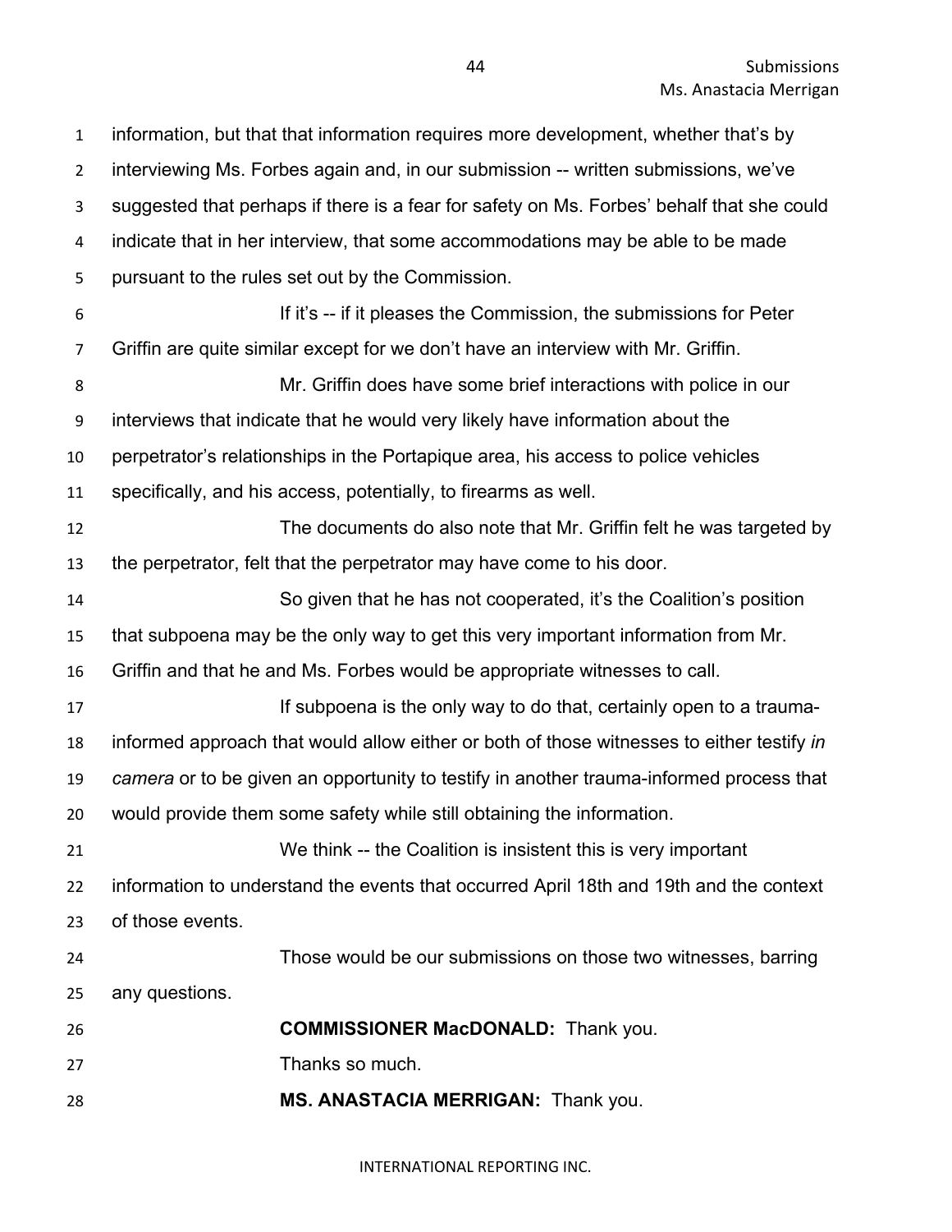information, but that that information requires more development, whether that's by interviewing Ms. Forbes again and, in our submission -- written submissions, we've suggested that perhaps if there is a fear for safety on Ms. Forbes' behalf that she could indicate that in her interview, that some accommodations may be able to be made pursuant to the rules set out by the Commission.

If it's -- if it pleases the Commission, the submissions for Peter Griffin are quite similar except for we don't have an interview with Mr. Griffin.

Mr. Griffin does have some brief interactions with police in our interviews that indicate that he would very likely have information about the perpetrator's relationships in the Portapique area, his access to police vehicles specifically, and his access, potentially, to firearms as well.

The documents do also note that Mr. Griffin felt he was targeted by the perpetrator, felt that the perpetrator may have come to his door.

So given that he has not cooperated, it's the Coalition's position that subpoena may be the only way to get this very important information from Mr. Griffin and that he and Ms. Forbes would be appropriate witnesses to call.

If subpoena is the only way to do that, certainly open to a trauma-informed approach that would allow either or both of those witnesses to either testify *in camera* or to be given an opportunity to testify in another trauma-informed process that would provide them some safety while still obtaining the information.

We think -- the Coalition is insistent this is very important information to understand the events that occurred April 18th and 19th and the context of those events.

Those would be our submissions on those two witnesses, barring any questions.

**COMMISSIONER MacDONALD:** Thank you.

Thanks so much.

**MS. ANASTACIA MERRIGAN:** Thank you.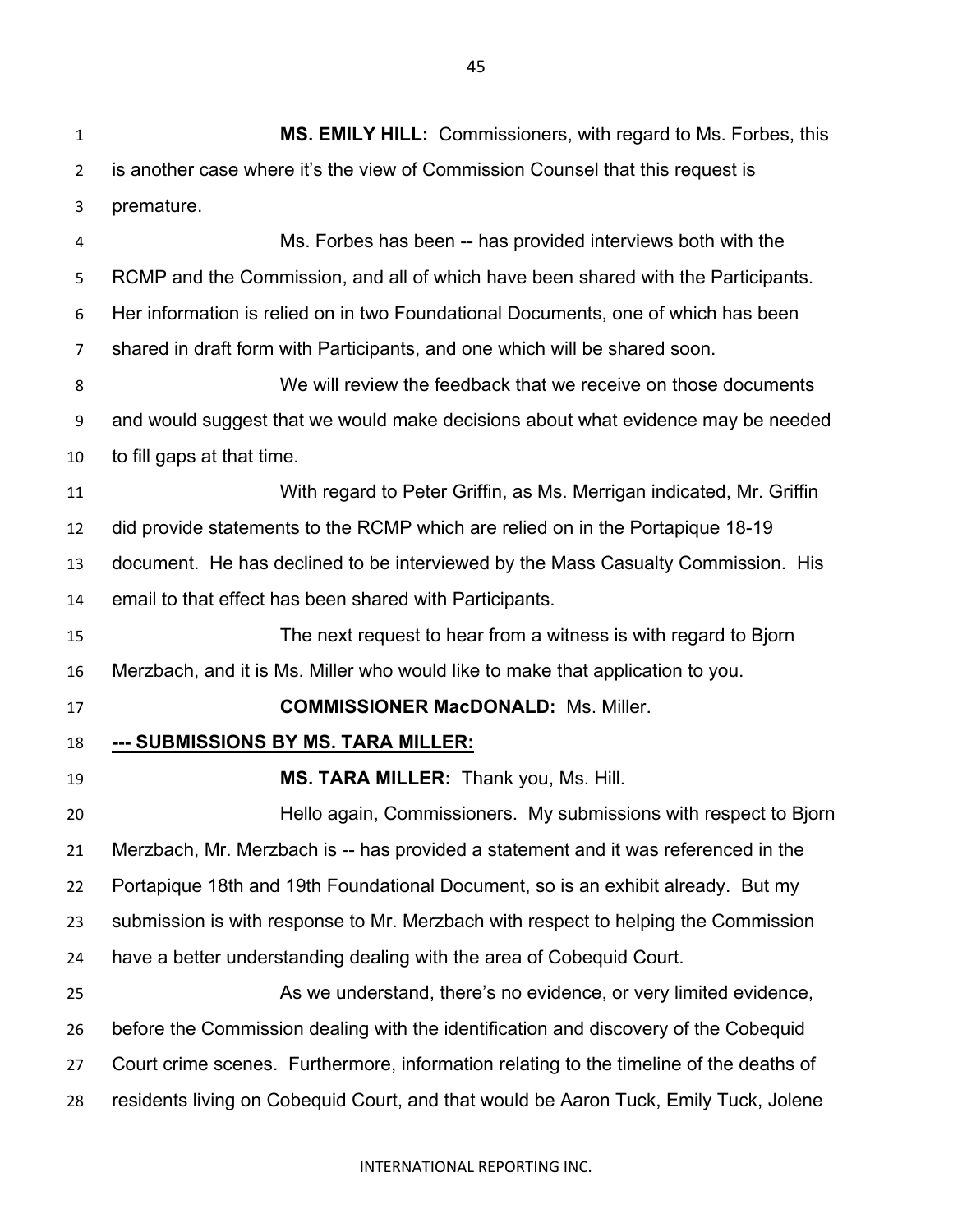**MS. EMILY HILL:** Commissioners, with regard to Ms. Forbes, this is another case where it's the view of Commission Counsel that this request is premature.

Ms. Forbes has been -- has provided interviews both with the RCMP and the Commission, and all of which have been shared with the Participants. Her information is relied on in two Foundational Documents, one of which has been shared in draft form with Participants, and one which will be shared soon.

We will review the feedback that we receive on those documents and would suggest that we would make decisions about what evidence may be needed to fill gaps at that time.

With regard to Peter Griffin, as Ms. Merrigan indicated, Mr. Griffin did provide statements to the RCMP which are relied on in the Portapique 18-19 document. He has declined to be interviewed by the Mass Casualty Commission. His email to that effect has been shared with Participants.

The next request to hear from a witness is with regard to Bjorn Merzbach, and it is Ms. Miller who would like to make that application to you.

**COMMISSIONER MacDONALD:** Ms. Miller.

**<u>--- SUBMISSIONS BY MS. TARA MILLER:</u>**

**MS. TARA MILLER:** Thank you, Ms. Hill.

Hello again, Commissioners. My submissions with respect to Bjorn Merzbach, Mr. Merzbach is -- has provided a statement and it was referenced in the Portapique 18th and 19th Foundational Document, so is an exhibit already. But my submission is with response to Mr. Merzbach with respect to helping the Commission have a better understanding dealing with the area of Cobequid Court.

As we understand, there's no evidence, or very limited evidence, before the Commission dealing with the identification and discovery of the Cobequid Court crime scenes. Furthermore, information relating to the timeline of the deaths of residents living on Cobequid Court, and that would be Aaron Tuck, Emily Tuck, Jolene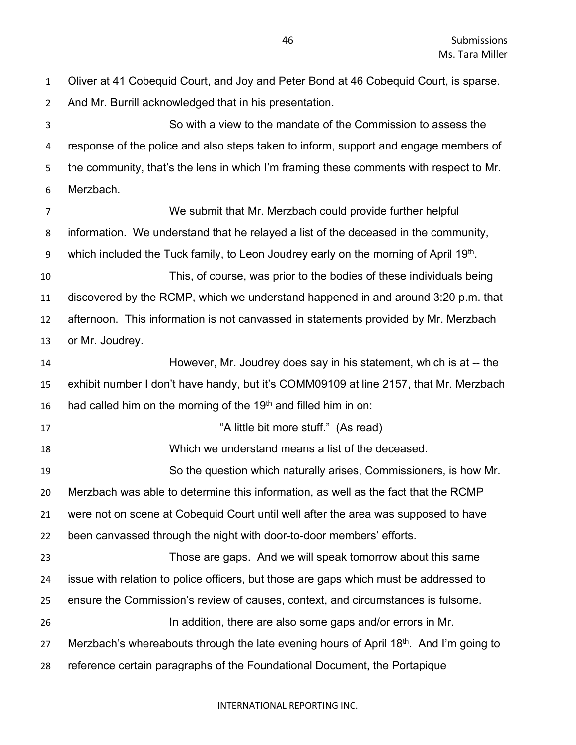Oliver at 41 Cobequid Court, and Joy and Peter Bond at 46 Cobequid Court, is sparse. And Mr. Burrill acknowledged that in his presentation.

So with a view to the mandate of the Commission to assess the response of the police and also steps taken to inform, support and engage members of the community, that's the lens in which I'm framing these comments with respect to Mr. Merzbach.

We submit that Mr. Merzbach could provide further helpful information. We understand that he relayed a list of the deceased in the community, which included the Tuck family, to Leon Joudrey early on the morning of April 19th.

This, of course, was prior to the bodies of these individuals being discovered by the RCMP, which we understand happened in and around 3:20 p.m. that afternoon. This information is not canvassed in statements provided by Mr. Merzbach or Mr. Joudrey.

However, Mr. Joudrey does say in his statement, which is at -- the exhibit number I don't have handy, but it's COMM09109 at line 2157, that Mr. Merzbach had called him on the morning of the 19th and filled him in on:

"A little bit more stuff." (As read)

Which we understand means a list of the deceased.

So the question which naturally arises, Commissioners, is how Mr. Merzbach was able to determine this information, as well as the fact that the RCMP were not on scene at Cobequid Court until well after the area was supposed to have been canvassed through the night with door-to-door members' efforts.

Those are gaps. And we will speak tomorrow about this same issue with relation to police officers, but those are gaps which must be addressed to ensure the Commission's review of causes, context, and circumstances is fulsome.

In addition, there are also some gaps and/or errors in Mr. Merzbach's whereabouts through the late evening hours of April 18th. And I'm going to reference certain paragraphs of the Foundational Document, the Portapique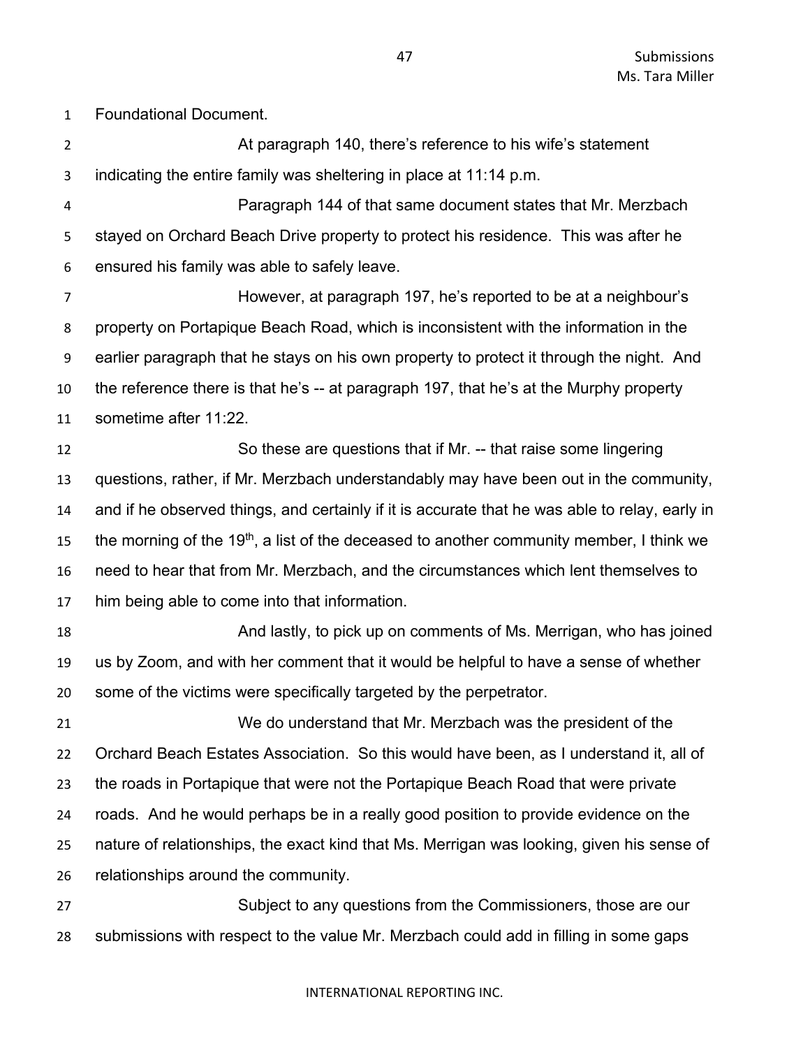Foundational Document.

At paragraph 140, there's reference to his wife's statement indicating the entire family was sheltering in place at 11:14 p.m.

Paragraph 144 of that same document states that Mr. Merzbach stayed on Orchard Beach Drive property to protect his residence. This was after he ensured his family was able to safely leave.

However, at paragraph 197, he's reported to be at a neighbour's property on Portapique Beach Road, which is inconsistent with the information in the earlier paragraph that he stays on his own property to protect it through the night. And the reference there is that he's -- at paragraph 197, that he's at the Murphy property sometime after 11:22.

So these are questions that if Mr. -- that raise some lingering questions, rather, if Mr. Merzbach understandably may have been out in the community, and if he observed things, and certainly if it is accurate that he was able to relay, early in the morning of the 19th, a list of the deceased to another community member, I think we need to hear that from Mr. Merzbach, and the circumstances which lent themselves to him being able to come into that information.

And lastly, to pick up on comments of Ms. Merrigan, who has joined us by Zoom, and with her comment that it would be helpful to have a sense of whether some of the victims were specifically targeted by the perpetrator.

We do understand that Mr. Merzbach was the president of the Orchard Beach Estates Association. So this would have been, as I understand it, all of the roads in Portapique that were not the Portapique Beach Road that were private roads. And he would perhaps be in a really good position to provide evidence on the nature of relationships, the exact kind that Ms. Merrigan was looking, given his sense of relationships around the community.

Subject to any questions from the Commissioners, those are our submissions with respect to the value Mr. Merzbach could add in filling in some gaps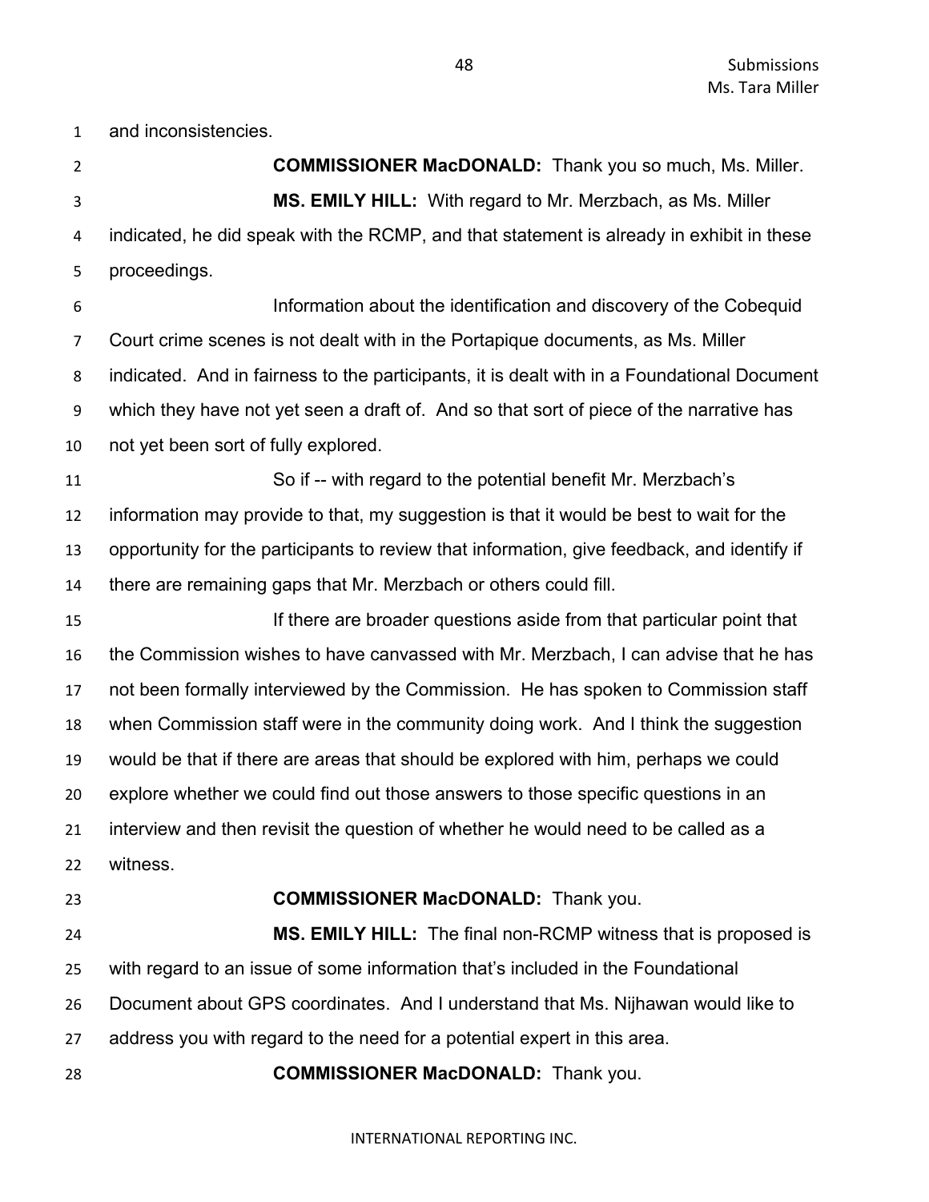and inconsistencies.

**COMMISSIONER MacDONALD:** Thank you so much, Ms. Miller.

**MS. EMILY HILL:** With regard to Mr. Merzbach, as Ms. Miller indicated, he did speak with the RCMP, and that statement is already in exhibit in these proceedings.

Information about the identification and discovery of the Cobequid Court crime scenes is not dealt with in the Portapique documents, as Ms. Miller indicated. And in fairness to the participants, it is dealt with in a Foundational Document which they have not yet seen a draft of. And so that sort of piece of the narrative has not yet been sort of fully explored.

So if -- with regard to the potential benefit Mr. Merzbach's information may provide to that, my suggestion is that it would be best to wait for the opportunity for the participants to review that information, give feedback, and identify if there are remaining gaps that Mr. Merzbach or others could fill.

If there are broader questions aside from that particular point that the Commission wishes to have canvassed with Mr. Merzbach, I can advise that he has not been formally interviewed by the Commission. He has spoken to Commission staff when Commission staff were in the community doing work. And I think the suggestion would be that if there are areas that should be explored with him, perhaps we could explore whether we could find out those answers to those specific questions in an interview and then revisit the question of whether he would need to be called as a witness.

**COMMISSIONER MacDONALD:** Thank you.

**MS. EMILY HILL:** The final non-RCMP witness that is proposed is with regard to an issue of some information that's included in the Foundational Document about GPS coordinates. And I understand that Ms. Nijhawan would like to address you with regard to the need for a potential expert in this area.

**COMMISSIONER MacDONALD:** Thank you.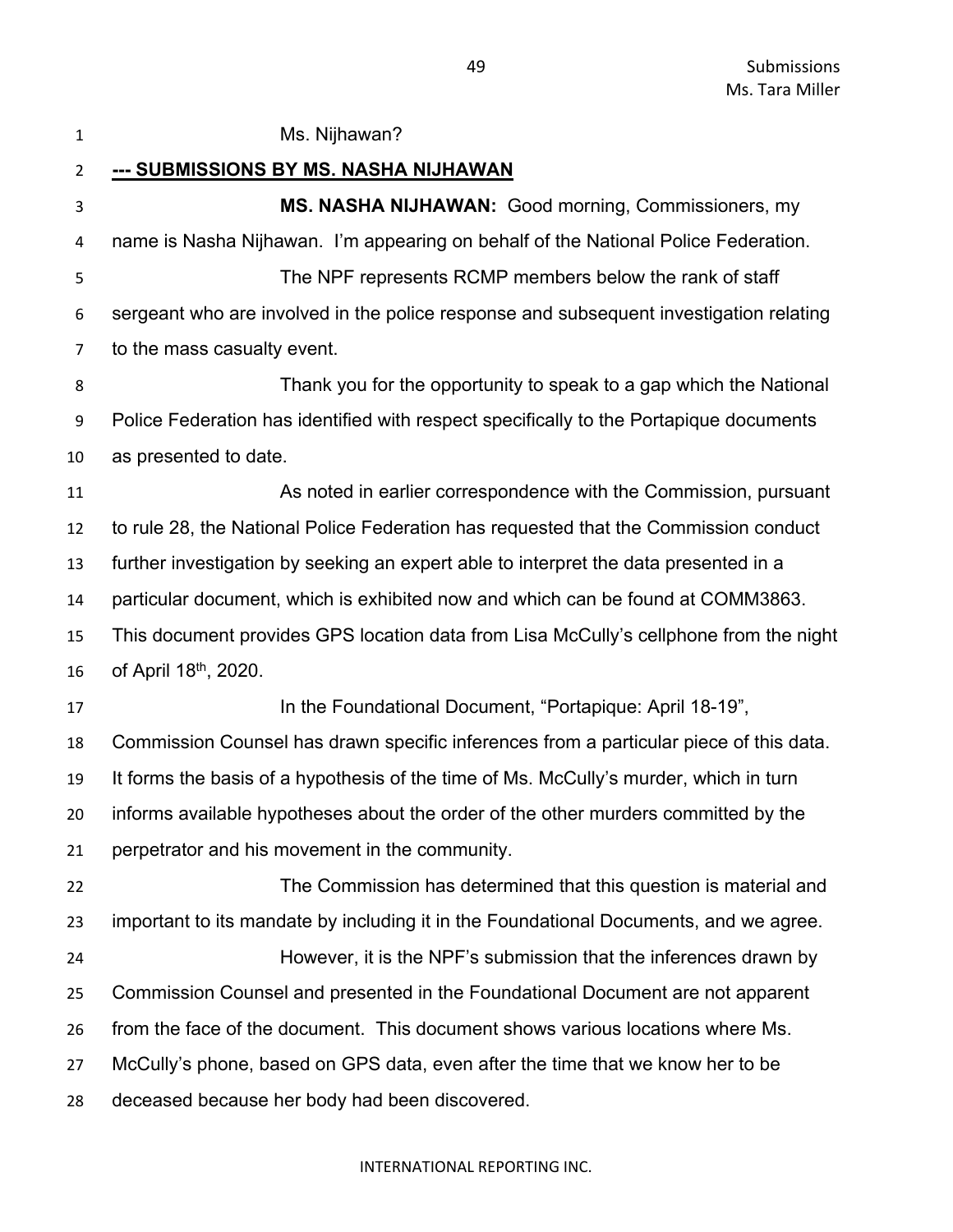Ms. Nijhawan?

**--- SUBMISSIONS BY MS. NASHA NIJHAWAN**

**MS. NASHA NIJHAWAN:** Good morning, Commissioners, my name is Nasha Nijhawan. I'm appearing on behalf of the National Police Federation.

The NPF represents RCMP members below the rank of staff sergeant who are involved in the police response and subsequent investigation relating to the mass casualty event.

Thank you for the opportunity to speak to a gap which the National Police Federation has identified with respect specifically to the Portapique documents as presented to date.

As noted in earlier correspondence with the Commission, pursuant to rule 28, the National Police Federation has requested that the Commission conduct further investigation by seeking an expert able to interpret the data presented in a particular document, which is exhibited now and which can be found at COMM3863. This document provides GPS location data from Lisa McCully's cellphone from the night of April 18th, 2020.

In the Foundational Document, "Portapique: April 18-19", Commission Counsel has drawn specific inferences from a particular piece of this data. It forms the basis of a hypothesis of the time of Ms. McCully's murder, which in turn informs available hypotheses about the order of the other murders committed by the perpetrator and his movement in the community.

The Commission has determined that this question is material and important to its mandate by including it in the Foundational Documents, and we agree.

However, it is the NPF's submission that the inferences drawn by Commission Counsel and presented in the Foundational Document are not apparent from the face of the document. This document shows various locations where Ms. McCully's phone, based on GPS data, even after the time that we know her to be deceased because her body had been discovered.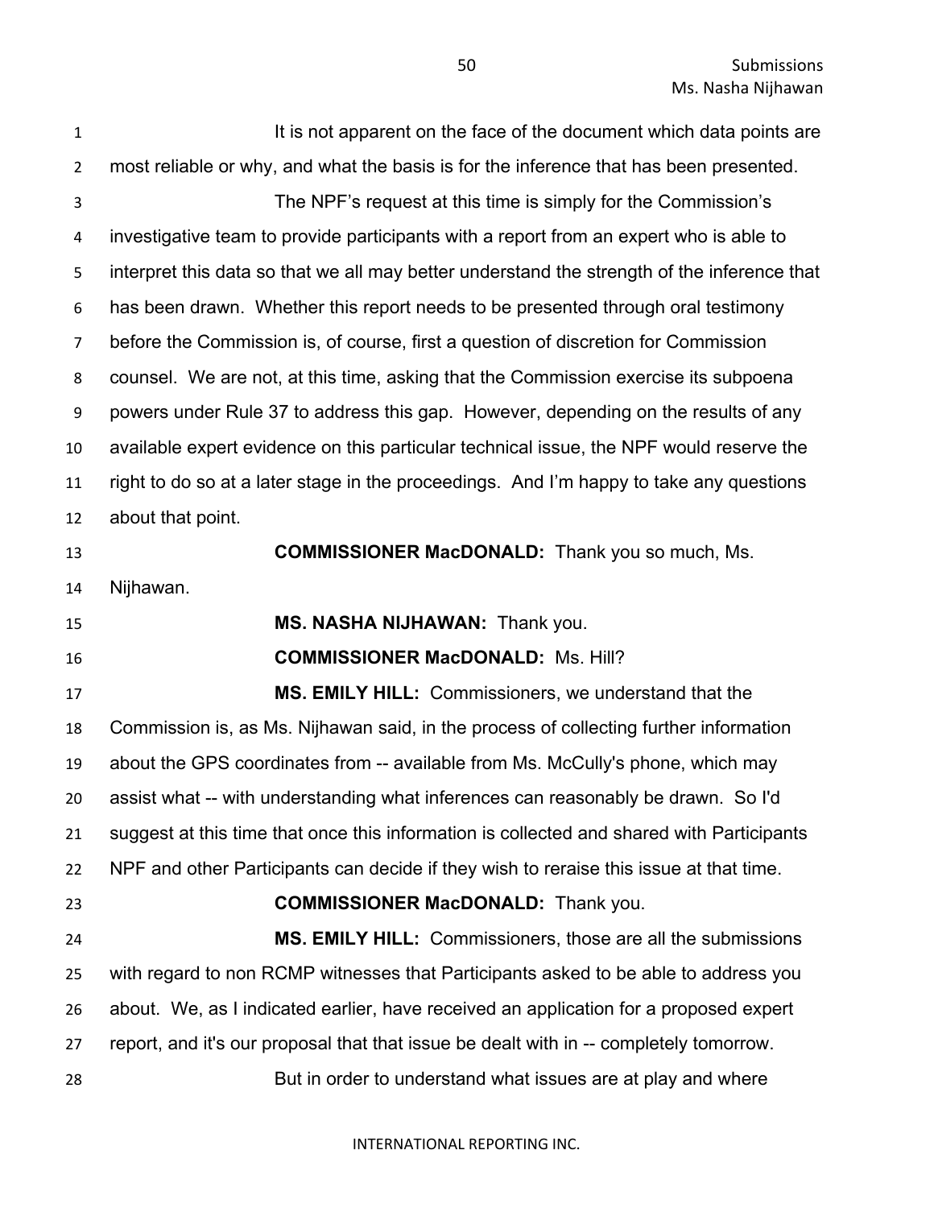It is not apparent on the face of the document which data points are most reliable or why, and what the basis is for the inference that has been presented.

The NPF's request at this time is simply for the Commission's investigative team to provide participants with a report from an expert who is able to interpret this data so that we all may better understand the strength of the inference that has been drawn. Whether this report needs to be presented through oral testimony before the Commission is, of course, first a question of discretion for Commission counsel. We are not, at this time, asking that the Commission exercise its subpoena powers under Rule 37 to address this gap. However, depending on the results of any available expert evidence on this particular technical issue, the NPF would reserve the right to do so at a later stage in the proceedings. And I'm happy to take any questions about that point.

**COMMISSIONER MacDONALD:** Thank you so much, Ms. Nijhawan.

**MS. NASHA NIJHAWAN:** Thank you.

**COMMISSIONER MacDONALD:** Ms. Hill?

**MS. EMILY HILL:** Commissioners, we understand that the Commission is, as Ms. Nijhawan said, in the process of collecting further information about the GPS coordinates from -- available from Ms. McCully's phone, which may assist what -- with understanding what inferences can reasonably be drawn. So I'd suggest at this time that once this information is collected and shared with Participants NPF and other Participants can decide if they wish to reraise this issue at that time.

**COMMISSIONER MacDONALD:** Thank you.

**MS. EMILY HILL:** Commissioners, those are all the submissions with regard to non RCMP witnesses that Participants asked to be able to address you about. We, as I indicated earlier, have received an application for a proposed expert report, and it's our proposal that that issue be dealt with in -- completely tomorrow.

But in order to understand what issues are at play and where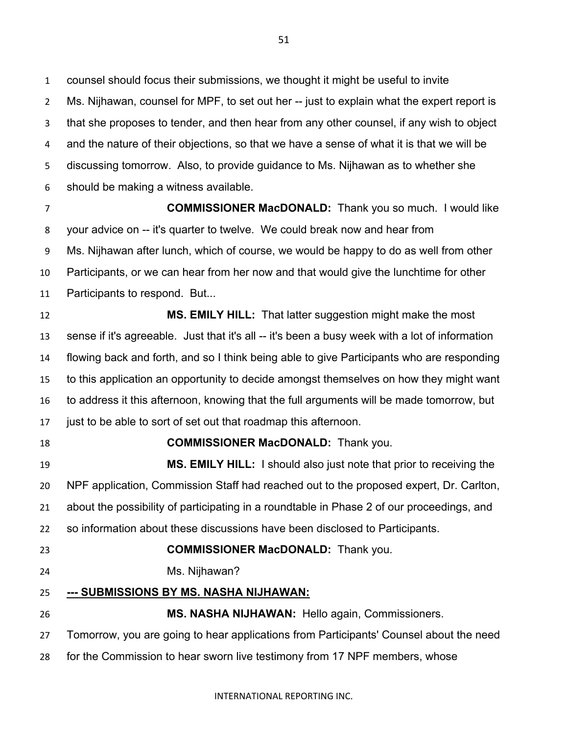counsel should focus their submissions, we thought it might be useful to invite Ms. Nijhawan, counsel for MPF, to set out her -- just to explain what the expert report is that she proposes to tender, and then hear from any other counsel, if any wish to object and the nature of their objections, so that we have a sense of what it is that we will be discussing tomorrow. Also, to provide guidance to Ms. Nijhawan as to whether she should be making a witness available.

**COMMISSIONER MacDONALD:** Thank you so much. I would like your advice on -- it's quarter to twelve. We could break now and hear from Ms. Nijhawan after lunch, which of course, we would be happy to do as well from other Participants, or we can hear from her now and that would give the lunchtime for other Participants to respond. But...

**MS. EMILY HILL:** That latter suggestion might make the most sense if it's agreeable. Just that it's all -- it's been a busy week with a lot of information flowing back and forth, and so I think being able to give Participants who are responding to this application an opportunity to decide amongst themselves on how they might want to address it this afternoon, knowing that the full arguments will be made tomorrow, but just to be able to sort of set out that roadmap this afternoon.

**COMMISSIONER MacDONALD:** Thank you.

**MS. EMILY HILL:** I should also just note that prior to receiving the NPF application, Commission Staff had reached out to the proposed expert, Dr. Carlton, about the possibility of participating in a roundtable in Phase 2 of our proceedings, and so information about these discussions have been disclosed to Participants.

**COMMISSIONER MacDONALD:** Thank you.

Ms. Nijhawan?

**--- SUBMISSIONS BY MS. NASHA NIJHAWAN:**

**MS. NASHA NIJHAWAN:** Hello again, Commissioners. Tomorrow, you are going to hear applications from Participants' Counsel about the need for the Commission to hear sworn live testimony from 17 NPF members, whose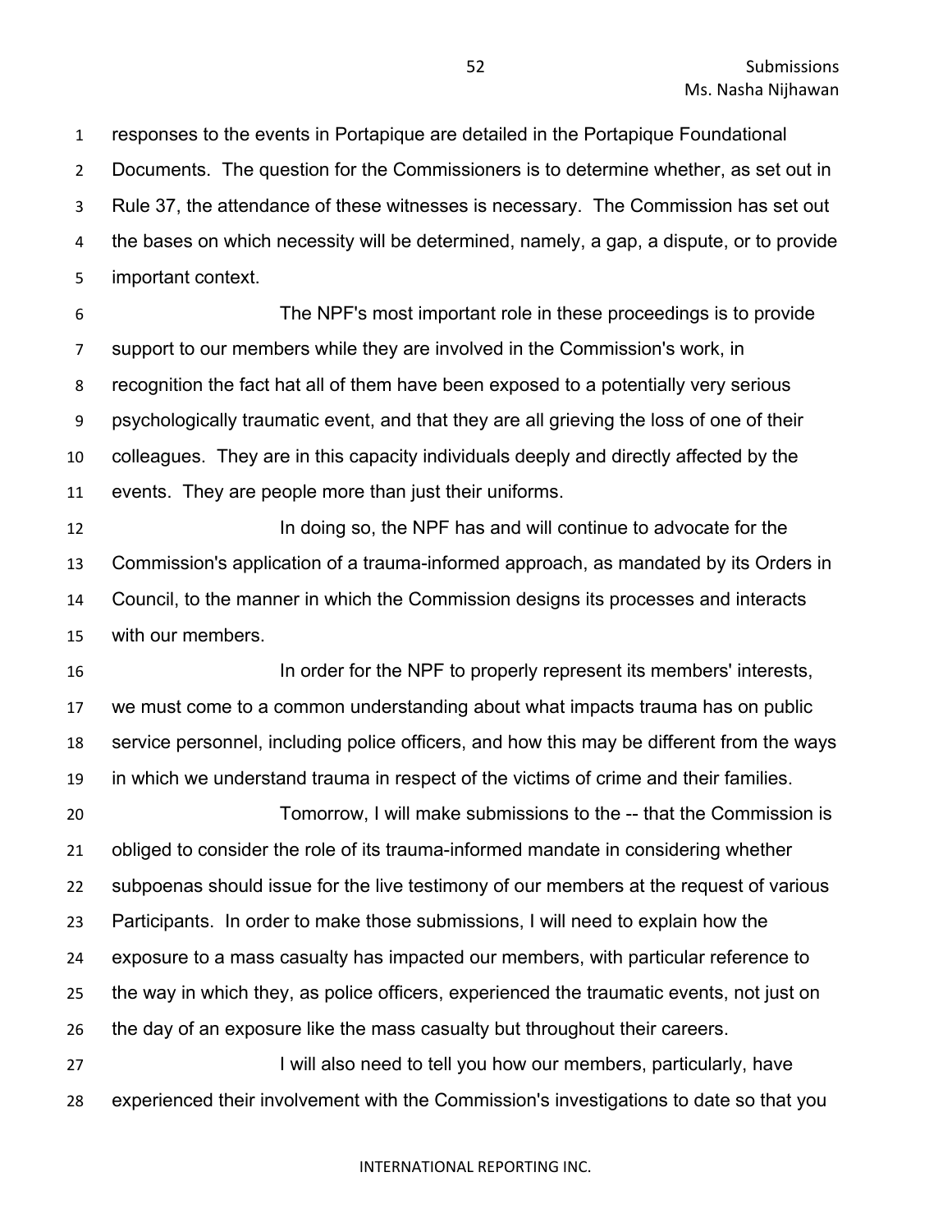responses to the events in Portapique are detailed in the Portapique Foundational Documents. The question for the Commissioners is to determine whether, as set out in Rule 37, the attendance of these witnesses is necessary. The Commission has set out the bases on which necessity will be determined, namely, a gap, a dispute, or to provide important context.

The NPF's most important role in these proceedings is to provide support to our members while they are involved in the Commission's work, in recognition the fact hat all of them have been exposed to a potentially very serious psychologically traumatic event, and that they are all grieving the loss of one of their colleagues. They are in this capacity individuals deeply and directly affected by the events. They are people more than just their uniforms.

In doing so, the NPF has and will continue to advocate for the Commission's application of a trauma-informed approach, as mandated by its Orders in Council, to the manner in which the Commission designs its processes and interacts with our members.

In order for the NPF to properly represent its members' interests, we must come to a common understanding about what impacts trauma has on public service personnel, including police officers, and how this may be different from the ways in which we understand trauma in respect of the victims of crime and their families.

Tomorrow, I will make submissions to the -- that the Commission is obliged to consider the role of its trauma-informed mandate in considering whether subpoenas should issue for the live testimony of our members at the request of various Participants. In order to make those submissions, I will need to explain how the exposure to a mass casualty has impacted our members, with particular reference to the way in which they, as police officers, experienced the traumatic events, not just on the day of an exposure like the mass casualty but throughout their careers.

I will also need to tell you how our members, particularly, have experienced their involvement with the Commission's investigations to date so that you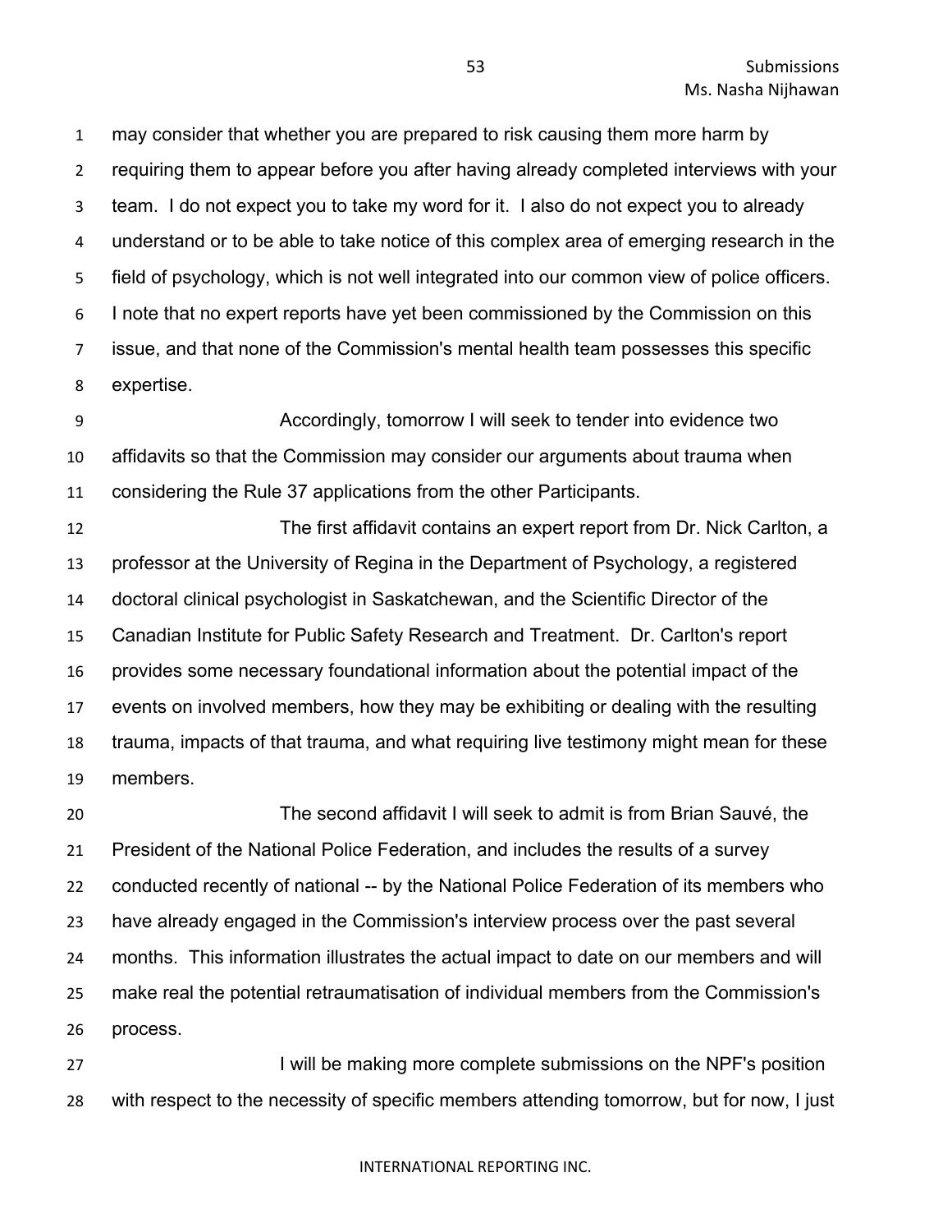may consider that whether you are prepared to risk causing them more harm by requiring them to appear before you after having already completed interviews with your team. I do not expect you to take my word for it. I also do not expect you to already understand or to be able to take notice of this complex area of emerging research in the field of psychology, which is not well integrated into our common view of police officers. I note that no expert reports have yet been commissioned by the Commission on this issue, and that none of the Commission's mental health team possesses this specific expertise.

Accordingly, tomorrow I will seek to tender into evidence two affidavits so that the Commission may consider our arguments about trauma when considering the Rule 37 applications from the other Participants.

The first affidavit contains an expert report from Dr. Nick Carlton, a professor at the University of Regina in the Department of Psychology, a registered doctoral clinical psychologist in Saskatchewan, and the Scientific Director of the Canadian Institute for Public Safety Research and Treatment. Dr. Carlton's report provides some necessary foundational information about the potential impact of the events on involved members, how they may be exhibiting or dealing with the resulting trauma, impacts of that trauma, and what requiring live testimony might mean for these members.

The second affidavit I will seek to admit is from Brian Sauvé, the President of the National Police Federation, and includes the results of a survey conducted recently of national -- by the National Police Federation of its members who have already engaged in the Commission's interview process over the past several months. This information illustrates the actual impact to date on our members and will make real the potential retraumatisation of individual members from the Commission's process.

I will be making more complete submissions on the NPF's position with respect to the necessity of specific members attending tomorrow, but for now, I just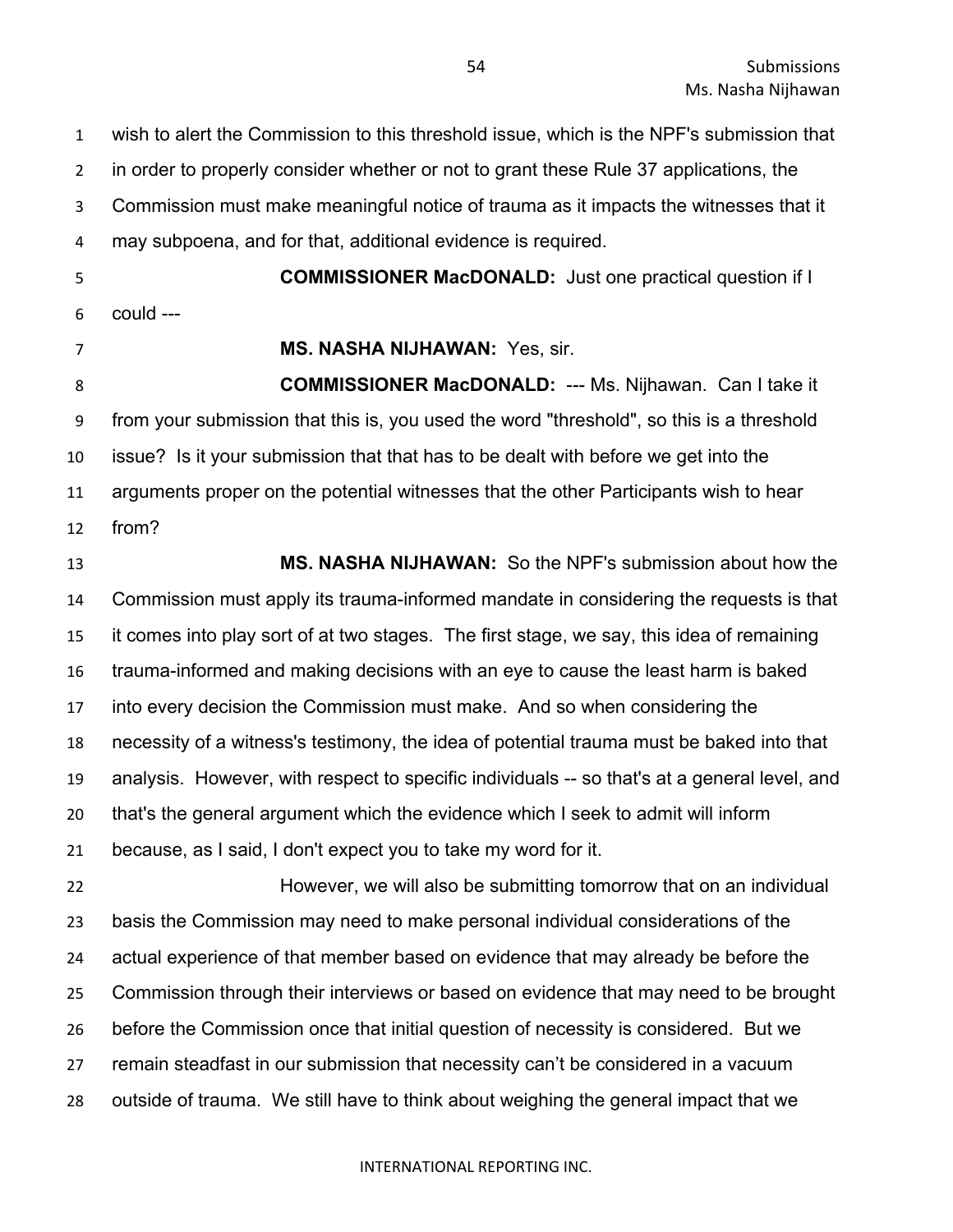wish to alert the Commission to this threshold issue, which is the NPF's submission that in order to properly consider whether or not to grant these Rule 37 applications, the Commission must make meaningful notice of trauma as it impacts the witnesses that it may subpoena, and for that, additional evidence is required.

**COMMISSIONER MacDONALD:** Just one practical question if I could ---

**MS. NASHA NIJHAWAN:** Yes, sir.

**COMMISSIONER MacDONALD:** --- Ms. Nijhawan. Can I take it from your submission that this is, you used the word "threshold", so this is a threshold issue? Is it your submission that that has to be dealt with before we get into the arguments proper on the potential witnesses that the other Participants wish to hear from?

**MS. NASHA NIJHAWAN:** So the NPF's submission about how the Commission must apply its trauma-informed mandate in considering the requests is that it comes into play sort of at two stages. The first stage, we say, this idea of remaining trauma-informed and making decisions with an eye to cause the least harm is baked into every decision the Commission must make. And so when considering the necessity of a witness's testimony, the idea of potential trauma must be baked into that analysis. However, with respect to specific individuals -- so that's at a general level, and that's the general argument which the evidence which I seek to admit will inform because, as I said, I don't expect you to take my word for it.

However, we will also be submitting tomorrow that on an individual basis the Commission may need to make personal individual considerations of the actual experience of that member based on evidence that may already be before the Commission through their interviews or based on evidence that may need to be brought before the Commission once that initial question of necessity is considered. But we remain steadfast in our submission that necessity can't be considered in a vacuum outside of trauma. We still have to think about weighing the general impact that we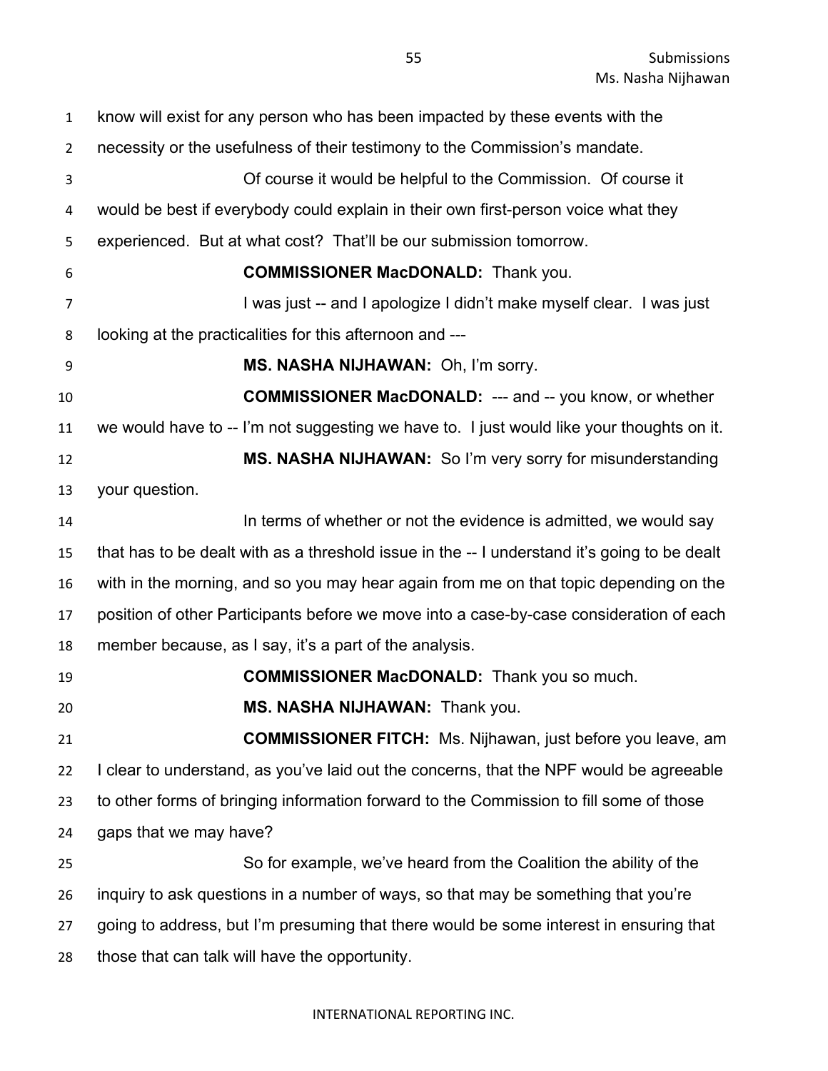know will exist for any person who has been impacted by these events with the necessity or the usefulness of their testimony to the Commission's mandate.

Of course it would be helpful to the Commission. Of course it would be best if everybody could explain in their own first-person voice what they experienced. But at what cost? That'll be our submission tomorrow.

**COMMISSIONER MacDONALD:** Thank you.

I was just -- and I apologize I didn't make myself clear. I was just looking at the practicalities for this afternoon and ---

**MS. NASHA NIJHAWAN:** Oh, I'm sorry.

**COMMISSIONER MacDONALD:** --- and -- you know, or whether we would have to -- I'm not suggesting we have to. I just would like your thoughts on it.

**MS. NASHA NIJHAWAN:** So I'm very sorry for misunderstanding your question.

In terms of whether or not the evidence is admitted, we would say that has to be dealt with as a threshold issue in the -- I understand it's going to be dealt with in the morning, and so you may hear again from me on that topic depending on the position of other Participants before we move into a case-by-case consideration of each member because, as I say, it's a part of the analysis.

**COMMISSIONER MacDONALD:** Thank you so much.

**MS. NASHA NIJHAWAN:** Thank you.

**COMMISSIONER FITCH:** Ms. Nijhawan, just before you leave, am I clear to understand, as you've laid out the concerns, that the NPF would be agreeable to other forms of bringing information forward to the Commission to fill some of those gaps that we may have?

So for example, we've heard from the Coalition the ability of the inquiry to ask questions in a number of ways, so that may be something that you're going to address, but I'm presuming that there would be some interest in ensuring that those that can talk will have the opportunity.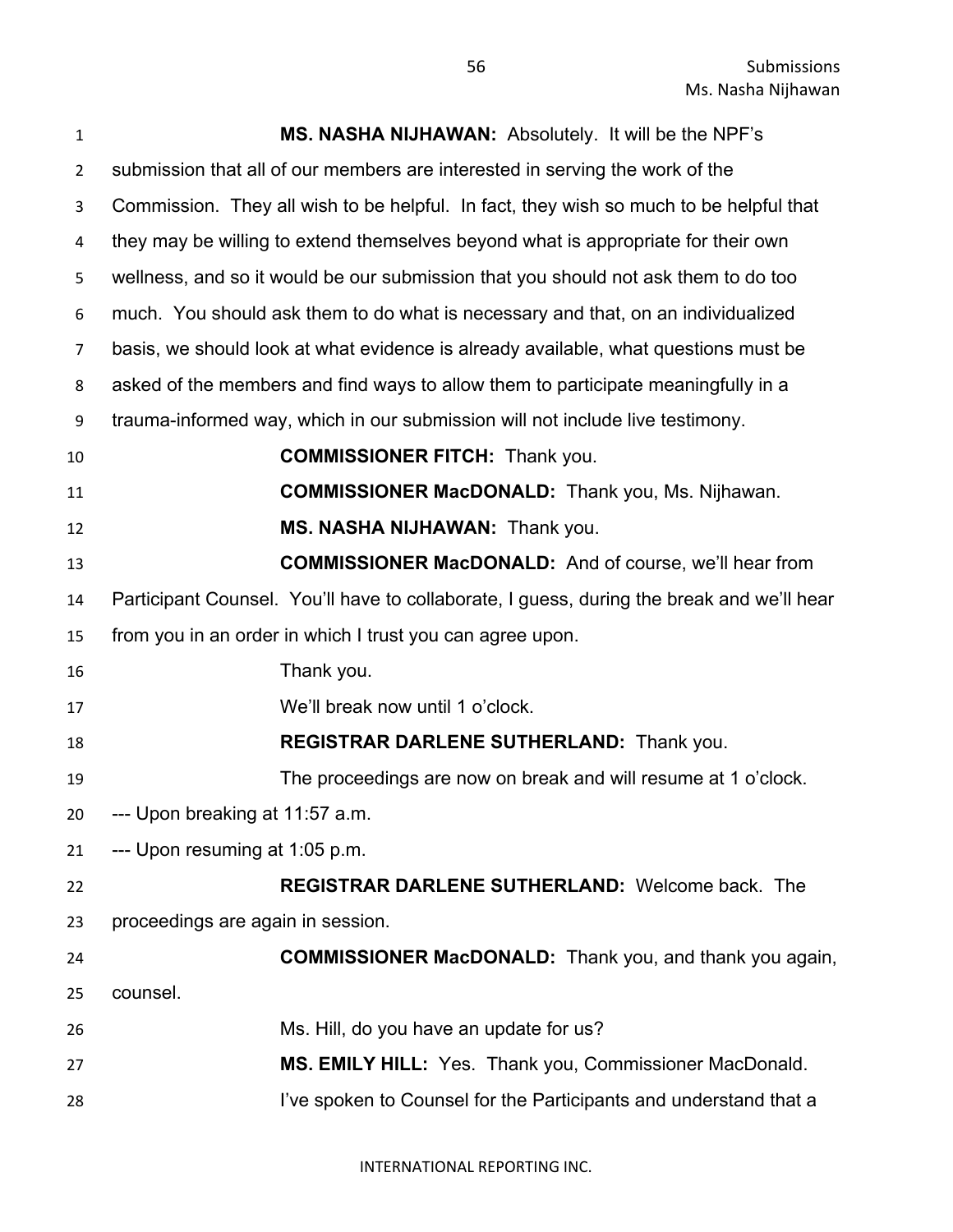**MS. NASHA NIJHAWAN:** Absolutely. It will be the NPF's submission that all of our members are interested in serving the work of the Commission. They all wish to be helpful. In fact, they wish so much to be helpful that they may be willing to extend themselves beyond what is appropriate for their own wellness, and so it would be our submission that you should not ask them to do too much. You should ask them to do what is necessary and that, on an individualized basis, we should look at what evidence is already available, what questions must be asked of the members and find ways to allow them to participate meaningfully in a trauma-informed way, which in our submission will not include live testimony.

**COMMISSIONER FITCH:** Thank you.

**COMMISSIONER MacDONALD:** Thank you, Ms. Nijhawan.

**MS. NASHA NIJHAWAN:** Thank you.

**COMMISSIONER MacDONALD:** And of course, we'll hear from Participant Counsel. You'll have to collaborate, I guess, during the break and we'll hear from you in an order in which I trust you can agree upon.

Thank you.

We'll break now until 1 o'clock.

**REGISTRAR DARLENE SUTHERLAND:** Thank you.

The proceedings are now on break and will resume at 1 o'clock.

--- Upon breaking at 11:57 a.m.

--- Upon resuming at 1:05 p.m.

**REGISTRAR DARLENE SUTHERLAND:** Welcome back. The proceedings are again in session.

**COMMISSIONER MacDONALD:** Thank you, and thank you again, counsel.

Ms. Hill, do you have an update for us?

**MS. EMILY HILL:** Yes. Thank you, Commissioner MacDonald.

I've spoken to Counsel for the Participants and understand that a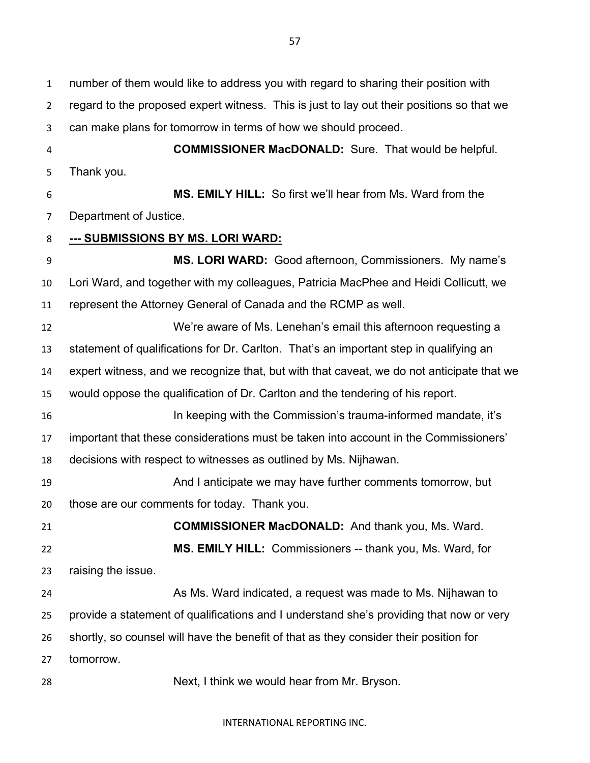number of them would like to address you with regard to sharing their position with regard to the proposed expert witness. This is just to lay out their positions so that we can make plans for tomorrow in terms of how we should proceed.

**COMMISSIONER MacDONALD:** Sure. That would be helpful. Thank you.

**MS. EMILY HILL:** So first we'll hear from Ms. Ward from the Department of Justice.

**--- SUBMISSIONS BY MS. LORI WARD:**

**MS. LORI WARD:** Good afternoon, Commissioners. My name's Lori Ward, and together with my colleagues, Patricia MacPhee and Heidi Collicutt, we represent the Attorney General of Canada and the RCMP as well.

We're aware of Ms. Lenehan's email this afternoon requesting a statement of qualifications for Dr. Carlton. That's an important step in qualifying an expert witness, and we recognize that, but with that caveat, we do not anticipate that we would oppose the qualification of Dr. Carlton and the tendering of his report.

In keeping with the Commission's trauma-informed mandate, it's important that these considerations must be taken into account in the Commissioners' decisions with respect to witnesses as outlined by Ms. Nijhawan.

And I anticipate we may have further comments tomorrow, but those are our comments for today. Thank you.

**COMMISSIONER MacDONALD:** And thank you, Ms. Ward.

**MS. EMILY HILL:** Commissioners -- thank you, Ms. Ward, for raising the issue.

As Ms. Ward indicated, a request was made to Ms. Nijhawan to provide a statement of qualifications and I understand she's providing that now or very shortly, so counsel will have the benefit of that as they consider their position for tomorrow.

Next, I think we would hear from Mr. Bryson.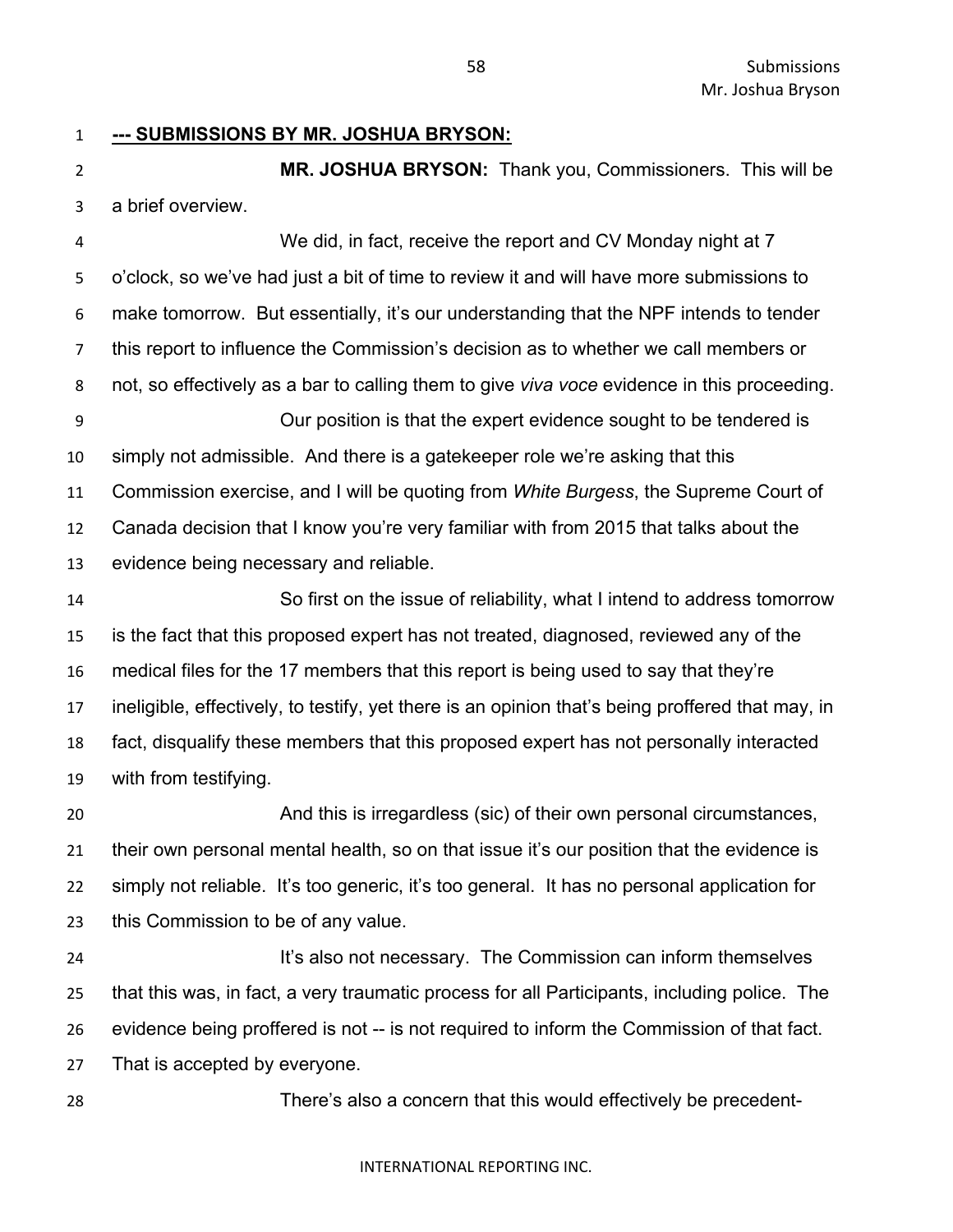**--- SUBMISSIONS BY MR. JOSHUA BRYSON:**

**MR. JOSHUA BRYSON:** Thank you, Commissioners. This will be a brief overview.

We did, in fact, receive the report and CV Monday night at 7 o'clock, so we've had just a bit of time to review it and will have more submissions to make tomorrow. But essentially, it's our understanding that the NPF intends to tender this report to influence the Commission's decision as to whether we call members or not, so effectively as a bar to calling them to give *viva voce* evidence in this proceeding.

Our position is that the expert evidence sought to be tendered is simply not admissible. And there is a gatekeeper role we're asking that this Commission exercise, and I will be quoting from *White Burgess*, the Supreme Court of Canada decision that I know you're very familiar with from 2015 that talks about the evidence being necessary and reliable.

So first on the issue of reliability, what I intend to address tomorrow is the fact that this proposed expert has not treated, diagnosed, reviewed any of the medical files for the 17 members that this report is being used to say that they're ineligible, effectively, to testify, yet there is an opinion that's being proffered that may, in fact, disqualify these members that this proposed expert has not personally interacted with from testifying.

And this is irregardless (sic) of their own personal circumstances, their own personal mental health, so on that issue it's our position that the evidence is simply not reliable. It's too generic, it's too general. It has no personal application for this Commission to be of any value.

It's also not necessary. The Commission can inform themselves that this was, in fact, a very traumatic process for all Participants, including police. The evidence being proffered is not -- is not required to inform the Commission of that fact. That is accepted by everyone.

There's also a concern that this would effectively be precedent-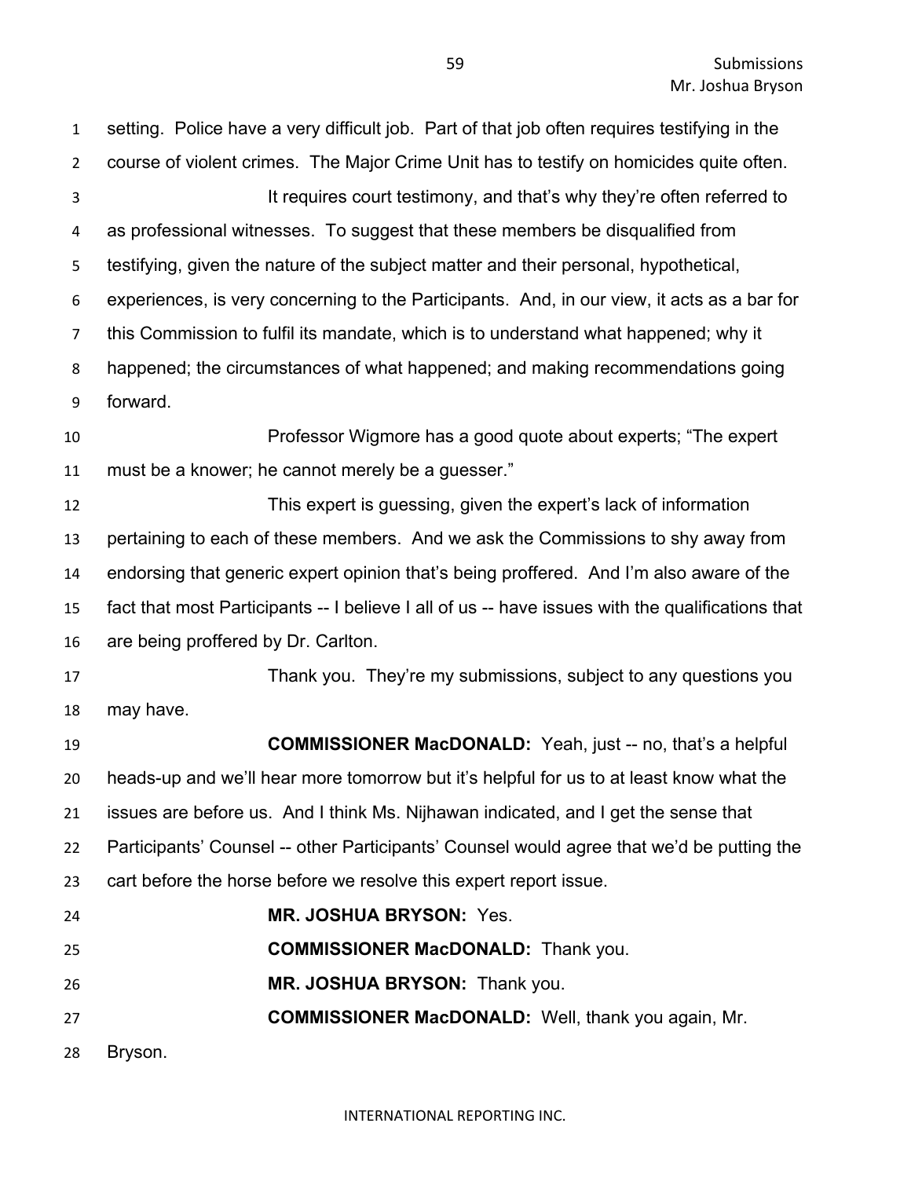setting. Police have a very difficult job. Part of that job often requires testifying in the course of violent crimes. The Major Crime Unit has to testify on homicides quite often.

It requires court testimony, and that's why they're often referred to as professional witnesses. To suggest that these members be disqualified from testifying, given the nature of the subject matter and their personal, hypothetical, experiences, is very concerning to the Participants. And, in our view, it acts as a bar for this Commission to fulfil its mandate, which is to understand what happened; why it happened; the circumstances of what happened; and making recommendations going forward.

Professor Wigmore has a good quote about experts; "The expert must be a knower; he cannot merely be a guesser."

This expert is guessing, given the expert's lack of information pertaining to each of these members. And we ask the Commissions to shy away from endorsing that generic expert opinion that's being proffered. And I'm also aware of the fact that most Participants -- I believe I all of us -- have issues with the qualifications that are being proffered by Dr. Carlton.

Thank you. They're my submissions, subject to any questions you may have.

**COMMISSIONER MacDONALD:** Yeah, just -- no, that's a helpful heads-up and we'll hear more tomorrow but it's helpful for us to at least know what the issues are before us. And I think Ms. Nijhawan indicated, and I get the sense that Participants' Counsel -- other Participants' Counsel would agree that we'd be putting the cart before the horse before we resolve this expert report issue.

**MR. JOSHUA BRYSON:** Yes.

**COMMISSIONER MacDONALD:** Thank you.

**MR. JOSHUA BRYSON:** Thank you.

**COMMISSIONER MacDONALD:** Well, thank you again, Mr. Bryson.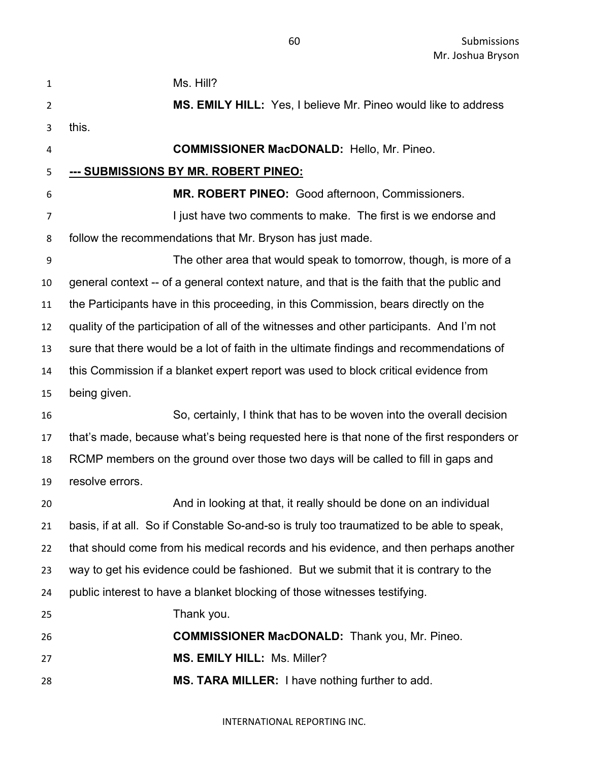Ms. Hill?

**MS. EMILY HILL:** Yes, I believe Mr. Pineo would like to address this.

**COMMISSIONER MacDONALD:** Hello, Mr. Pineo.

**--- SUBMISSIONS BY MR. ROBERT PINEO:**

**MR. ROBERT PINEO:** Good afternoon, Commissioners.

I just have two comments to make. The first is we endorse and follow the recommendations that Mr. Bryson has just made.

The other area that would speak to tomorrow, though, is more of a general context -- of a general context nature, and that is the faith that the public and the Participants have in this proceeding, in this Commission, bears directly on the quality of the participation of all of the witnesses and other participants. And I'm not sure that there would be a lot of faith in the ultimate findings and recommendations of this Commission if a blanket expert report was used to block critical evidence from being given.

So, certainly, I think that has to be woven into the overall decision that's made, because what's being requested here is that none of the first responders or RCMP members on the ground over those two days will be called to fill in gaps and resolve errors.

And in looking at that, it really should be done on an individual basis, if at all. So if Constable So-and-so is truly too traumatized to be able to speak, that should come from his medical records and his evidence, and then perhaps another way to get his evidence could be fashioned. But we submit that it is contrary to the public interest to have a blanket blocking of those witnesses testifying.

Thank you.

**COMMISSIONER MacDONALD:** Thank you, Mr. Pineo.

**MS. EMILY HILL:** Ms. Miller?

**MS. TARA MILLER:** I have nothing further to add.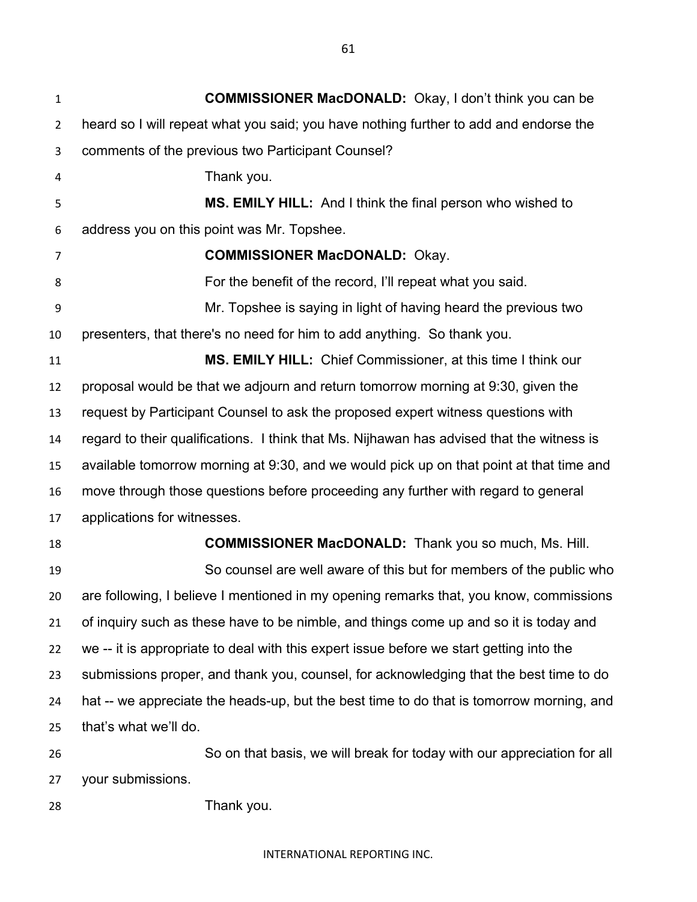**COMMISSIONER MacDONALD:** Okay, I don't think you can be heard so I will repeat what you said; you have nothing further to add and endorse the comments of the previous two Participant Counsel?

Thank you.

**MS. EMILY HILL:** And I think the final person who wished to address you on this point was Mr. Topshee.

**COMMISSIONER MacDONALD:** Okay.

For the benefit of the record, I'll repeat what you said.

Mr. Topshee is saying in light of having heard the previous two presenters, that there's no need for him to add anything. So thank you.

**MS. EMILY HILL:** Chief Commissioner, at this time I think our proposal would be that we adjourn and return tomorrow morning at 9:30, given the request by Participant Counsel to ask the proposed expert witness questions with regard to their qualifications. I think that Ms. Nijhawan has advised that the witness is available tomorrow morning at 9:30, and we would pick up on that point at that time and move through those questions before proceeding any further with regard to general applications for witnesses.

**COMMISSIONER MacDONALD:** Thank you so much, Ms. Hill.

So counsel are well aware of this but for members of the public who are following, I believe I mentioned in my opening remarks that, you know, commissions of inquiry such as these have to be nimble, and things come up and so it is today and we -- it is appropriate to deal with this expert issue before we start getting into the submissions proper, and thank you, counsel, for acknowledging that the best time to do hat -- we appreciate the heads-up, but the best time to do that is tomorrow morning, and that's what we'll do.

So on that basis, we will break for today with our appreciation for all your submissions.

Thank you.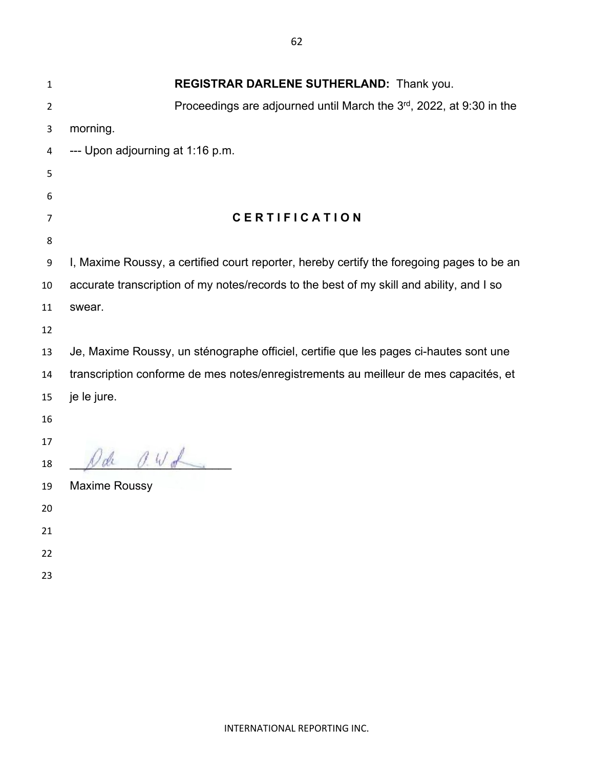**REGISTRAR DARLENE SUTHERLAND:** Thank you.

Proceedings are adjourned until March the 3rd, 2022, at 9:30 in the morning.

--- Upon adjourning at 1:16 p.m.

**C E R T I F I C A T I O N**

I, Maxime Roussy, a certified court reporter, hereby certify the foregoing pages to be an accurate transcription of my notes/records to the best of my skill and ability, and I so swear.

Je, Maxime Roussy, un sténographe officiel, certifie que les pages ci-hautes sont une transcription conforme de mes notes/enregistrements au meilleur de mes capacités, et je le jure.

\_\_\_\_\_\_\_\_\_\_\_\_\_\_\_\_\_\_\_\_\_\_\_\_

Maxime Roussy